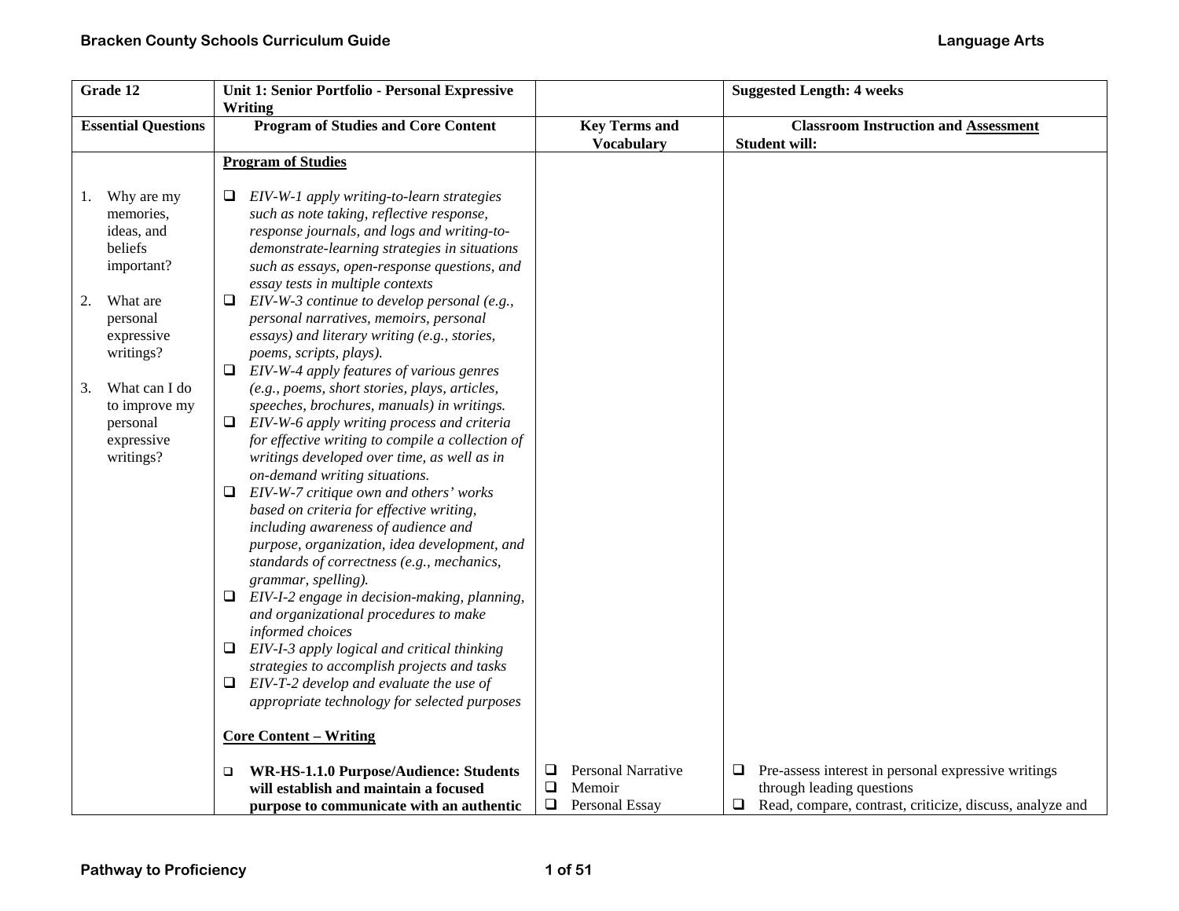| Grade 12 | Unit 1: Senior Portfolio - Personal Expressive Writing | | Suggested Length: 4 weeks |
|---|---|---|---|
| **Essential Questions** | **Program of Studies and Core Content** | **Key Terms and Vocabulary** | **Classroom Instruction and Assessment** Student will: |
| 1. Why are my memories, ideas, and beliefs important? <br><br> 2. What are personal expressive writings? <br><br> 3. What can I do to improve my personal expressive writings? | **Program of Studies** <br><br> ❑ *EIV-W-1 apply writing-to-learn strategies such as note taking, reflective response, response journals, and logs and writing-to-demonstrate-learning strategies in situations such as essays, open-response questions, and essay tests in multiple contexts* <br> ❑ *EIV-W-3 continue to develop personal (e.g., personal narratives, memoirs, personal essays) and literary writing (e.g., stories, poems, scripts, plays).* <br> ❑ *EIV-W-4 apply features of various genres (e.g., poems, short stories, plays, articles, speeches, brochures, manuals) in writings.* <br> ❑ *EIV-W-6 apply writing process and criteria for effective writing to compile a collection of writings developed over time, as well as in on-demand writing situations.* <br> ❑ *EIV-W-7 critique own and others' works based on criteria for effective writing, including awareness of audience and purpose, organization, idea development, and standards of correctness (e.g., mechanics, grammar, spelling).* <br> ❑ *EIV-I-2 engage in decision-making, planning, and organizational procedures to make informed choices* <br> ❑ *EIV-I-3 apply logical and critical thinking strategies to accomplish projects and tasks* <br> ❑ *EIV-T-2 develop and evaluate the use of appropriate technology for selected purposes* <br><br> **Core Content – Writing** <br><br> ❑ **WR-HS-1.1.0 Purpose/Audience: Students will establish and maintain a focused purpose to communicate with an authentic** | ❑ Personal Narrative <br> ❑ Memoir <br> ❑ Personal Essay | ❑ Pre-assess interest in personal expressive writings through leading questions <br> ❑ Read, compare, contrast, criticize, discuss, analyze and |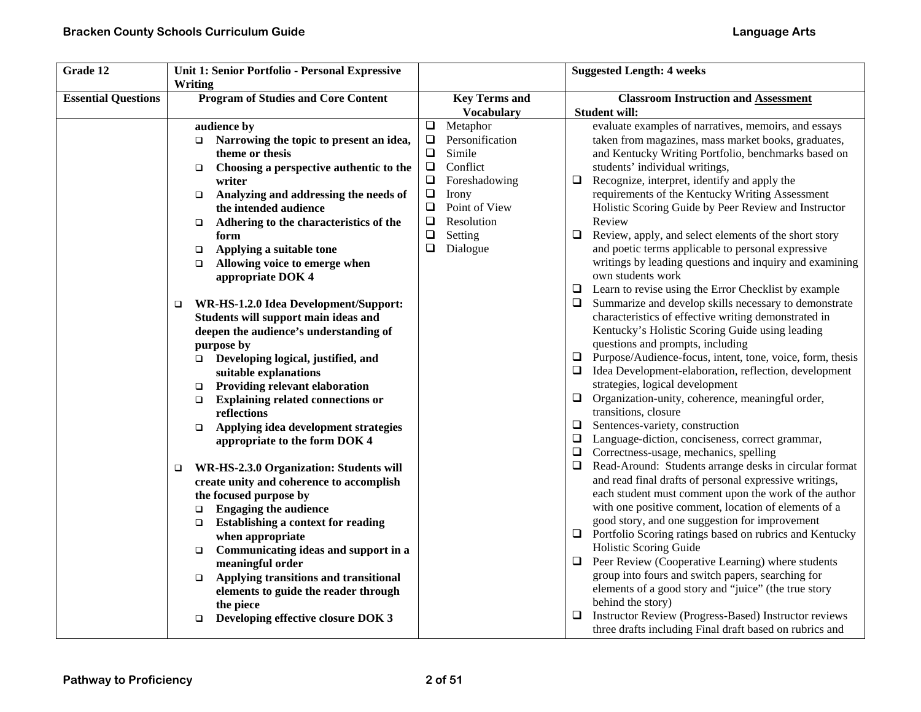| Grade 12 | Unit 1: Senior Portfolio - Personal Expressive Writing | | Suggested Length: 4 weeks |
|---|---|---|---|
| **Essential Questions** | **Program of Studies and Core Content** | **Key Terms and Vocabulary** | **Classroom Instruction and Assessment**<br>**Student will:** |
| | **audience by**<br>❑ **Narrowing the topic to present an idea, theme or thesis**<br>❑ **Choosing a perspective authentic to the writer**<br>❑ **Analyzing and addressing the needs of the intended audience**<br>❑ **Adhering to the characteristics of the form**<br>❑ **Applying a suitable tone**<br>❑ **Allowing voice to emerge when appropriate DOK 4**<br><br>❑ **WR-HS-1.2.0 Idea Development/Support: Students will support main ideas and deepen the audience's understanding of purpose by**<br>❑ **Developing logical, justified, and suitable explanations**<br>❑ **Providing relevant elaboration**<br>❑ **Explaining related connections or reflections**<br>❑ **Applying idea development strategies appropriate to the form DOK 4**<br><br>❑ **WR-HS-2.3.0 Organization: Students will create unity and coherence to accomplish the focused purpose by**<br>❑ **Engaging the audience**<br>❑ **Establishing a context for reading when appropriate**<br>❑ **Communicating ideas and support in a meaningful order**<br>❑ **Applying transitions and transitional elements to guide the reader through the piece**<br>❑ **Developing effective closure DOK 3** | ❑ Metaphor<br>❑ Personification<br>❑ Simile<br>❑ Conflict<br>❑ Foreshadowing<br>❑ Irony<br>❑ Point of View<br>❑ Resolution<br>❑ Setting<br>❑ Dialogue | evaluate examples of narratives, memoirs, and essays taken from magazines, mass market books, graduates, and Kentucky Writing Portfolio, benchmarks based on students' individual writings,<br>❑ Recognize, interpret, identify and apply the requirements of the Kentucky Writing Assessment Holistic Scoring Guide by Peer Review and Instructor Review<br>❑ Review, apply, and select elements of the short story and poetic terms applicable to personal expressive writings by leading questions and inquiry and examining own students work<br>❑ Learn to revise using the Error Checklist by example<br>❑ Summarize and develop skills necessary to demonstrate characteristics of effective writing demonstrated in Kentucky's Holistic Scoring Guide using leading questions and prompts, including<br>❑ Purpose/Audience-focus, intent, tone, voice, form, thesis<br>❑ Idea Development-elaboration, reflection, development strategies, logical development<br>❑ Organization-unity, coherence, meaningful order, transitions, closure<br>❑ Sentences-variety, construction<br>❑ Language-diction, conciseness, correct grammar,<br>❑ Correctness-usage, mechanics, spelling<br>❑ Read-Around: Students arrange desks in circular format and read final drafts of personal expressive writings, each student must comment upon the work of the author with one positive comment, location of elements of a good story, and one suggestion for improvement<br>❑ Portfolio Scoring ratings based on rubrics and Kentucky Holistic Scoring Guide<br>❑ Peer Review (Cooperative Learning) where students group into fours and switch papers, searching for elements of a good story and "juice" (the true story behind the story)<br>❑ Instructor Review (Progress-Based) Instructor reviews three drafts including Final draft based on rubrics and |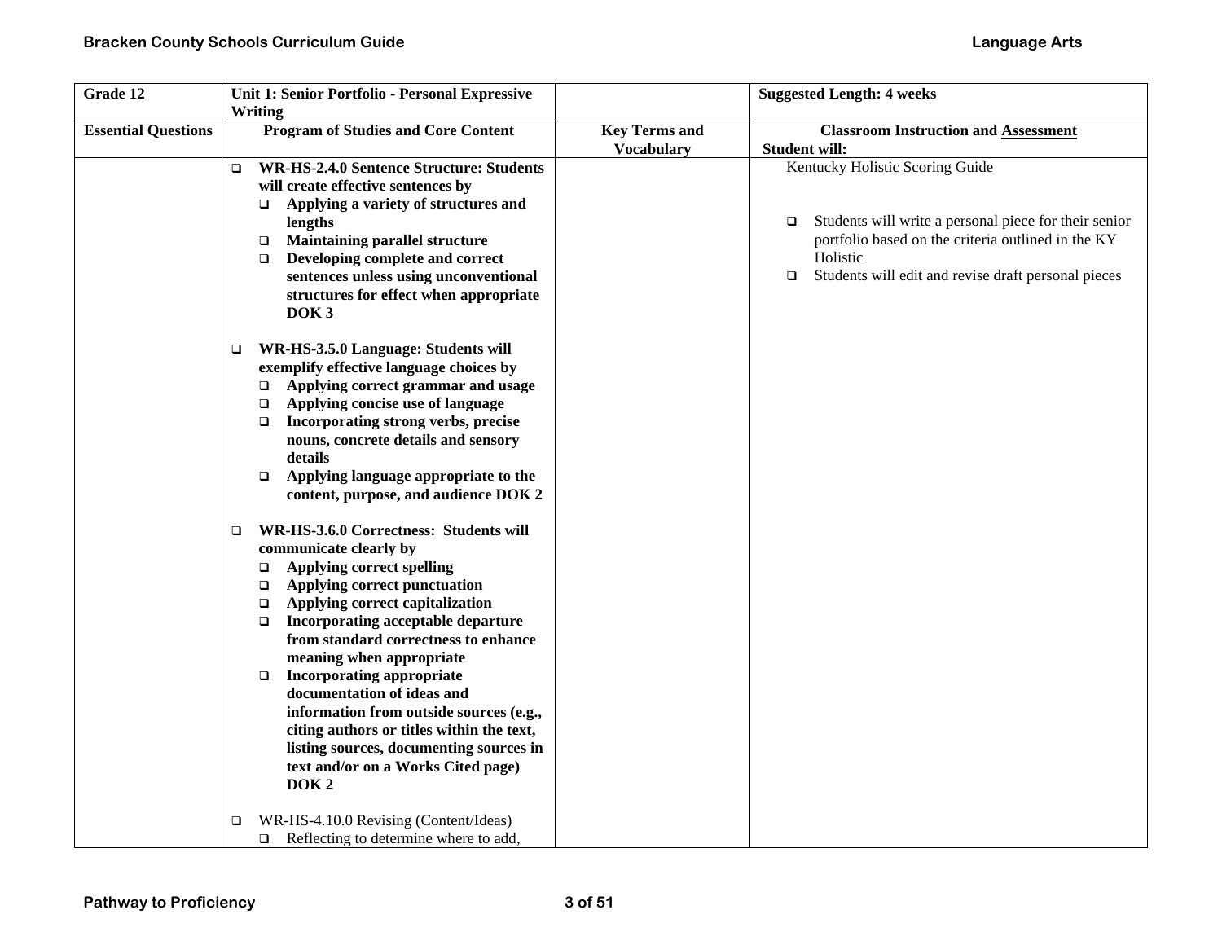| Grade 12 | Unit 1: Senior Portfolio - Personal Expressive Writing | | Suggested Length: 4 weeks |
|---|---|---|---|
| **Essential Questions** | **Program of Studies and Core Content** | **Key Terms and Vocabulary** | **Classroom Instruction and Assessment**<br>**Student will:** |
| | ❑ **WR-HS-2.4.0 Sentence Structure: Students will create effective sentences by**<br>❑ **Applying a variety of structures and lengths**<br>❑ **Maintaining parallel structure**<br>❑ **Developing complete and correct sentences unless using unconventional structures for effect when appropriate DOK 3**<br><br>❑ **WR-HS-3.5.0 Language: Students will exemplify effective language choices by**<br>❑ **Applying correct grammar and usage**<br>❑ **Applying concise use of language**<br>❑ **Incorporating strong verbs, precise nouns, concrete details and sensory details**<br>❑ **Applying language appropriate to the content, purpose, and audience DOK 2**<br><br>❑ **WR-HS-3.6.0 Correctness: Students will communicate clearly by**<br>❑ **Applying correct spelling**<br>❑ **Applying correct punctuation**<br>❑ **Applying correct capitalization**<br>❑ **Incorporating acceptable departure from standard correctness to enhance meaning when appropriate**<br>❑ **Incorporating appropriate documentation of ideas and information from outside sources (e.g., citing authors or titles within the text, listing sources, documenting sources in text and/or on a Works Cited page) DOK 2**<br><br>❑ WR-HS-4.10.0 Revising (Content/Ideas)<br>❑ Reflecting to determine where to add, | | Kentucky Holistic Scoring Guide<br><br>❑ Students will write a personal piece for their senior portfolio based on the criteria outlined in the KY Holistic<br>❑ Students will edit and revise draft personal pieces |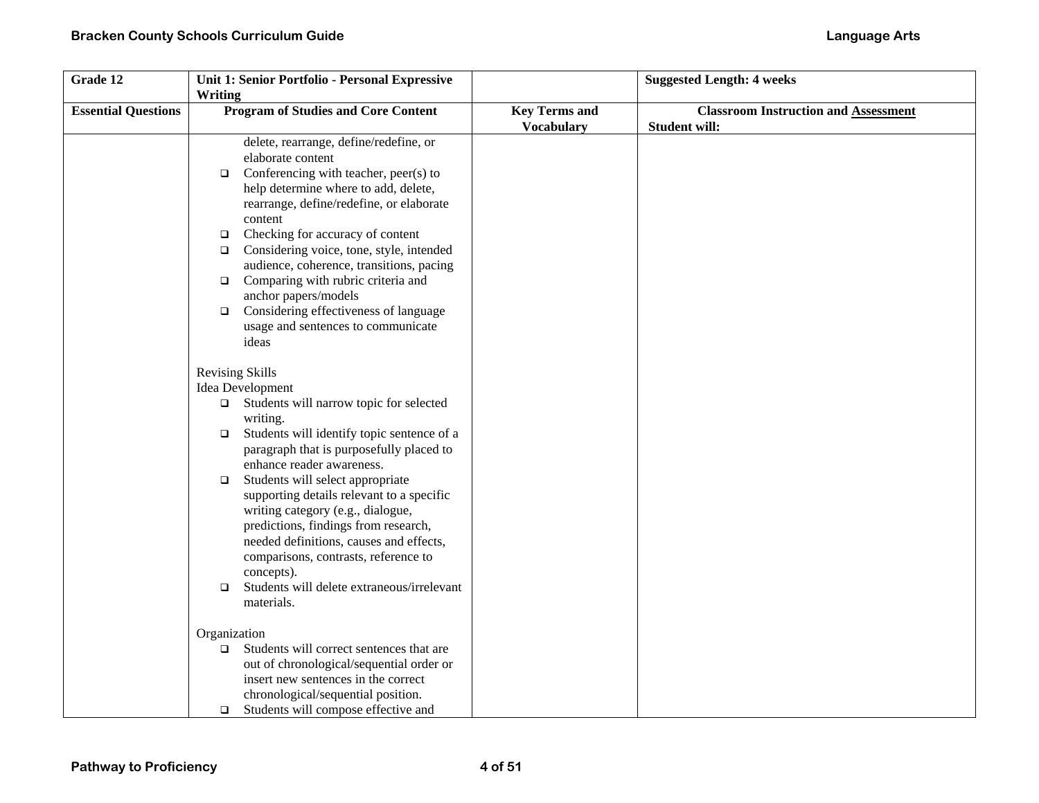| Grade 12 | Unit 1: Senior Portfolio - Personal Expressive Writing | | Suggested Length: 4 weeks |
|---|---|---|---|
| **Essential Questions** | **Program of Studies and Core Content** | **Key Terms and Vocabulary** | **Classroom Instruction and Assessment**<br>**Student will:** |
| | delete, rearrange, define/redefine, or elaborate content<br>❑ Conferencing with teacher, peer(s) to help determine where to add, delete, rearrange, define/redefine, or elaborate content<br>❑ Checking for accuracy of content<br>❑ Considering voice, tone, style, intended audience, coherence, transitions, pacing<br>❑ Comparing with rubric criteria and anchor papers/models<br>❑ Considering effectiveness of language usage and sentences to communicate ideas<br><br>Revising Skills<br>Idea Development<br>❑ Students will narrow topic for selected writing.<br>❑ Students will identify topic sentence of a paragraph that is purposefully placed to enhance reader awareness.<br>❑ Students will select appropriate supporting details relevant to a specific writing category (e.g., dialogue, predictions, findings from research, needed definitions, causes and effects, comparisons, contrasts, reference to concepts).<br>❑ Students will delete extraneous/irrelevant materials.<br><br>Organization<br>❑ Students will correct sentences that are out of chronological/sequential order or insert new sentences in the correct chronological/sequential position.<br>❑ Students will compose effective and | | |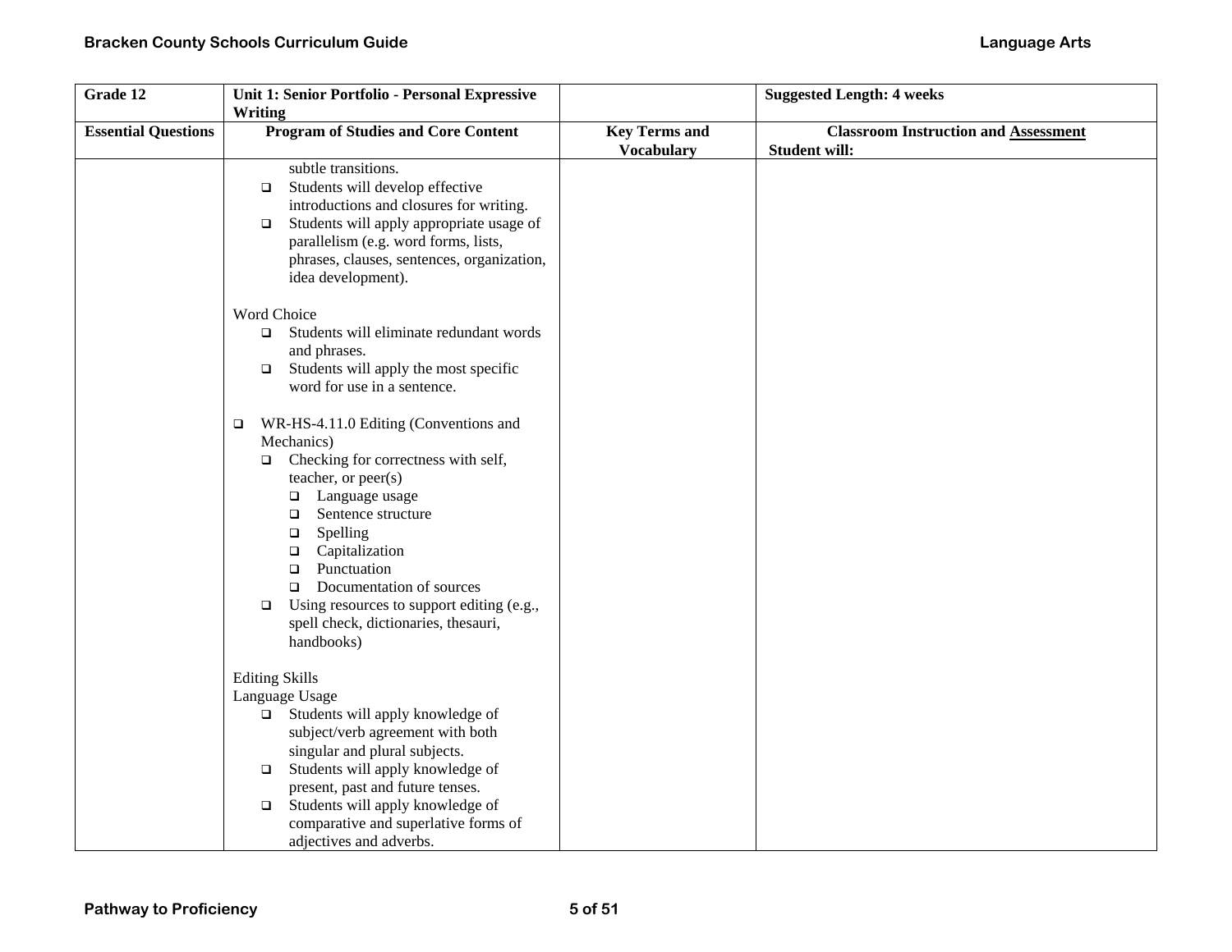| Grade 12 | Unit 1: Senior Portfolio - Personal Expressive Writing | | Suggested Length: 4 weeks |
|---|---|---|---|
| **Essential Questions** | **Program of Studies and Core Content** | **Key Terms and Vocabulary** | **Classroom Instruction and Assessment**<br>**Student will:** |
| | subtle transitions.<br>❑ Students will develop effective introductions and closures for writing.<br>❑ Students will apply appropriate usage of parallelism (e.g. word forms, lists, phrases, clauses, sentences, organization, idea development).<br><br>Word Choice<br>❑ Students will eliminate redundant words and phrases.<br>❑ Students will apply the most specific word for use in a sentence.<br><br>❑ WR-HS-4.11.0 Editing (Conventions and Mechanics)<br>❑ Checking for correctness with self, teacher, or peer(s)<br>❑ Language usage<br>❑ Sentence structure<br>❑ Spelling<br>❑ Capitalization<br>❑ Punctuation<br>❑ Documentation of sources<br>❑ Using resources to support editing (e.g., spell check, dictionaries, thesauri, handbooks)<br><br>Editing Skills<br>Language Usage<br>❑ Students will apply knowledge of subject/verb agreement with both singular and plural subjects.<br>❑ Students will apply knowledge of present, past and future tenses.<br>❑ Students will apply knowledge of comparative and superlative forms of adjectives and adverbs. | | |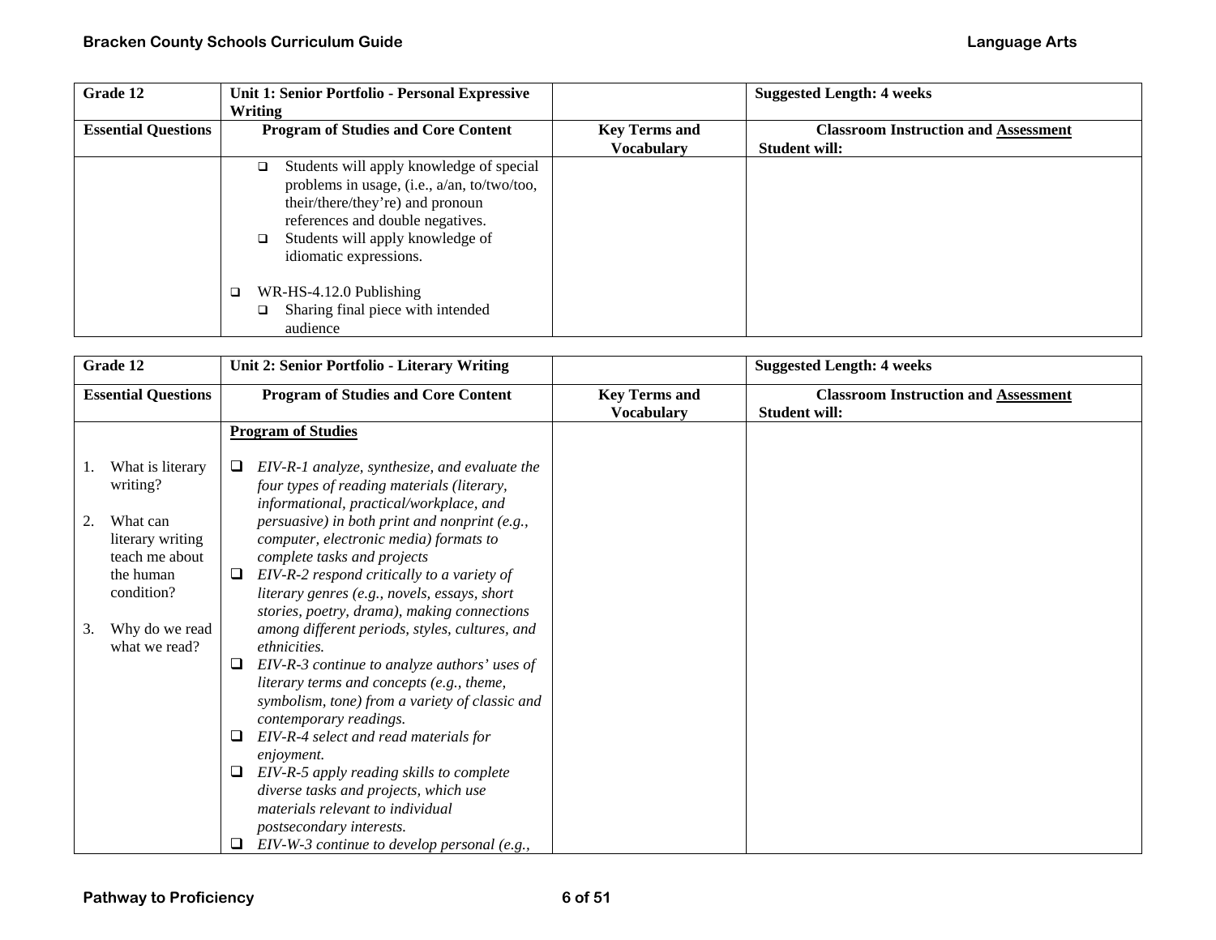| Grade 12 | Unit 1: Senior Portfolio - Personal Expressive Writing | | Suggested Length: 4 weeks |
|---|---|---|---|
| **Essential Questions** | **Program of Studies and Core Content** | **Key Terms and Vocabulary** | **Classroom Instruction and Assessment** <br> **Student will:** |
| | ❑ Students will apply knowledge of special problems in usage, (i.e., a/an, to/two/too, their/there/they're) and pronoun references and double negatives. <br> ❑ Students will apply knowledge of idiomatic expressions. <br><br> ❑ WR-HS-4.12.0 Publishing <br> ❑ Sharing final piece with intended audience | | |

| Grade 12 | Unit 2: Senior Portfolio - Literary Writing | | Suggested Length: 4 weeks |
|---|---|---|---|
| **Essential Questions** | **Program of Studies and Core Content** | **Key Terms and Vocabulary** | **Classroom Instruction and Assessment** <br> **Student will:** |
| 1. What is literary writing? <br><br> 2. What can literary writing teach me about the human condition? <br><br> 3. Why do we read what we read? | **Program of Studies** <br><br> ❑ *EIV-R-1 analyze, synthesize, and evaluate the four types of reading materials (literary, informational, practical/workplace, and persuasive) in both print and nonprint (e.g., computer, electronic media) formats to complete tasks and projects* <br> ❑ *EIV-R-2 respond critically to a variety of literary genres (e.g., novels, essays, short stories, poetry, drama), making connections among different periods, styles, cultures, and ethnicities.* <br> ❑ *EIV-R-3 continue to analyze authors' uses of literary terms and concepts (e.g., theme, symbolism, tone) from a variety of classic and contemporary readings.* <br> ❑ *EIV-R-4 select and read materials for enjoyment.* <br> ❑ *EIV-R-5 apply reading skills to complete diverse tasks and projects, which use materials relevant to individual postsecondary interests.* <br> ❑ *EIV-W-3 continue to develop personal (e.g.,* | | |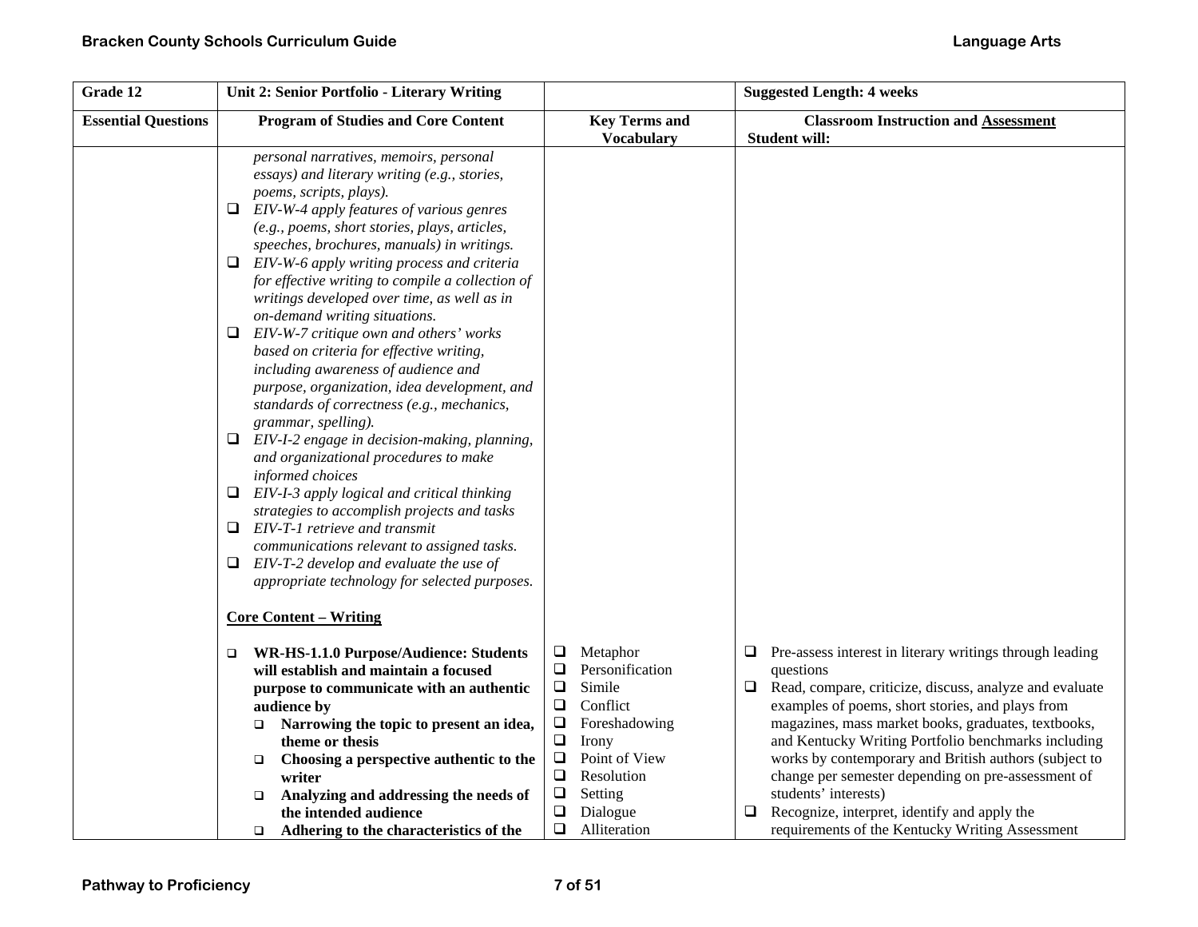| Grade 12 | Unit 2: Senior Portfolio - Literary Writing | | Suggested Length: 4 weeks |
|---|---|---|---|
| **Essential Questions** | **Program of Studies and Core Content** | **Key Terms and Vocabulary** | **Classroom Instruction and Assessment**<br>**Student will:** |
| | *personal narratives, memoirs, personal essays) and literary writing (e.g., stories, poems, scripts, plays).*<br>❑ *EIV-W-4 apply features of various genres (e.g., poems, short stories, plays, articles, speeches, brochures, manuals) in writings.*<br>❑ *EIV-W-6 apply writing process and criteria for effective writing to compile a collection of writings developed over time, as well as in on-demand writing situations.*<br>❑ *EIV-W-7 critique own and others' works based on criteria for effective writing, including awareness of audience and purpose, organization, idea development, and standards of correctness (e.g., mechanics, grammar, spelling).*<br>❑ *EIV-I-2 engage in decision-making, planning, and organizational procedures to make informed choices*<br>❑ *EIV-I-3 apply logical and critical thinking strategies to accomplish projects and tasks*<br>❑ *EIV-T-1 retrieve and transmit communications relevant to assigned tasks.*<br>❑ *EIV-T-2 develop and evaluate the use of appropriate technology for selected purposes.*<br><br>**Core Content – Writing**<br><br>❑ **WR-HS-1.1.0 Purpose/Audience: Students will establish and maintain a focused purpose to communicate with an authentic audience by**<br>❑ **Narrowing the topic to present an idea, theme or thesis**<br>❑ **Choosing a perspective authentic to the writer**<br>❑ **Analyzing and addressing the needs of the intended audience**<br>❑ **Adhering to the characteristics of the** | ❑ Metaphor<br>❑ Personification<br>❑ Simile<br>❑ Conflict<br>❑ Foreshadowing<br>❑ Irony<br>❑ Point of View<br>❑ Resolution<br>❑ Setting<br>❑ Dialogue<br>❑ Alliteration | ❑ Pre-assess interest in literary writings through leading questions<br>❑ Read, compare, criticize, discuss, analyze and evaluate examples of poems, short stories, and plays from magazines, mass market books, graduates, textbooks, and Kentucky Writing Portfolio benchmarks including works by contemporary and British authors (subject to change per semester depending on pre-assessment of students' interests)<br>❑ Recognize, interpret, identify and apply the requirements of the Kentucky Writing Assessment |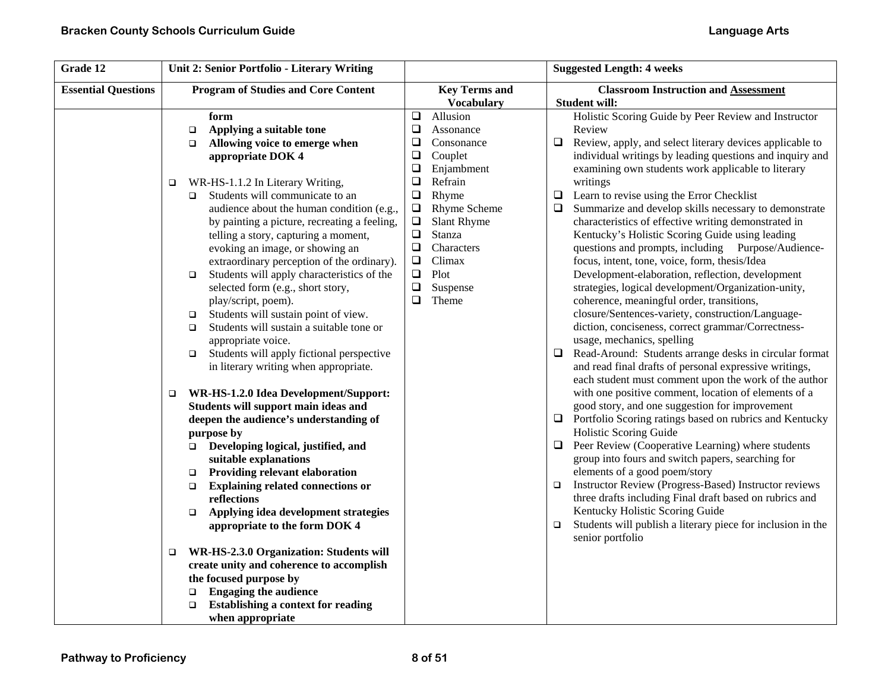| Grade 12 | Unit 2: Senior Portfolio - Literary Writing | | Suggested Length: 4 weeks |
|---|---|---|---|
| **Essential Questions** | **Program of Studies and Core Content** | **Key Terms and Vocabulary** | **Classroom Instruction and Assessment**<br>**Student will:** |
| | **form**<br>❑ **Applying a suitable tone**<br>❑ **Allowing voice to emerge when appropriate DOK 4**<br><br>❑ WR-HS-1.1.2 In Literary Writing,<br>❑ Students will communicate to an audience about the human condition (e.g., by painting a picture, recreating a feeling, telling a story, capturing a moment, evoking an image, or showing an extraordinary perception of the ordinary).<br>❑ Students will apply characteristics of the selected form (e.g., short story, play/script, poem).<br>❑ Students will sustain point of view.<br>❑ Students will sustain a suitable tone or appropriate voice.<br>❑ Students will apply fictional perspective in literary writing when appropriate.<br><br>❑ **WR-HS-1.2.0 Idea Development/Support: Students will support main ideas and deepen the audience's understanding of purpose by**<br>❑ **Developing logical, justified, and suitable explanations**<br>❑ **Providing relevant elaboration**<br>❑ **Explaining related connections or reflections**<br>❑ **Applying idea development strategies appropriate to the form DOK 4**<br><br>❑ **WR-HS-2.3.0 Organization: Students will create unity and coherence to accomplish the focused purpose by**<br>❑ **Engaging the audience**<br>❑ **Establishing a context for reading when appropriate** | ❑ Allusion<br>❑ Assonance<br>❑ Consonance<br>❑ Couplet<br>❑ Enjambment<br>❑ Refrain<br>❑ Rhyme<br>❑ Rhyme Scheme<br>❑ Slant Rhyme<br>❑ Stanza<br>❑ Characters<br>❑ Climax<br>❑ Plot<br>❑ Suspense<br>❑ Theme | Holistic Scoring Guide by Peer Review and Instructor Review<br>❑ Review, apply, and select literary devices applicable to individual writings by leading questions and inquiry and examining own students work applicable to literary writings<br>❑ Learn to revise using the Error Checklist<br>❑ Summarize and develop skills necessary to demonstrate characteristics of effective writing demonstrated in Kentucky's Holistic Scoring Guide using leading questions and prompts, including Purpose/Audience-focus, intent, tone, voice, form, thesis/Idea Development-elaboration, reflection, development strategies, logical development/Organization-unity, coherence, meaningful order, transitions, closure/Sentences-variety, construction/Language-diction, conciseness, correct grammar/Correctness-usage, mechanics, spelling<br>❑ Read-Around: Students arrange desks in circular format and read final drafts of personal expressive writings, each student must comment upon the work of the author with one positive comment, location of elements of a good story, and one suggestion for improvement<br>❑ Portfolio Scoring ratings based on rubrics and Kentucky Holistic Scoring Guide<br>❑ Peer Review (Cooperative Learning) where students group into fours and switch papers, searching for elements of a good poem/story<br>❑ Instructor Review (Progress-Based) Instructor reviews three drafts including Final draft based on rubrics and Kentucky Holistic Scoring Guide<br>❑ Students will publish a literary piece for inclusion in the senior portfolio |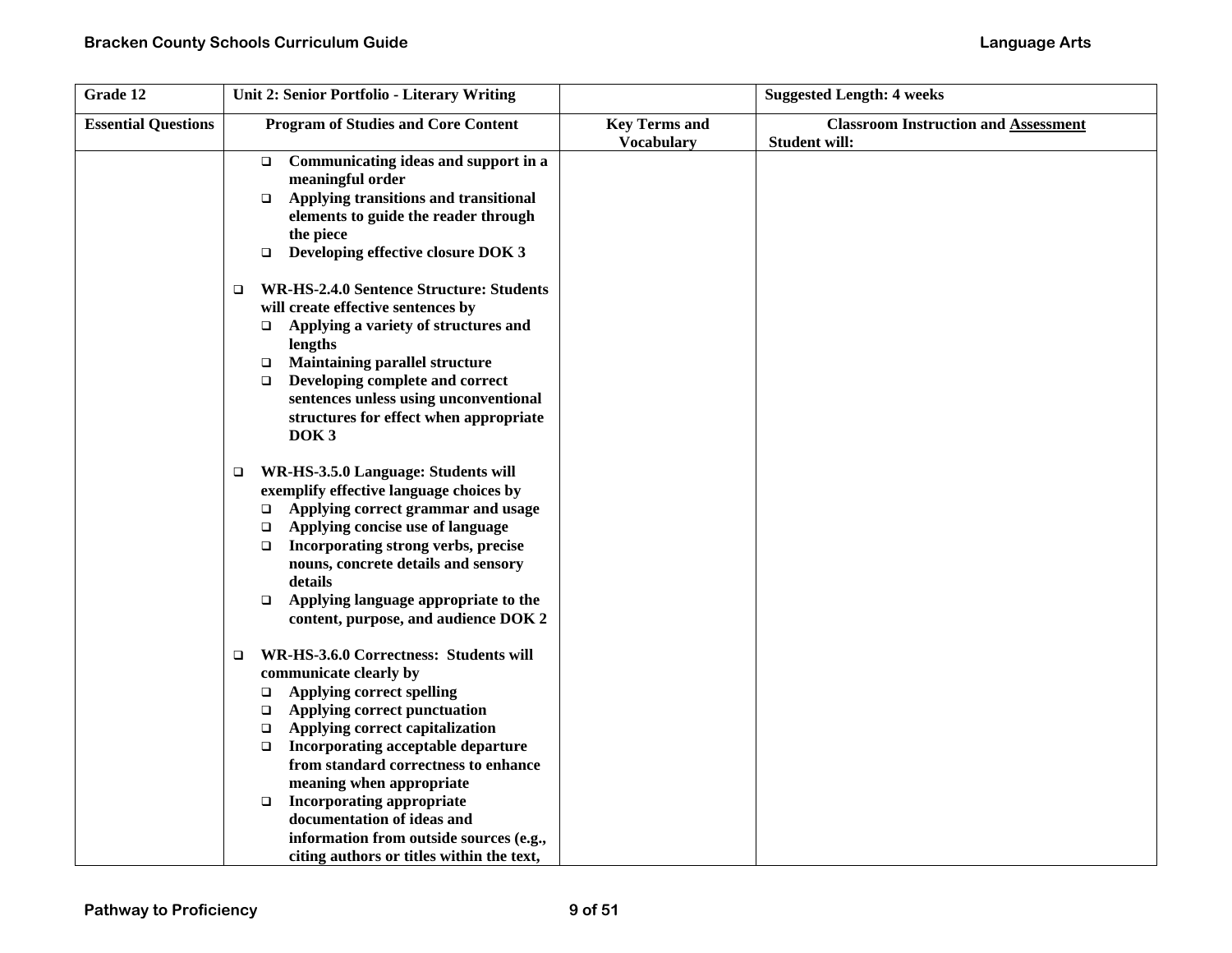| Grade 12 | Unit 2: Senior Portfolio - Literary Writing | | Suggested Length: 4 weeks |
|---|---|---|---|
| **Essential Questions** | **Program of Studies and Core Content** | **Key Terms and Vocabulary** | **Classroom Instruction and Assessment**<br>**Student will:** |
| | ❑ Communicating ideas and support in a meaningful order<br>❑ Applying transitions and transitional elements to guide the reader through the piece<br>❑ Developing effective closure DOK 3<br><br>❑ WR-HS-2.4.0 Sentence Structure: Students will create effective sentences by<br>❑ Applying a variety of structures and lengths<br>❑ Maintaining parallel structure<br>❑ Developing complete and correct sentences unless using unconventional structures for effect when appropriate DOK 3<br><br>❑ WR-HS-3.5.0 Language: Students will exemplify effective language choices by<br>❑ Applying correct grammar and usage<br>❑ Applying concise use of language<br>❑ Incorporating strong verbs, precise nouns, concrete details and sensory details<br>❑ Applying language appropriate to the content, purpose, and audience DOK 2<br><br>❑ WR-HS-3.6.0 Correctness: Students will communicate clearly by<br>❑ Applying correct spelling<br>❑ Applying correct punctuation<br>❑ Applying correct capitalization<br>❑ Incorporating acceptable departure from standard correctness to enhance meaning when appropriate<br>❑ Incorporating appropriate documentation of ideas and information from outside sources (e.g., citing authors or titles within the text, | | |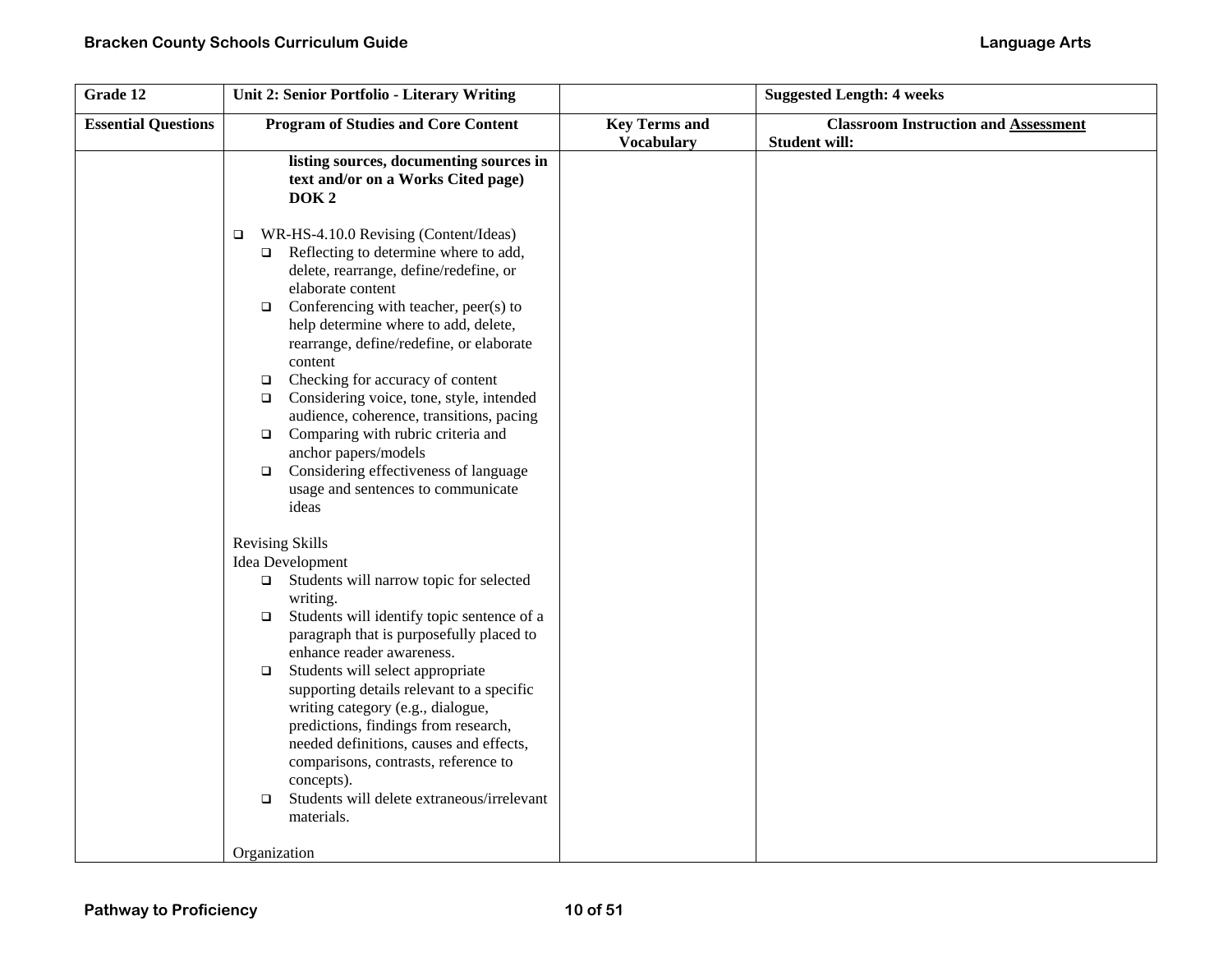| Grade 12 | Unit 2: Senior Portfolio - Literary Writing | | Suggested Length: 4 weeks |
|---|---|---|---|
| **Essential Questions** | **Program of Studies and Core Content** | **Key Terms and Vocabulary** | **Classroom Instruction and Assessment** Student will: |
| | **listing sources, documenting sources in text and/or on a Works Cited page) DOK 2**<br><br>❑ WR-HS-4.10.0 Revising (Content/Ideas)<br>❑ Reflecting to determine where to add, delete, rearrange, define/redefine, or elaborate content<br>❑ Conferencing with teacher, peer(s) to help determine where to add, delete, rearrange, define/redefine, or elaborate content<br>❑ Checking for accuracy of content<br>❑ Considering voice, tone, style, intended audience, coherence, transitions, pacing<br>❑ Comparing with rubric criteria and anchor papers/models<br>❑ Considering effectiveness of language usage and sentences to communicate ideas<br><br>Revising Skills<br>Idea Development<br>❑ Students will narrow topic for selected writing.<br>❑ Students will identify topic sentence of a paragraph that is purposefully placed to enhance reader awareness.<br>❑ Students will select appropriate supporting details relevant to a specific writing category (e.g., dialogue, predictions, findings from research, needed definitions, causes and effects, comparisons, contrasts, reference to concepts).<br>❑ Students will delete extraneous/irrelevant materials.<br><br>Organization | | |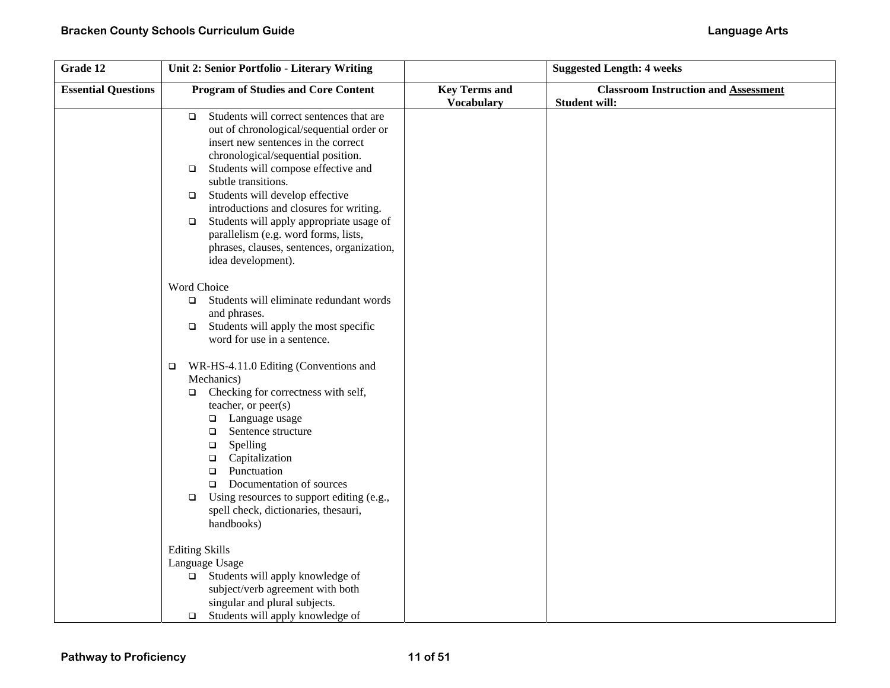| Grade 12 | Unit 2: Senior Portfolio - Literary Writing | | Suggested Length: 4 weeks |
|---|---|---|---|
| **Essential Questions** | **Program of Studies and Core Content** | **Key Terms and Vocabulary** | **Classroom Instruction and Assessment** Student will: |
| | ❑ Students will correct sentences that are out of chronological/sequential order or insert new sentences in the correct chronological/sequential position.<br>❑ Students will compose effective and subtle transitions.<br>❑ Students will develop effective introductions and closures for writing.<br>❑ Students will apply appropriate usage of parallelism (e.g. word forms, lists, phrases, clauses, sentences, organization, idea development).<br><br>Word Choice<br>❑ Students will eliminate redundant words and phrases.<br>❑ Students will apply the most specific word for use in a sentence.<br><br>❑ WR-HS-4.11.0 Editing (Conventions and Mechanics)<br>❑ Checking for correctness with self, teacher, or peer(s)<br>❑ Language usage<br>❑ Sentence structure<br>❑ Spelling<br>❑ Capitalization<br>❑ Punctuation<br>❑ Documentation of sources<br>❑ Using resources to support editing (e.g., spell check, dictionaries, thesauri, handbooks)<br><br>Editing Skills<br>Language Usage<br>❑ Students will apply knowledge of subject/verb agreement with both singular and plural subjects.<br>❑ Students will apply knowledge of | | |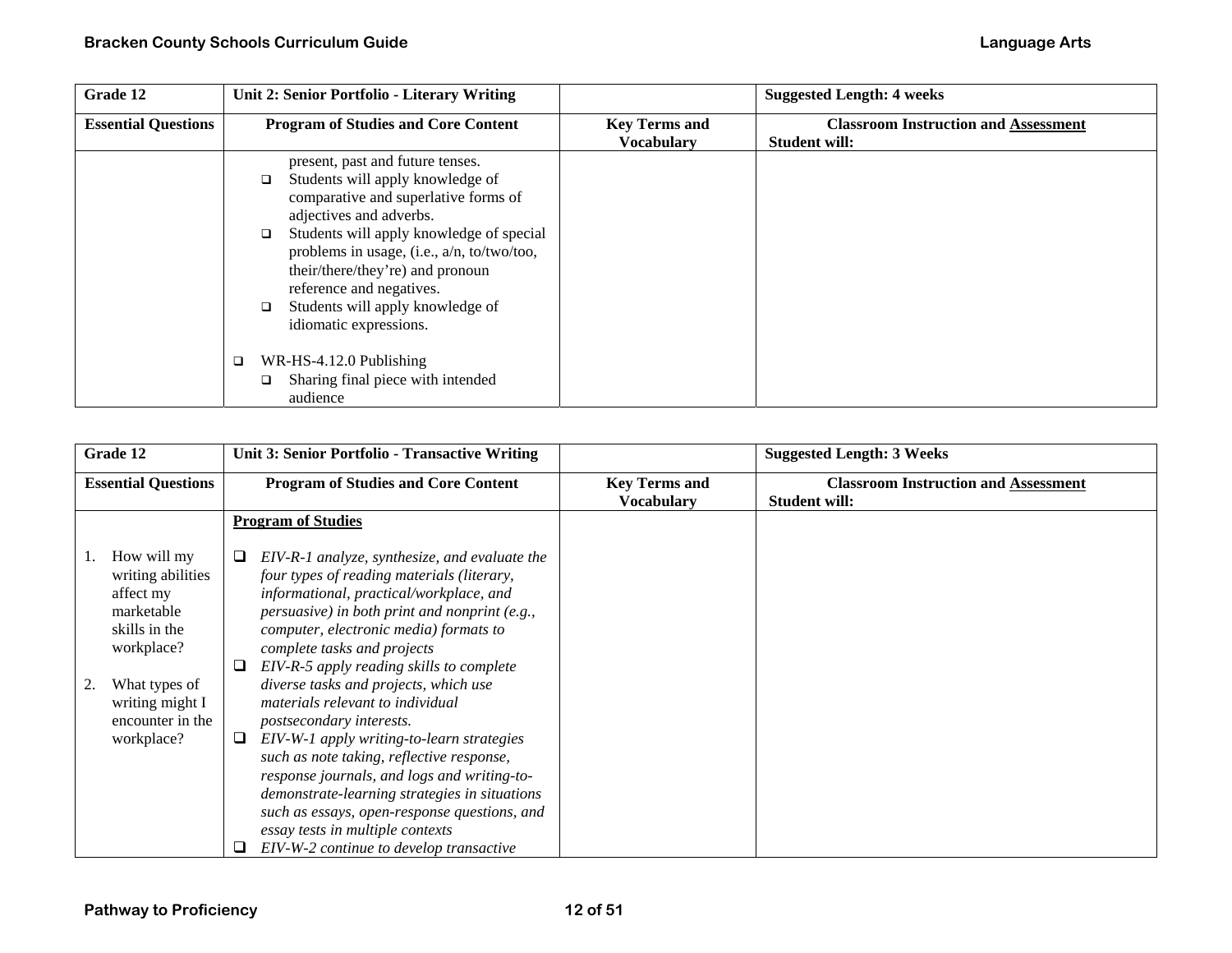| Grade 12 | Unit 2: Senior Portfolio - Literary Writing | | Suggested Length: 4 weeks |
|---|---|---|---|
| **Essential Questions** | **Program of Studies and Core Content** | **Key Terms and Vocabulary** | **Classroom Instruction and <u>Assessment</u> Student will:** |
| | present, past and future tenses.<br>❑ Students will apply knowledge of comparative and superlative forms of adjectives and adverbs.<br>❑ Students will apply knowledge of special problems in usage, (i.e., a/n, to/two/too, their/there/they're) and pronoun reference and negatives.<br>❑ Students will apply knowledge of idiomatic expressions.<br><br>❑ WR-HS-4.12.0 Publishing<br>❑ Sharing final piece with intended audience | | |

| Grade 12 | Unit 3: Senior Portfolio - Transactive Writing | | Suggested Length: 3 Weeks |
|---|---|---|---|
| **Essential Questions** | **Program of Studies and Core Content** | **Key Terms and Vocabulary** | **Classroom Instruction and <u>Assessment</u> Student will:** |
| 1. How will my writing abilities affect my marketable skills in the workplace?<br><br>2. What types of writing might I encounter in the workplace? | **<u>Program of Studies</u>**<br><br>❑ *EIV-R-1 analyze, synthesize, and evaluate the four types of reading materials (literary, informational, practical/workplace, and persuasive) in both print and nonprint (e.g., computer, electronic media) formats to complete tasks and projects*<br>❑ *EIV-R-5 apply reading skills to complete diverse tasks and projects, which use materials relevant to individual postsecondary interests.*<br>❑ *EIV-W-1 apply writing-to-learn strategies such as note taking, reflective response, response journals, and logs and writing-to-demonstrate-learning strategies in situations such as essays, open-response questions, and essay tests in multiple contexts*<br>❑ *EIV-W-2 continue to develop transactive* | | |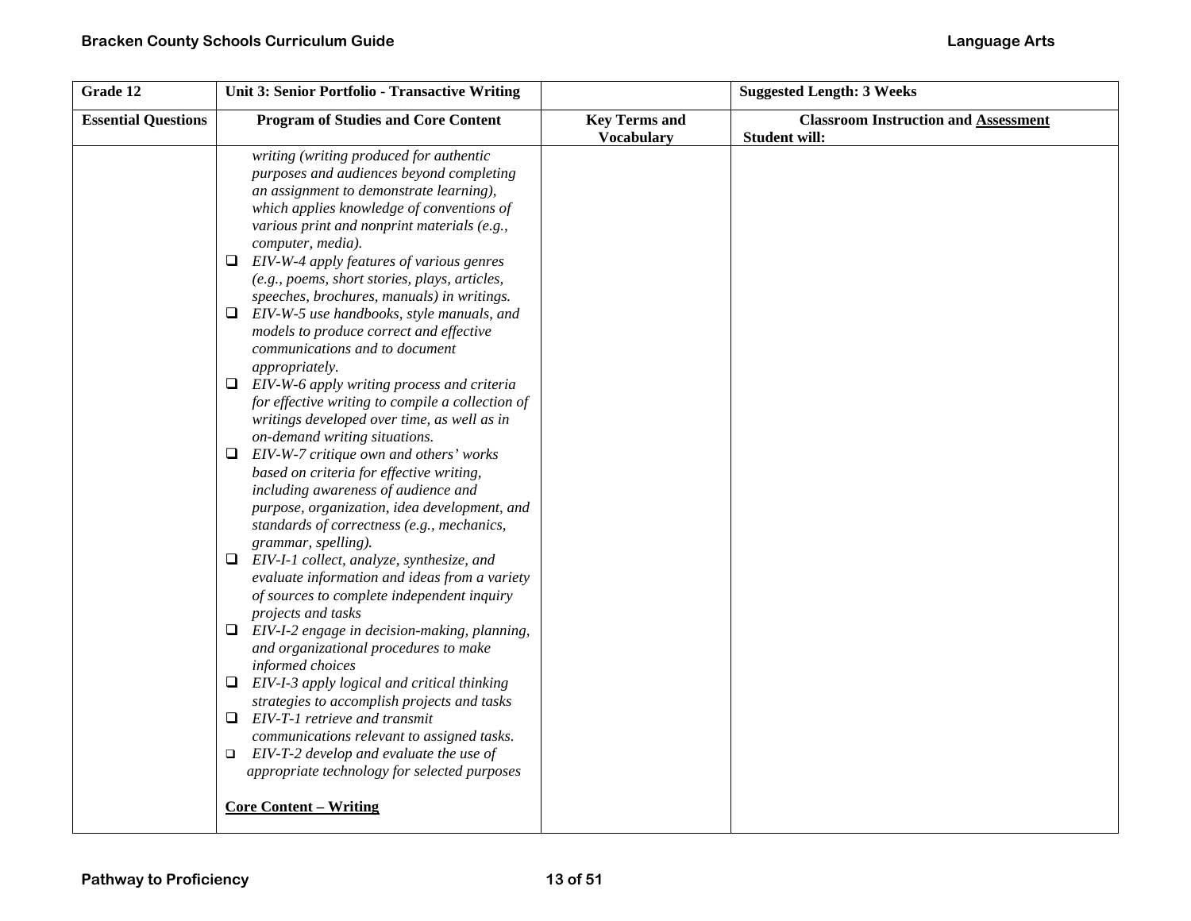| Grade 12 | Unit 3: Senior Portfolio - Transactive Writing | | Suggested Length: 3 Weeks |
|---|---|---|---|
| **Essential Questions** | **Program of Studies and Core Content** | **Key Terms and Vocabulary** | **Classroom Instruction and Assessment**<br>**Student will:** |
| | *writing (writing produced for authentic purposes and audiences beyond completing an assignment to demonstrate learning), which applies knowledge of conventions of various print and nonprint materials (e.g., computer, media).*<br>❑ *EIV-W-4 apply features of various genres (e.g., poems, short stories, plays, articles, speeches, brochures, manuals) in writings.*<br>❑ *EIV-W-5 use handbooks, style manuals, and models to produce correct and effective communications and to document appropriately.*<br>❑ *EIV-W-6 apply writing process and criteria for effective writing to compile a collection of writings developed over time, as well as in on-demand writing situations.*<br>❑ *EIV-W-7 critique own and others' works based on criteria for effective writing, including awareness of audience and purpose, organization, idea development, and standards of correctness (e.g., mechanics, grammar, spelling).*<br>❑ *EIV-I-1 collect, analyze, synthesize, and evaluate information and ideas from a variety of sources to complete independent inquiry projects and tasks*<br>❑ *EIV-I-2 engage in decision-making, planning, and organizational procedures to make informed choices*<br>❑ *EIV-I-3 apply logical and critical thinking strategies to accomplish projects and tasks*<br>❑ *EIV-T-1 retrieve and transmit communications relevant to assigned tasks.*<br>❑ *EIV-T-2 develop and evaluate the use of appropriate technology for selected purposes*<br><br>**Core Content – Writing** | | |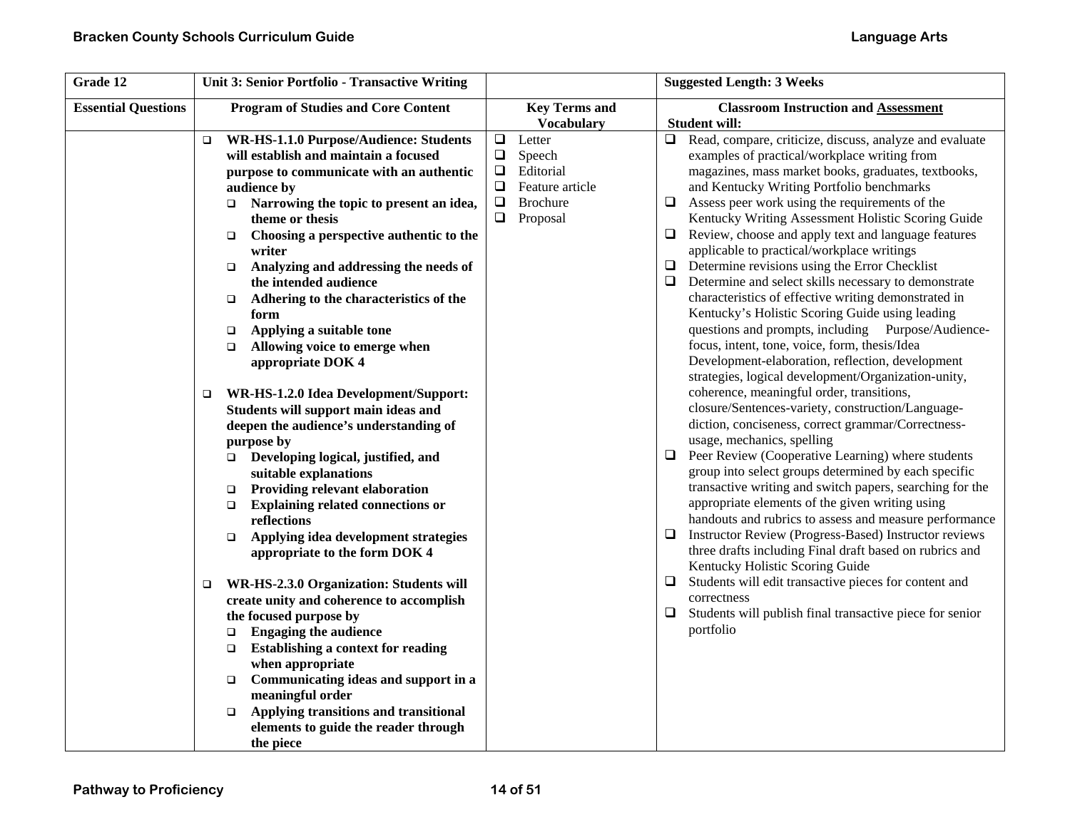| Grade 12 | Unit 3: Senior Portfolio - Transactive Writing | | Suggested Length: 3 Weeks |
|---|---|---|---|
| **Essential Questions** | **Program of Studies and Core Content** | **Key Terms and Vocabulary** | **Classroom Instruction and Assessment**<br>**Student will:** |
| | ❑ **WR-HS-1.1.0 Purpose/Audience: Students will establish and maintain a focused purpose to communicate with an authentic audience by**<br>❑ **Narrowing the topic to present an idea, theme or thesis**<br>❑ **Choosing a perspective authentic to the writer**<br>❑ **Analyzing and addressing the needs of the intended audience**<br>❑ **Adhering to the characteristics of the form**<br>❑ **Applying a suitable tone**<br>❑ **Allowing voice to emerge when appropriate DOK 4**<br><br>❑ **WR-HS-1.2.0 Idea Development/Support: Students will support main ideas and deepen the audience's understanding of purpose by**<br>❑ **Developing logical, justified, and suitable explanations**<br>❑ **Providing relevant elaboration**<br>❑ **Explaining related connections or reflections**<br>❑ **Applying idea development strategies appropriate to the form DOK 4**<br><br>❑ **WR-HS-2.3.0 Organization: Students will create unity and coherence to accomplish the focused purpose by**<br>❑ **Engaging the audience**<br>❑ **Establishing a context for reading when appropriate**<br>❑ **Communicating ideas and support in a meaningful order**<br>❑ **Applying transitions and transitional elements to guide the reader through the piece** | ❑ Letter<br>❑ Speech<br>❑ Editorial<br>❑ Feature article<br>❑ Brochure<br>❑ Proposal | ❑ Read, compare, criticize, discuss, analyze and evaluate examples of practical/workplace writing from magazines, mass market books, graduates, textbooks, and Kentucky Writing Portfolio benchmarks<br>❑ Assess peer work using the requirements of the Kentucky Writing Assessment Holistic Scoring Guide<br>❑ Review, choose and apply text and language features applicable to practical/workplace writings<br>❑ Determine revisions using the Error Checklist<br>❑ Determine and select skills necessary to demonstrate characteristics of effective writing demonstrated in Kentucky's Holistic Scoring Guide using leading questions and prompts, including Purpose/Audience-focus, intent, tone, voice, form, thesis/Idea Development-elaboration, reflection, development strategies, logical development/Organization-unity, coherence, meaningful order, transitions, closure/Sentences-variety, construction/Language-diction, conciseness, correct grammar/Correctness-usage, mechanics, spelling<br>❑ Peer Review (Cooperative Learning) where students group into select groups determined by each specific transactive writing and switch papers, searching for the appropriate elements of the given writing using handouts and rubrics to assess and measure performance<br>❑ Instructor Review (Progress-Based) Instructor reviews three drafts including Final draft based on rubrics and Kentucky Holistic Scoring Guide<br>❑ Students will edit transactive pieces for content and correctness<br>❑ Students will publish final transactive piece for senior portfolio |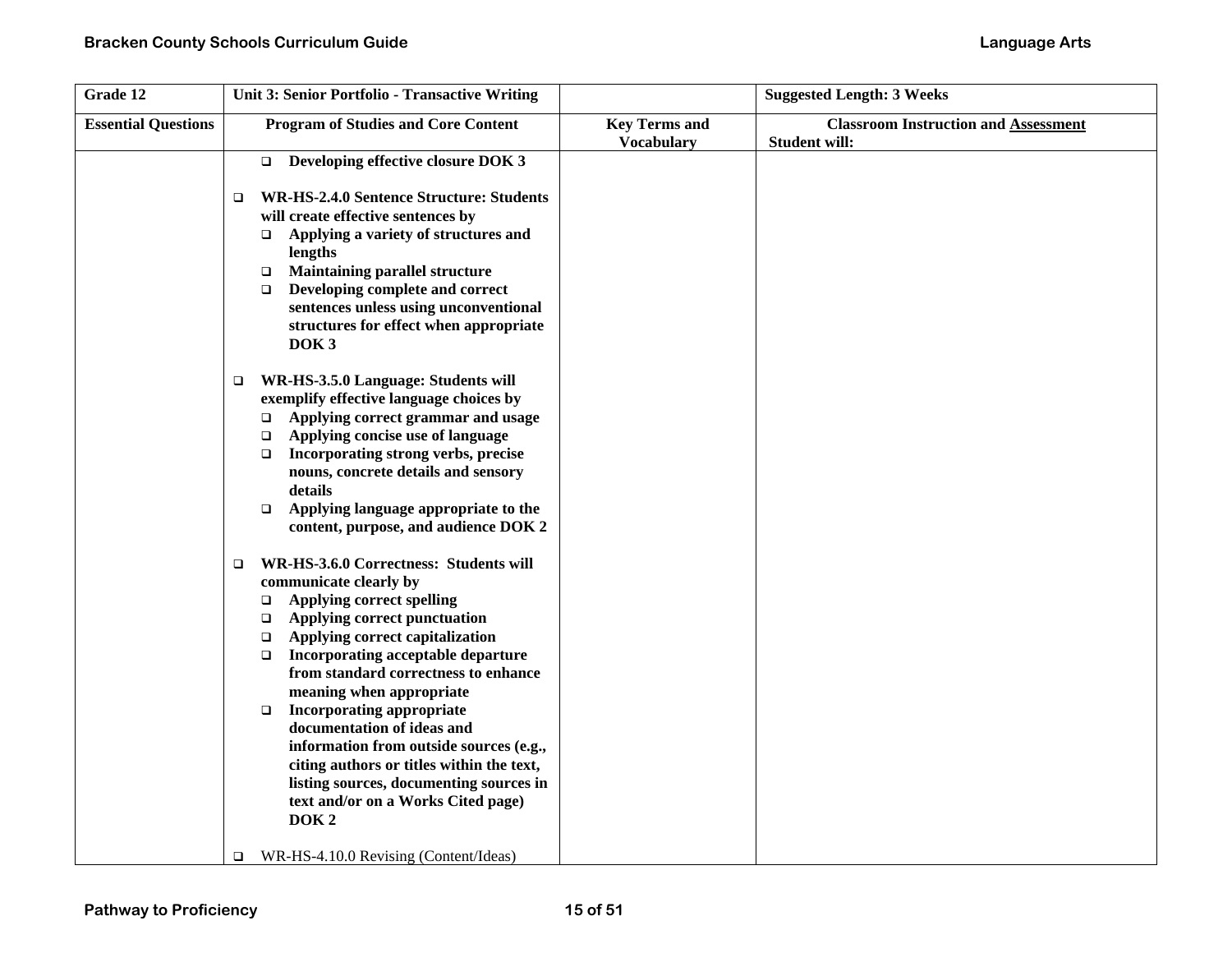| Grade 12 | Unit 3: Senior Portfolio - Transactive Writing | | Suggested Length: 3 Weeks |
|---|---|---|---|
| **Essential Questions** | **Program of Studies and Core Content** | **Key Terms and Vocabulary** | **Classroom Instruction and Assessment**<br>**Student will:** |
| | ❑ **Developing effective closure DOK 3**<br><br>❑ **WR-HS-2.4.0 Sentence Structure: Students will create effective sentences by**<br>❑ **Applying a variety of structures and lengths**<br>❑ **Maintaining parallel structure**<br>❑ **Developing complete and correct sentences unless using unconventional structures for effect when appropriate DOK 3**<br><br>❑ **WR-HS-3.5.0 Language: Students will exemplify effective language choices by**<br>❑ **Applying correct grammar and usage**<br>❑ **Applying concise use of language**<br>❑ **Incorporating strong verbs, precise nouns, concrete details and sensory details**<br>❑ **Applying language appropriate to the content, purpose, and audience DOK 2**<br><br>❑ **WR-HS-3.6.0 Correctness: Students will communicate clearly by**<br>❑ **Applying correct spelling**<br>❑ **Applying correct punctuation**<br>❑ **Applying correct capitalization**<br>❑ **Incorporating acceptable departure from standard correctness to enhance meaning when appropriate**<br>❑ **Incorporating appropriate documentation of ideas and information from outside sources (e.g., citing authors or titles within the text, listing sources, documenting sources in text and/or on a Works Cited page) DOK 2**<br><br>❑ WR-HS-4.10.0 Revising (Content/Ideas) | | |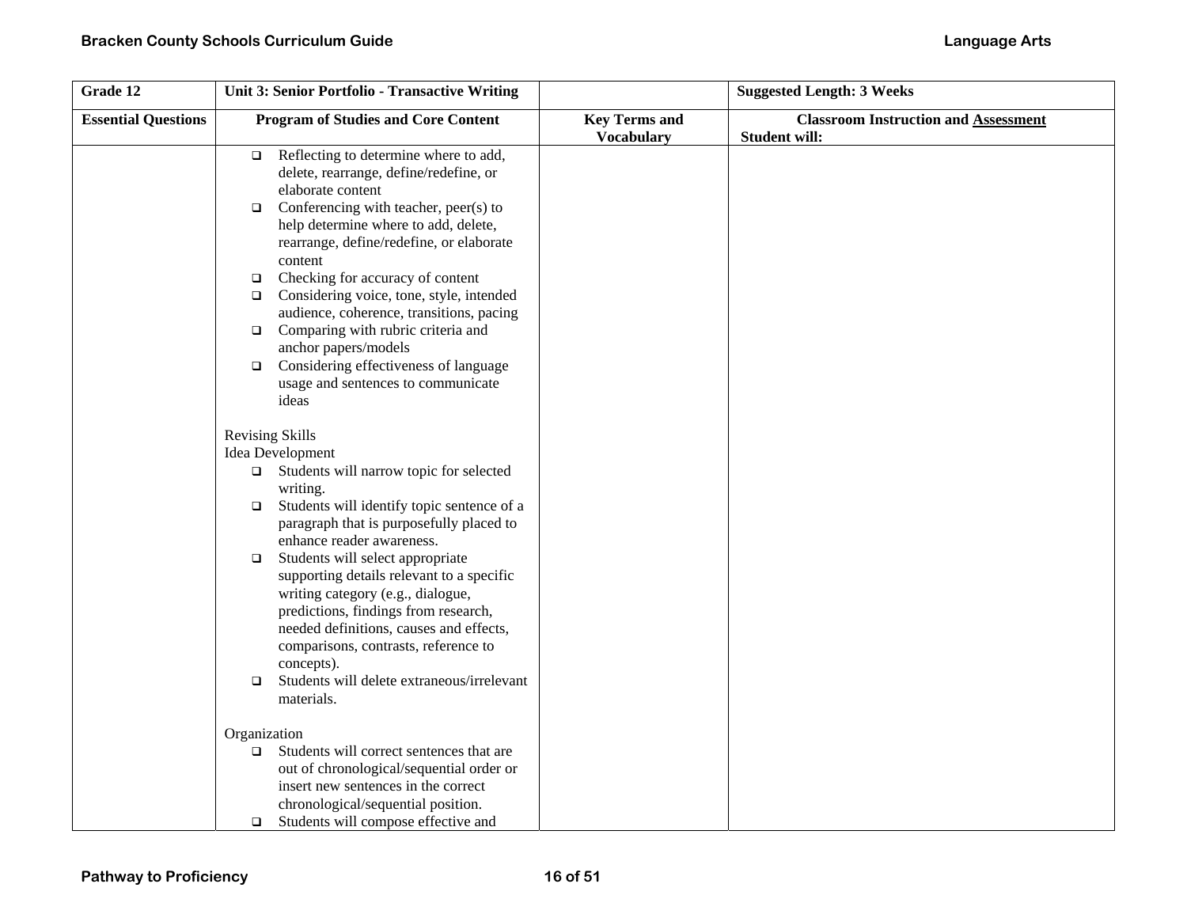| Grade 12 | Unit 3: Senior Portfolio - Transactive Writing | | Suggested Length: 3 Weeks |
|---|---|---|---|
| **Essential Questions** | **Program of Studies and Core Content** | **Key Terms and Vocabulary** | **Classroom Instruction and Assessment**<br>**Student will:** |
| | ❑ Reflecting to determine where to add, delete, rearrange, define/redefine, or elaborate content<br>❑ Conferencing with teacher, peer(s) to help determine where to add, delete, rearrange, define/redefine, or elaborate content<br>❑ Checking for accuracy of content<br>❑ Considering voice, tone, style, intended audience, coherence, transitions, pacing<br>❑ Comparing with rubric criteria and anchor papers/models<br>❑ Considering effectiveness of language usage and sentences to communicate ideas<br><br>Revising Skills<br>Idea Development<br>❑ Students will narrow topic for selected writing.<br>❑ Students will identify topic sentence of a paragraph that is purposefully placed to enhance reader awareness.<br>❑ Students will select appropriate supporting details relevant to a specific writing category (e.g., dialogue, predictions, findings from research, needed definitions, causes and effects, comparisons, contrasts, reference to concepts).<br>❑ Students will delete extraneous/irrelevant materials.<br><br>Organization<br>❑ Students will correct sentences that are out of chronological/sequential order or insert new sentences in the correct chronological/sequential position.<br>❑ Students will compose effective and | | |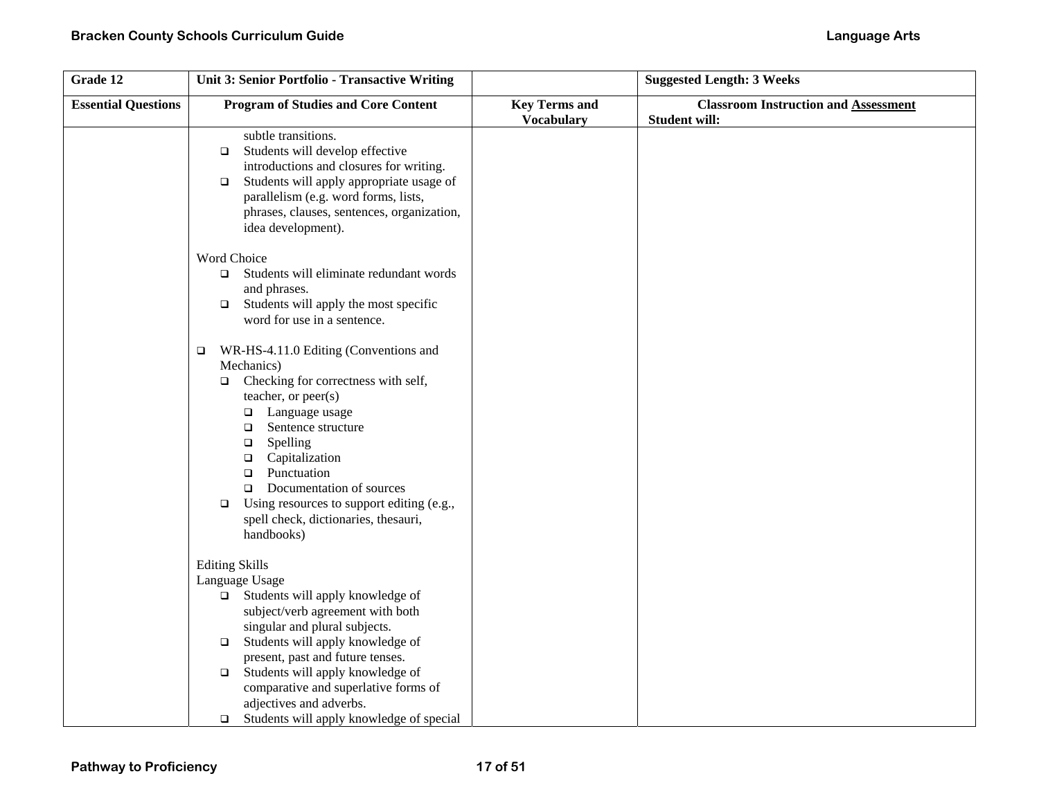| Grade 12 | Unit 3: Senior Portfolio - Transactive Writing | | Suggested Length: 3 Weeks |
|---|---|---|---|
| **Essential Questions** | **Program of Studies and Core Content** | **Key Terms and Vocabulary** | **Classroom Instruction and Assessment** Student will: |
| | subtle transitions.<br>❑ Students will develop effective introductions and closures for writing.<br>❑ Students will apply appropriate usage of parallelism (e.g. word forms, lists, phrases, clauses, sentences, organization, idea development).<br><br>Word Choice<br>❑ Students will eliminate redundant words and phrases.<br>❑ Students will apply the most specific word for use in a sentence.<br><br>❑ WR-HS-4.11.0 Editing (Conventions and Mechanics)<br>❑ Checking for correctness with self, teacher, or peer(s)<br>❑ Language usage<br>❑ Sentence structure<br>❑ Spelling<br>❑ Capitalization<br>❑ Punctuation<br>❑ Documentation of sources<br>❑ Using resources to support editing (e.g., spell check, dictionaries, thesauri, handbooks)<br><br>Editing Skills<br>Language Usage<br>❑ Students will apply knowledge of subject/verb agreement with both singular and plural subjects.<br>❑ Students will apply knowledge of present, past and future tenses.<br>❑ Students will apply knowledge of comparative and superlative forms of adjectives and adverbs.<br>❑ Students will apply knowledge of special | | |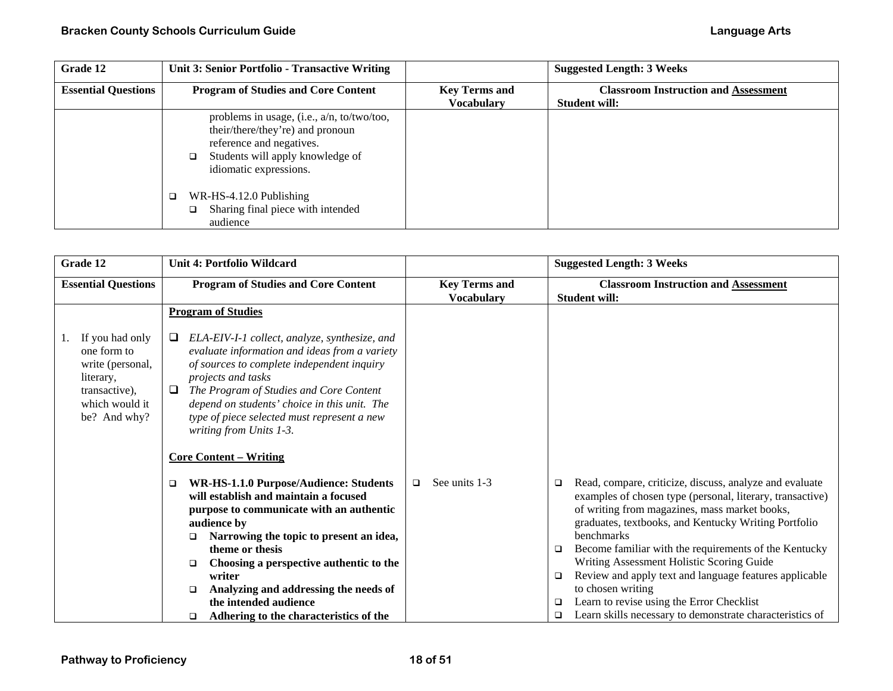| Grade 12 | Unit 3: Senior Portfolio - Transactive Writing | | Suggested Length: 3 Weeks |
|---|---|---|---|
| **Essential Questions** | **Program of Studies and Core Content** | **Key Terms and Vocabulary** | **Classroom Instruction and Assessment** Student will: |
| | problems in usage, (i.e., a/n, to/two/too, their/there/they're) and pronoun reference and negatives.<br>❑ Students will apply knowledge of idiomatic expressions.<br><br>❑ WR-HS-4.12.0 Publishing<br>❑ Sharing final piece with intended audience | | |

| Grade 12 | Unit 4: Portfolio Wildcard | | Suggested Length: 3 Weeks |
|---|---|---|---|
| **Essential Questions** | **Program of Studies and Core Content** | **Key Terms and Vocabulary** | **Classroom Instruction and Assessment** Student will: |
| 1. If you had only one form to write (personal, literary, transactive), which would it be? And why? | **Program of Studies**<br><br>❑ *ELA-EIV-I-1 collect, analyze, synthesize, and evaluate information and ideas from a variety of sources to complete independent inquiry projects and tasks*<br>❑ *The Program of Studies and Core Content depend on students' choice in this unit. The type of piece selected must represent a new writing from Units 1-3.*<br><br>**Core Content – Writing**<br><br>❑ **WR-HS-1.1.0 Purpose/Audience: Students will establish and maintain a focused purpose to communicate with an authentic audience by**<br>❑ **Narrowing the topic to present an idea, theme or thesis**<br>❑ **Choosing a perspective authentic to the writer**<br>❑ **Analyzing and addressing the needs of the intended audience**<br>❑ **Adhering to the characteristics of the** | ❑ See units 1-3 | ❑ Read, compare, criticize, discuss, analyze and evaluate examples of chosen type (personal, literary, transactive) of writing from magazines, mass market books, graduates, textbooks, and Kentucky Writing Portfolio benchmarks<br>❑ Become familiar with the requirements of the Kentucky Writing Assessment Holistic Scoring Guide<br>❑ Review and apply text and language features applicable to chosen writing<br>❑ Learn to revise using the Error Checklist<br>❑ Learn skills necessary to demonstrate characteristics of |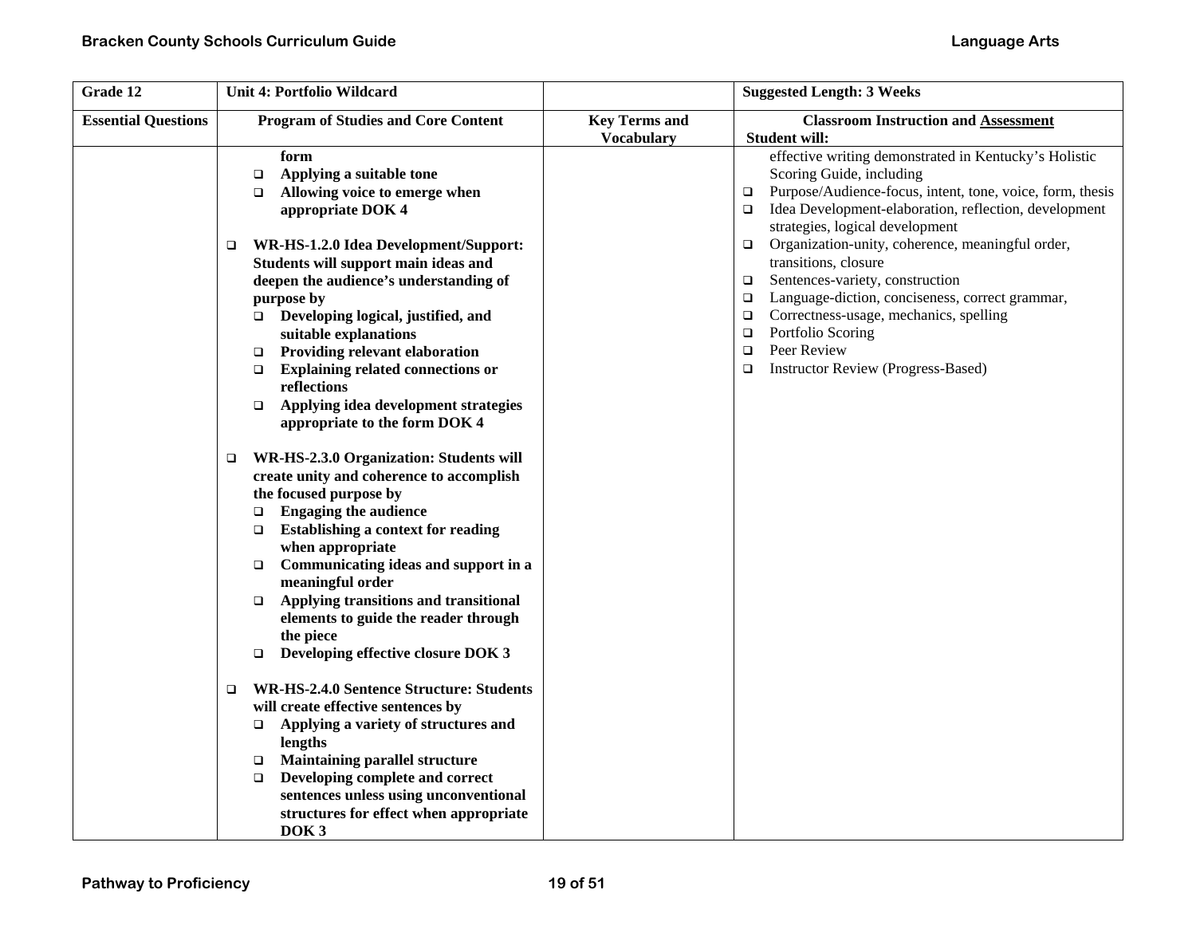| Grade 12 | Unit 4: Portfolio Wildcard | | Suggested Length: 3 Weeks |
|---|---|---|---|
| **Essential Questions** | **Program of Studies and Core Content** | **Key Terms and Vocabulary** | **Classroom Instruction and Assessment**<br>**Student will:** |
| | **form**<br>❑ **Applying a suitable tone**<br>❑ **Allowing voice to emerge when appropriate DOK 4**<br><br>❑ **WR-HS-1.2.0 Idea Development/Support: Students will support main ideas and deepen the audience's understanding of purpose by**<br>❑ **Developing logical, justified, and suitable explanations**<br>❑ **Providing relevant elaboration**<br>❑ **Explaining related connections or reflections**<br>❑ **Applying idea development strategies appropriate to the form DOK 4**<br><br>❑ **WR-HS-2.3.0 Organization: Students will create unity and coherence to accomplish the focused purpose by**<br>❑ **Engaging the audience**<br>❑ **Establishing a context for reading when appropriate**<br>❑ **Communicating ideas and support in a meaningful order**<br>❑ **Applying transitions and transitional elements to guide the reader through the piece**<br>❑ **Developing effective closure DOK 3**<br><br>❑ **WR-HS-2.4.0 Sentence Structure: Students will create effective sentences by**<br>❑ **Applying a variety of structures and lengths**<br>❑ **Maintaining parallel structure**<br>❑ **Developing complete and correct sentences unless using unconventional structures for effect when appropriate DOK 3** | | effective writing demonstrated in Kentucky's Holistic Scoring Guide, including<br>❑ Purpose/Audience-focus, intent, tone, voice, form, thesis<br>❑ Idea Development-elaboration, reflection, development strategies, logical development<br>❑ Organization-unity, coherence, meaningful order, transitions, closure<br>❑ Sentences-variety, construction<br>❑ Language-diction, conciseness, correct grammar,<br>❑ Correctness-usage, mechanics, spelling<br>❑ Portfolio Scoring<br>❑ Peer Review<br>❑ Instructor Review (Progress-Based) |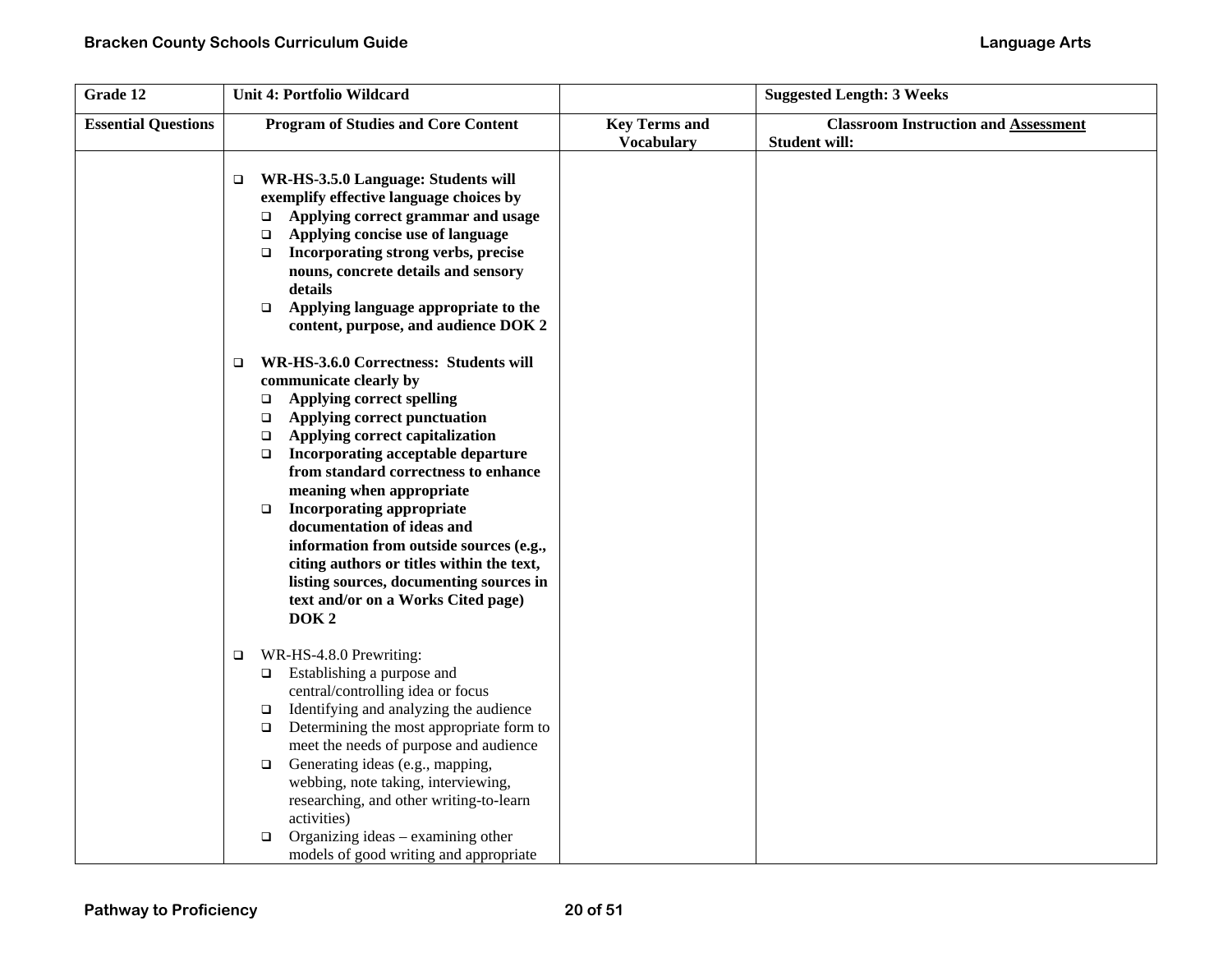| Grade 12 | Unit 4: Portfolio Wildcard | | Suggested Length: 3 Weeks |
|---|---|---|---|
| **Essential Questions** | **Program of Studies and Core Content** | **Key Terms and Vocabulary** | **Classroom Instruction and Assessment** Student will: |
| | ❑ **WR-HS-3.5.0 Language: Students will exemplify effective language choices by**<br>❑ **Applying correct grammar and usage**<br>❑ **Applying concise use of language**<br>❑ **Incorporating strong verbs, precise nouns, concrete details and sensory details**<br>❑ **Applying language appropriate to the content, purpose, and audience DOK 2**<br><br>❑ **WR-HS-3.6.0 Correctness: Students will communicate clearly by**<br>❑ **Applying correct spelling**<br>❑ **Applying correct punctuation**<br>❑ **Applying correct capitalization**<br>❑ **Incorporating acceptable departure from standard correctness to enhance meaning when appropriate**<br>❑ **Incorporating appropriate documentation of ideas and information from outside sources (e.g., citing authors or titles within the text, listing sources, documenting sources in text and/or on a Works Cited page) DOK 2**<br><br>❑ WR-HS-4.8.0 Prewriting:<br>❑ Establishing a purpose and central/controlling idea or focus<br>❑ Identifying and analyzing the audience<br>❑ Determining the most appropriate form to meet the needs of purpose and audience<br>❑ Generating ideas (e.g., mapping, webbing, note taking, interviewing, researching, and other writing-to-learn activities)<br>❑ Organizing ideas – examining other models of good writing and appropriate | | |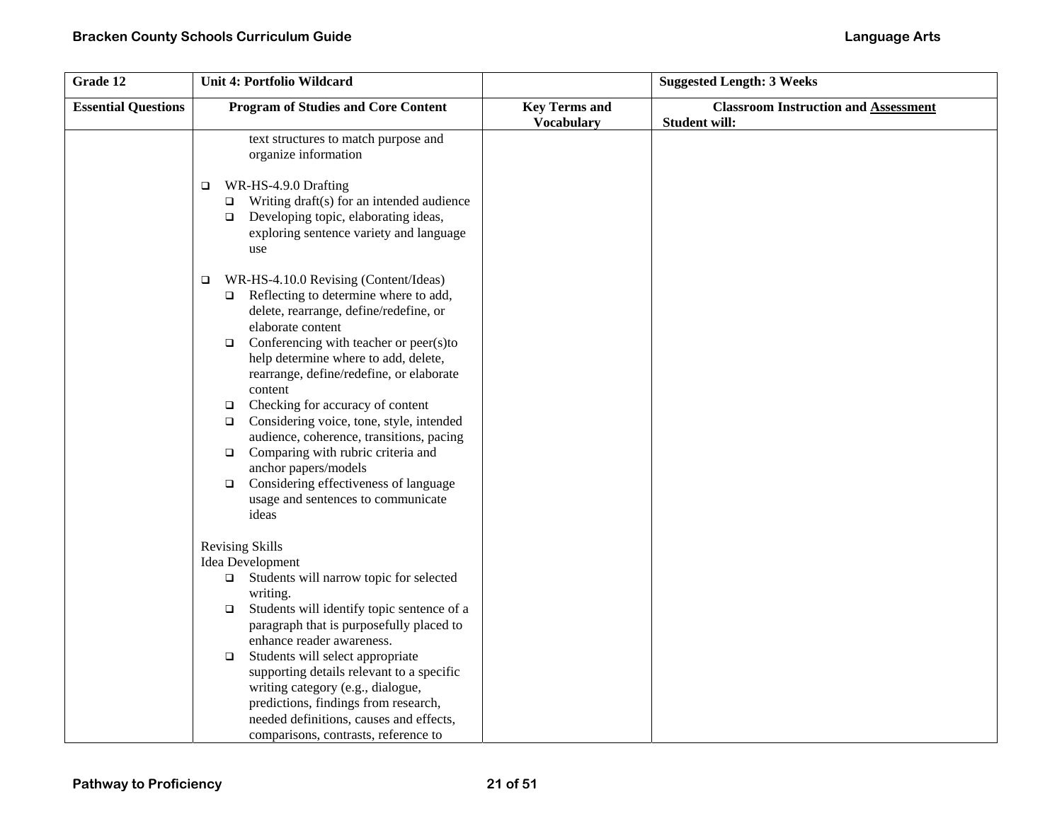| Grade 12 | Unit 4: Portfolio Wildcard | | Suggested Length: 3 Weeks |
|---|---|---|---|
| **Essential Questions** | **Program of Studies and Core Content** | **Key Terms and Vocabulary** | **Classroom Instruction and Assessment**<br>**Student will:** |
| | text structures to match purpose and organize information<br><br>❑ WR-HS-4.9.0 Drafting<br>❑ Writing draft(s) for an intended audience<br>❑ Developing topic, elaborating ideas, exploring sentence variety and language use<br><br>❑ WR-HS-4.10.0 Revising (Content/Ideas)<br>❑ Reflecting to determine where to add, delete, rearrange, define/redefine, or elaborate content<br>❑ Conferencing with teacher or peer(s)to help determine where to add, delete, rearrange, define/redefine, or elaborate content<br>❑ Checking for accuracy of content<br>❑ Considering voice, tone, style, intended audience, coherence, transitions, pacing<br>❑ Comparing with rubric criteria and anchor papers/models<br>❑ Considering effectiveness of language usage and sentences to communicate ideas<br><br>Revising Skills<br>Idea Development<br>❑ Students will narrow topic for selected writing.<br>❑ Students will identify topic sentence of a paragraph that is purposefully placed to enhance reader awareness.<br>❑ Students will select appropriate supporting details relevant to a specific writing category (e.g., dialogue, predictions, findings from research, needed definitions, causes and effects, comparisons, contrasts, reference to | | |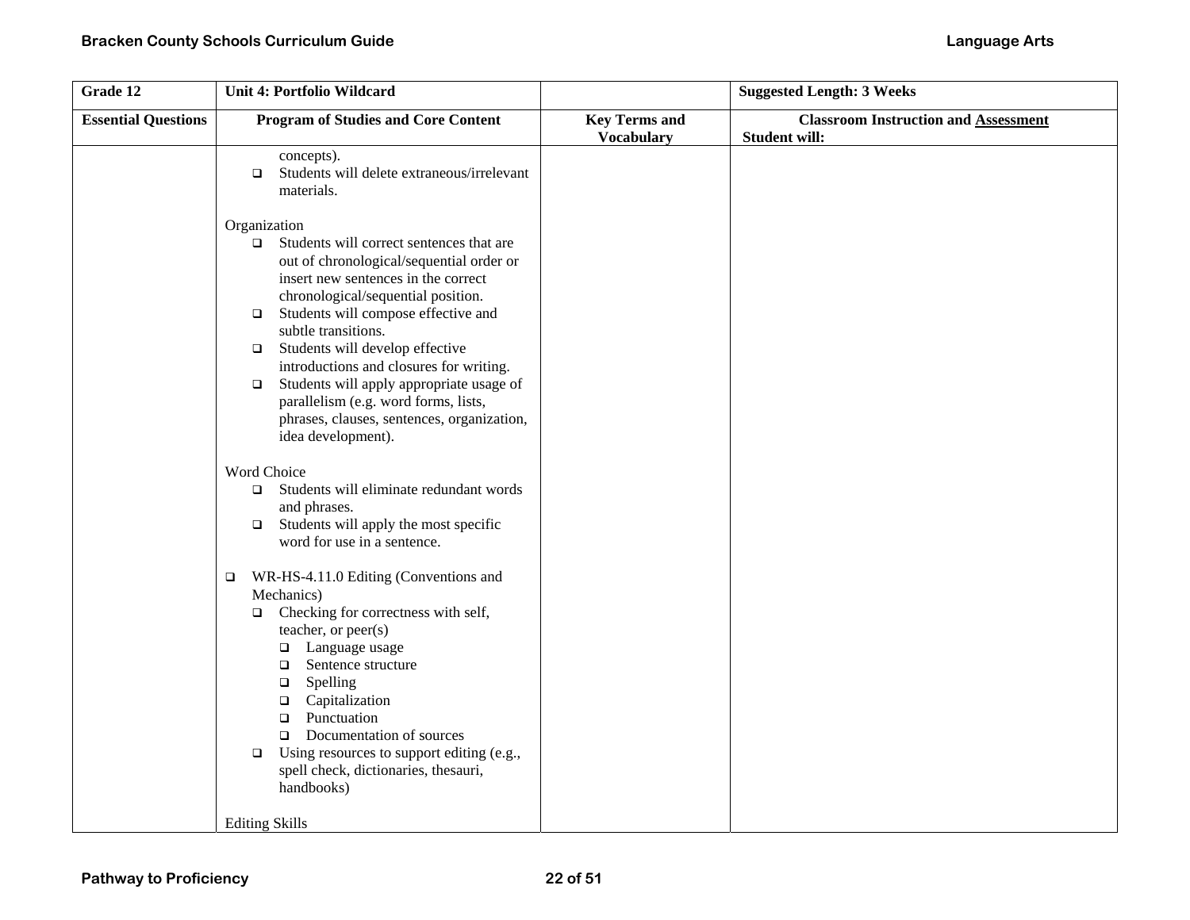| Grade 12 | Unit 4: Portfolio Wildcard | | Suggested Length: 3 Weeks |
|---|---|---|---|
| **Essential Questions** | **Program of Studies and Core Content** | **Key Terms and Vocabulary** | **Classroom Instruction and Assessment** Student will: |
| | concepts).<br>❑ Students will delete extraneous/irrelevant materials.<br><br>Organization<br>❑ Students will correct sentences that are out of chronological/sequential order or insert new sentences in the correct chronological/sequential position.<br>❑ Students will compose effective and subtle transitions.<br>❑ Students will develop effective introductions and closures for writing.<br>❑ Students will apply appropriate usage of parallelism (e.g. word forms, lists, phrases, clauses, sentences, organization, idea development).<br><br>Word Choice<br>❑ Students will eliminate redundant words and phrases.<br>❑ Students will apply the most specific word for use in a sentence.<br><br>❑ WR-HS-4.11.0 Editing (Conventions and Mechanics)<br>❑ Checking for correctness with self, teacher, or peer(s)<br>❑ Language usage<br>❑ Sentence structure<br>❑ Spelling<br>❑ Capitalization<br>❑ Punctuation<br>❑ Documentation of sources<br>❑ Using resources to support editing (e.g., spell check, dictionaries, thesauri, handbooks)<br><br>Editing Skills | | |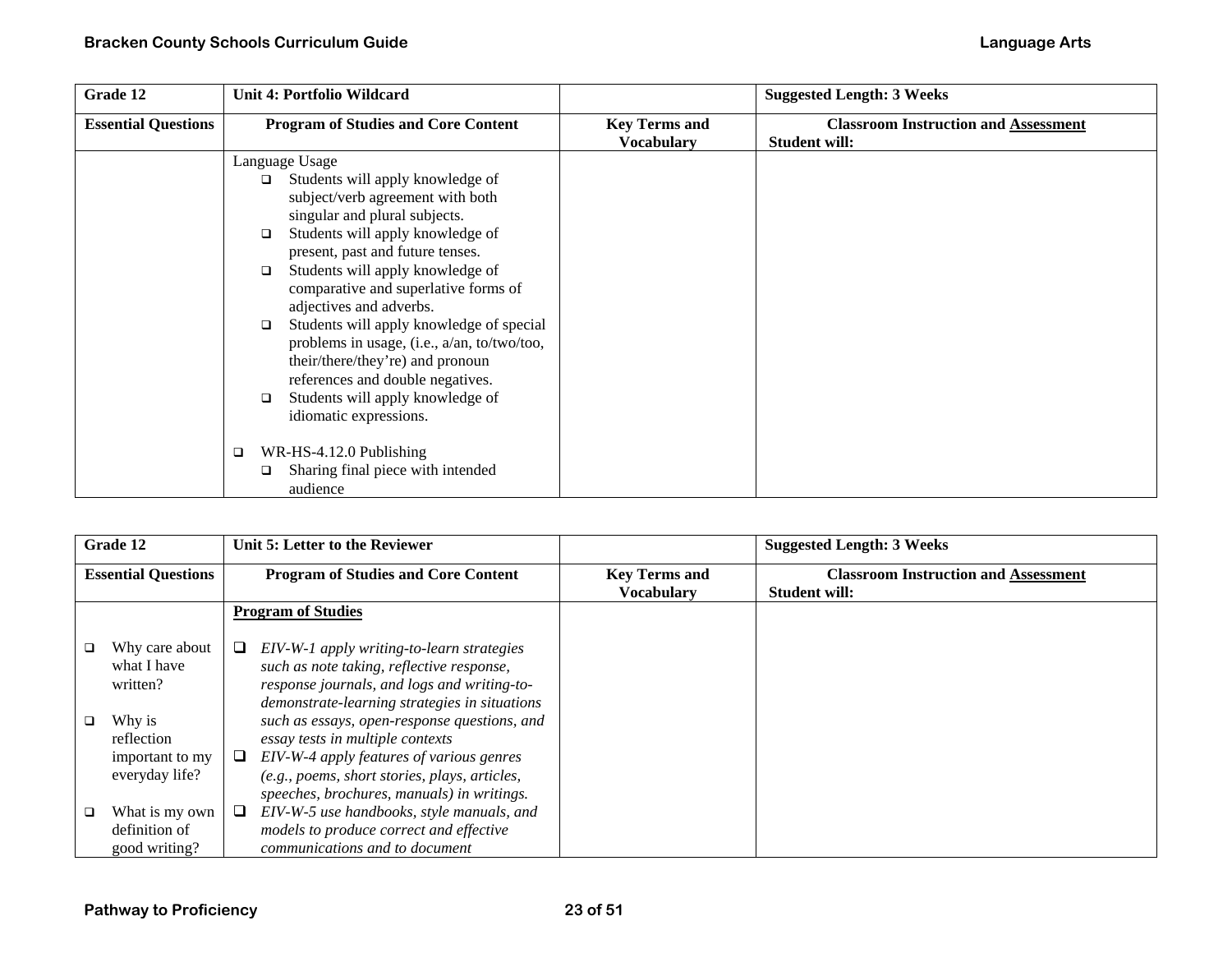| Grade 12 | Unit 4: Portfolio Wildcard | | Suggested Length: 3 Weeks |
|---|---|---|---|
| **Essential Questions** | **Program of Studies and Core Content** | **Key Terms and Vocabulary** | **Classroom Instruction and Assessment**<br>**Student will:** |
| | Language Usage<br>❑ Students will apply knowledge of subject/verb agreement with both singular and plural subjects.<br>❑ Students will apply knowledge of present, past and future tenses.<br>❑ Students will apply knowledge of comparative and superlative forms of adjectives and adverbs.<br>❑ Students will apply knowledge of special problems in usage, (i.e., a/an, to/two/too, their/there/they're) and pronoun references and double negatives.<br>❑ Students will apply knowledge of idiomatic expressions.<br><br>❑ WR-HS-4.12.0 Publishing<br>❑ Sharing final piece with intended audience | | |

| Grade 12 | Unit 5: Letter to the Reviewer | | Suggested Length: 3 Weeks |
|---|---|---|---|
| **Essential Questions** | **Program of Studies and Core Content** | **Key Terms and Vocabulary** | **Classroom Instruction and Assessment**<br>**Student will:** |
| ❑ Why care about what I have written?<br><br>❑ Why is reflection important to my everyday life?<br><br>❑ What is my own definition of good writing? | **Program of Studies**<br><br>❑ *EIV-W-1 apply writing-to-learn strategies such as note taking, reflective response, response journals, and logs and writing-to-demonstrate-learning strategies in situations such as essays, open-response questions, and essay tests in multiple contexts*<br>❑ *EIV-W-4 apply features of various genres (e.g., poems, short stories, plays, articles, speeches, brochures, manuals) in writings.*<br>❑ *EIV-W-5 use handbooks, style manuals, and models to produce correct and effective communications and to document* | | |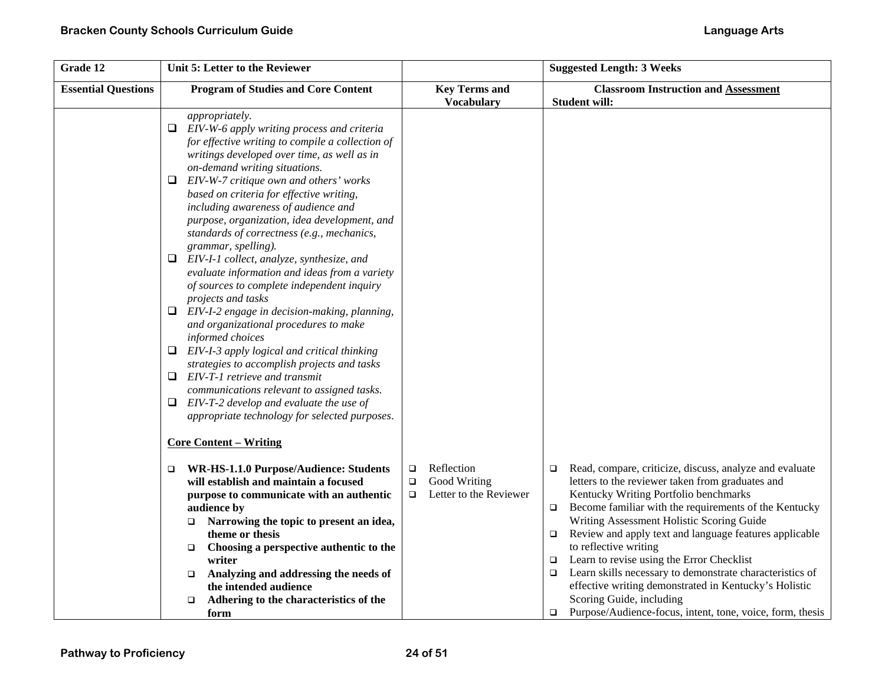| Grade 12 | Unit 5: Letter to the Reviewer | | Suggested Length: 3 Weeks |
|---|---|---|---|
| **Essential Questions** | **Program of Studies and Core Content** | **Key Terms and Vocabulary** | **Classroom Instruction and Assessment**<br>**Student will:** |
| | *appropriately.*<br>❑ *EIV-W-6 apply writing process and criteria for effective writing to compile a collection of writings developed over time, as well as in on-demand writing situations.*<br>❑ *EIV-W-7 critique own and others' works based on criteria for effective writing, including awareness of audience and purpose, organization, idea development, and standards of correctness (e.g., mechanics, grammar, spelling).*<br>❑ *EIV-I-1 collect, analyze, synthesize, and evaluate information and ideas from a variety of sources to complete independent inquiry projects and tasks*<br>❑ *EIV-I-2 engage in decision-making, planning, and organizational procedures to make informed choices*<br>❑ *EIV-I-3 apply logical and critical thinking strategies to accomplish projects and tasks*<br>❑ *EIV-T-1 retrieve and transmit communications relevant to assigned tasks.*<br>❑ *EIV-T-2 develop and evaluate the use of appropriate technology for selected purposes.*<br><br>**Core Content – Writing**<br><br>❑ **WR-HS-1.1.0 Purpose/Audience: Students will establish and maintain a focused purpose to communicate with an authentic audience by**<br>❑ **Narrowing the topic to present an idea, theme or thesis**<br>❑ **Choosing a perspective authentic to the writer**<br>❑ **Analyzing and addressing the needs of the intended audience**<br>❑ **Adhering to the characteristics of the form** | ❑ Reflection<br>❑ Good Writing<br>❑ Letter to the Reviewer | ❑ Read, compare, criticize, discuss, analyze and evaluate letters to the reviewer taken from graduates and Kentucky Writing Portfolio benchmarks<br>❑ Become familiar with the requirements of the Kentucky Writing Assessment Holistic Scoring Guide<br>❑ Review and apply text and language features applicable to reflective writing<br>❑ Learn to revise using the Error Checklist<br>❑ Learn skills necessary to demonstrate characteristics of effective writing demonstrated in Kentucky's Holistic Scoring Guide, including<br>❑ Purpose/Audience-focus, intent, tone, voice, form, thesis |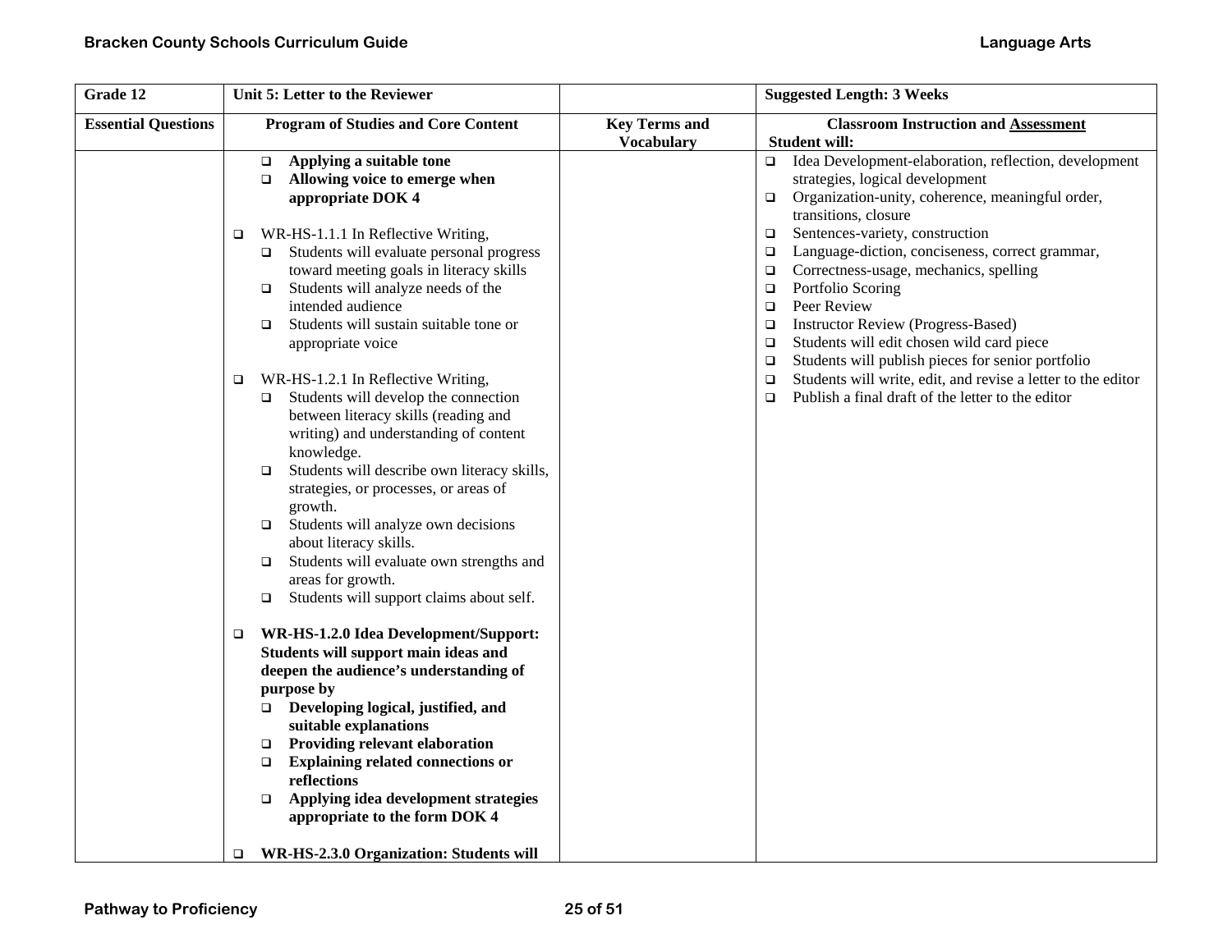| Grade 12 | Unit 5: Letter to the Reviewer | | Suggested Length: 3 Weeks |
|---|---|---|---|
| **Essential Questions** | **Program of Studies and Core Content** | **Key Terms and Vocabulary** | **Classroom Instruction and Assessment** **Student will:** |
| | ❑ **Applying a suitable tone**<br>❑ **Allowing voice to emerge when appropriate DOK 4**<br><br>❑ WR-HS-1.1.1 In Reflective Writing,<br>❑ Students will evaluate personal progress toward meeting goals in literacy skills<br>❑ Students will analyze needs of the intended audience<br>❑ Students will sustain suitable tone or appropriate voice<br><br>❑ WR-HS-1.2.1 In Reflective Writing,<br>❑ Students will develop the connection between literacy skills (reading and writing) and understanding of content knowledge.<br>❑ Students will describe own literacy skills, strategies, or processes, or areas of growth.<br>❑ Students will analyze own decisions about literacy skills.<br>❑ Students will evaluate own strengths and areas for growth.<br>❑ Students will support claims about self.<br><br>❑ **WR-HS-1.2.0 Idea Development/Support: Students will support main ideas and deepen the audience's understanding of purpose by**<br>❑ **Developing logical, justified, and suitable explanations**<br>❑ **Providing relevant elaboration**<br>❑ **Explaining related connections or reflections**<br>❑ **Applying idea development strategies appropriate to the form DOK 4**<br><br>❑ **WR-HS-2.3.0 Organization: Students will** | | ❑ Idea Development-elaboration, reflection, development strategies, logical development<br>❑ Organization-unity, coherence, meaningful order, transitions, closure<br>❑ Sentences-variety, construction<br>❑ Language-diction, conciseness, correct grammar,<br>❑ Correctness-usage, mechanics, spelling<br>❑ Portfolio Scoring<br>❑ Peer Review<br>❑ Instructor Review (Progress-Based)<br>❑ Students will edit chosen wild card piece<br>❑ Students will publish pieces for senior portfolio<br>❑ Students will write, edit, and revise a letter to the editor<br>❑ Publish a final draft of the letter to the editor |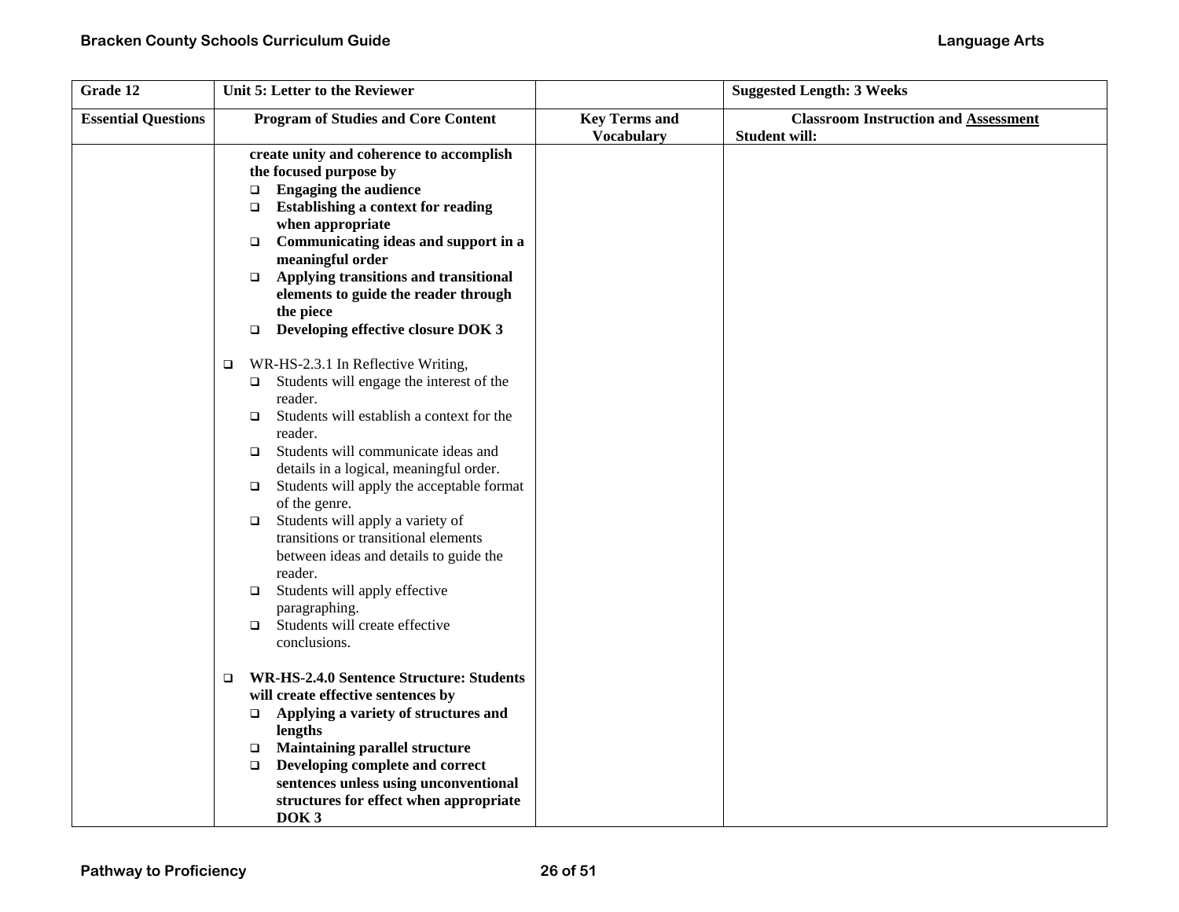| Grade 12 | Unit 5: Letter to the Reviewer | | Suggested Length: 3 Weeks |
|---|---|---|---|
| **Essential Questions** | **Program of Studies and Core Content** | **Key Terms and Vocabulary** | **Classroom Instruction and Assessment**<br>**Student will:** |
| | **create unity and coherence to accomplish the focused purpose by**<br>❑ **Engaging the audience**<br>❑ **Establishing a context for reading when appropriate**<br>❑ **Communicating ideas and support in a meaningful order**<br>❑ **Applying transitions and transitional elements to guide the reader through the piece**<br>❑ **Developing effective closure DOK 3**<br><br>❑ WR-HS-2.3.1 In Reflective Writing,<br>❑ Students will engage the interest of the reader.<br>❑ Students will establish a context for the reader.<br>❑ Students will communicate ideas and details in a logical, meaningful order.<br>❑ Students will apply the acceptable format of the genre.<br>❑ Students will apply a variety of transitions or transitional elements between ideas and details to guide the reader.<br>❑ Students will apply effective paragraphing.<br>❑ Students will create effective conclusions.<br><br>❑ **WR-HS-2.4.0 Sentence Structure: Students will create effective sentences by**<br>❑ **Applying a variety of structures and lengths**<br>❑ **Maintaining parallel structure**<br>❑ **Developing complete and correct sentences unless using unconventional structures for effect when appropriate DOK 3** | | |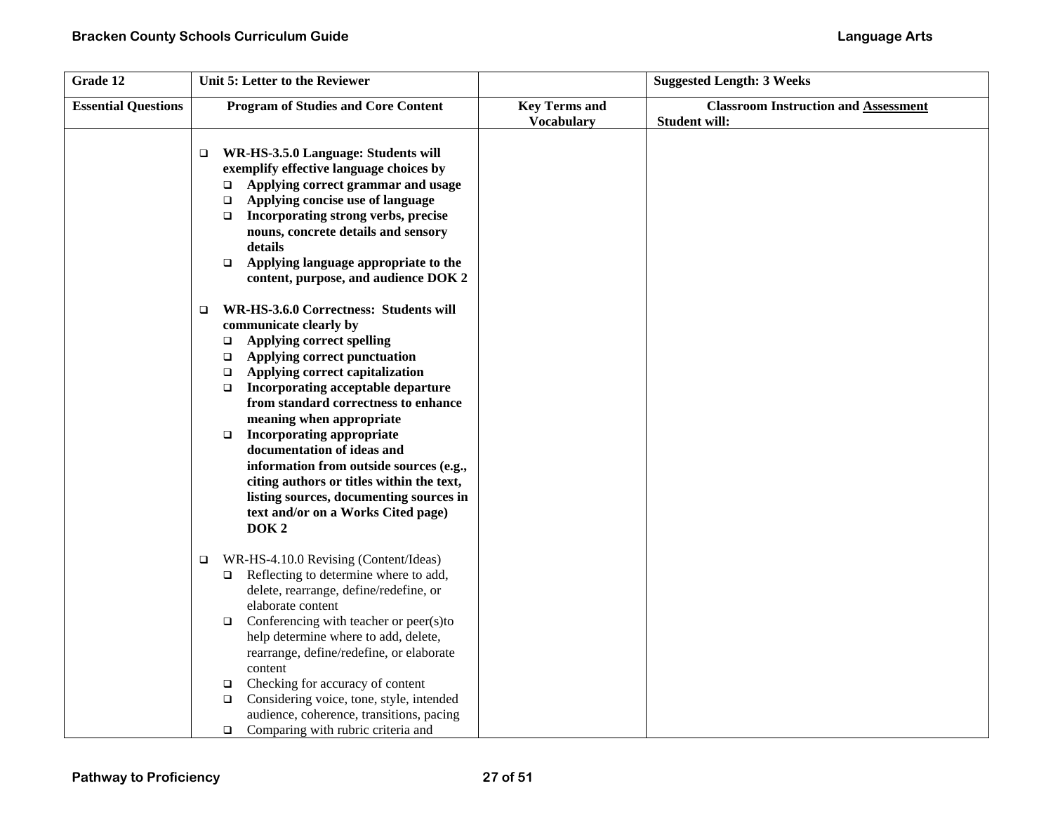| Grade 12 | Unit 5: Letter to the Reviewer | | Suggested Length: 3 Weeks |
|---|---|---|---|
| **Essential Questions** | **Program of Studies and Core Content** | **Key Terms and Vocabulary** | **Classroom Instruction and Assessment** Student will: |
| | ❑ **WR-HS-3.5.0 Language: Students will exemplify effective language choices by**<br>❑ **Applying correct grammar and usage**<br>❑ **Applying concise use of language**<br>❑ **Incorporating strong verbs, precise nouns, concrete details and sensory details**<br>❑ **Applying language appropriate to the content, purpose, and audience DOK 2**<br><br>❑ **WR-HS-3.6.0 Correctness: Students will communicate clearly by**<br>❑ **Applying correct spelling**<br>❑ **Applying correct punctuation**<br>❑ **Applying correct capitalization**<br>❑ **Incorporating acceptable departure from standard correctness to enhance meaning when appropriate**<br>❑ **Incorporating appropriate documentation of ideas and information from outside sources (e.g., citing authors or titles within the text, listing sources, documenting sources in text and/or on a Works Cited page) DOK 2**<br><br>❑ WR-HS-4.10.0 Revising (Content/Ideas)<br>❑ Reflecting to determine where to add, delete, rearrange, define/redefine, or elaborate content<br>❑ Conferencing with teacher or peer(s)to help determine where to add, delete, rearrange, define/redefine, or elaborate content<br>❑ Checking for accuracy of content<br>❑ Considering voice, tone, style, intended audience, coherence, transitions, pacing<br>❑ Comparing with rubric criteria and | | |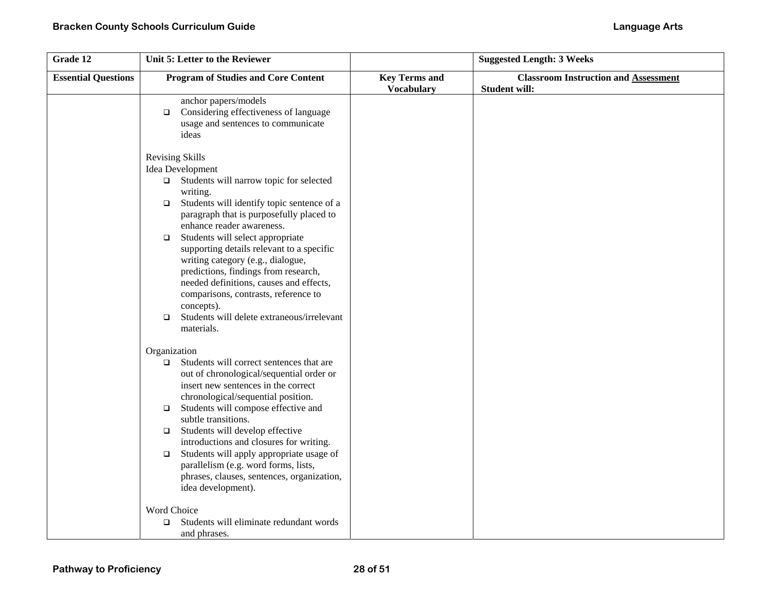| Grade 12 | Unit 5: Letter to the Reviewer | | Suggested Length: 3 Weeks |
|---|---|---|---|
| **Essential Questions** | **Program of Studies and Core Content** | **Key Terms and Vocabulary** | **Classroom Instruction and Assessment** Student will: |
| | anchor papers/models<br>❑ Considering effectiveness of language usage and sentences to communicate ideas<br><br>Revising Skills<br>Idea Development<br>❑ Students will narrow topic for selected writing.<br>❑ Students will identify topic sentence of a paragraph that is purposefully placed to enhance reader awareness.<br>❑ Students will select appropriate supporting details relevant to a specific writing category (e.g., dialogue, predictions, findings from research, needed definitions, causes and effects, comparisons, contrasts, reference to concepts).<br>❑ Students will delete extraneous/irrelevant materials.<br><br>Organization<br>❑ Students will correct sentences that are out of chronological/sequential order or insert new sentences in the correct chronological/sequential position.<br>❑ Students will compose effective and subtle transitions.<br>❑ Students will develop effective introductions and closures for writing.<br>❑ Students will apply appropriate usage of parallelism (e.g. word forms, lists, phrases, clauses, sentences, organization, idea development).<br><br>Word Choice<br>❑ Students will eliminate redundant words and phrases. | | |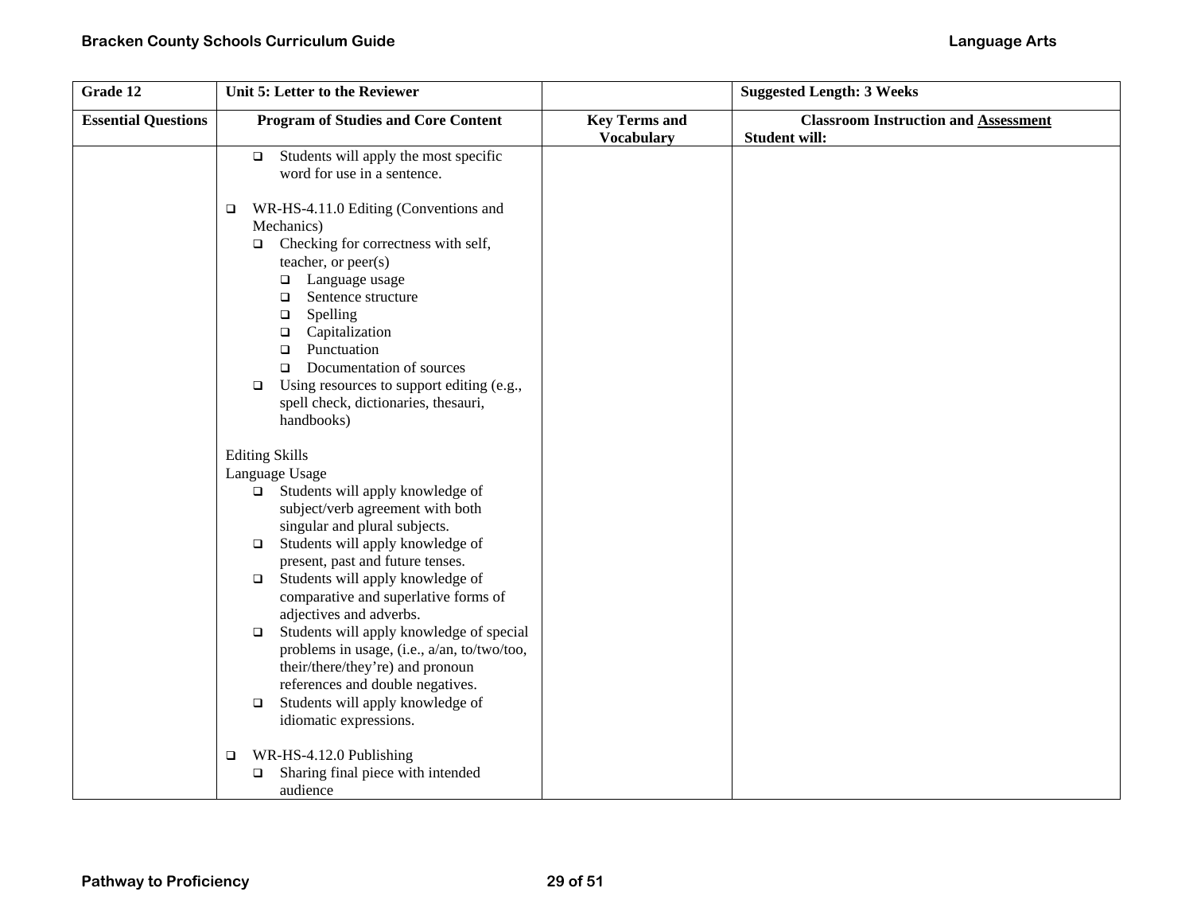| Grade 12 | Unit 5: Letter to the Reviewer | | Suggested Length: 3 Weeks |
|---|---|---|---|
| **Essential Questions** | **Program of Studies and Core Content** | **Key Terms and Vocabulary** | **Classroom Instruction and Assessment**<br>**Student will:** |
| | ❑ Students will apply the most specific word for use in a sentence.<br><br>❑ WR-HS-4.11.0 Editing (Conventions and Mechanics)<br>❑ Checking for correctness with self, teacher, or peer(s)<br>❑ Language usage<br>❑ Sentence structure<br>❑ Spelling<br>❑ Capitalization<br>❑ Punctuation<br>❑ Documentation of sources<br>❑ Using resources to support editing (e.g., spell check, dictionaries, thesauri, handbooks)<br><br>Editing Skills<br>Language Usage<br>❑ Students will apply knowledge of subject/verb agreement with both singular and plural subjects.<br>❑ Students will apply knowledge of present, past and future tenses.<br>❑ Students will apply knowledge of comparative and superlative forms of adjectives and adverbs.<br>❑ Students will apply knowledge of special problems in usage, (i.e., a/an, to/two/too, their/there/they're) and pronoun references and double negatives.<br>❑ Students will apply knowledge of idiomatic expressions.<br><br>❑ WR-HS-4.12.0 Publishing<br>❑ Sharing final piece with intended audience | | |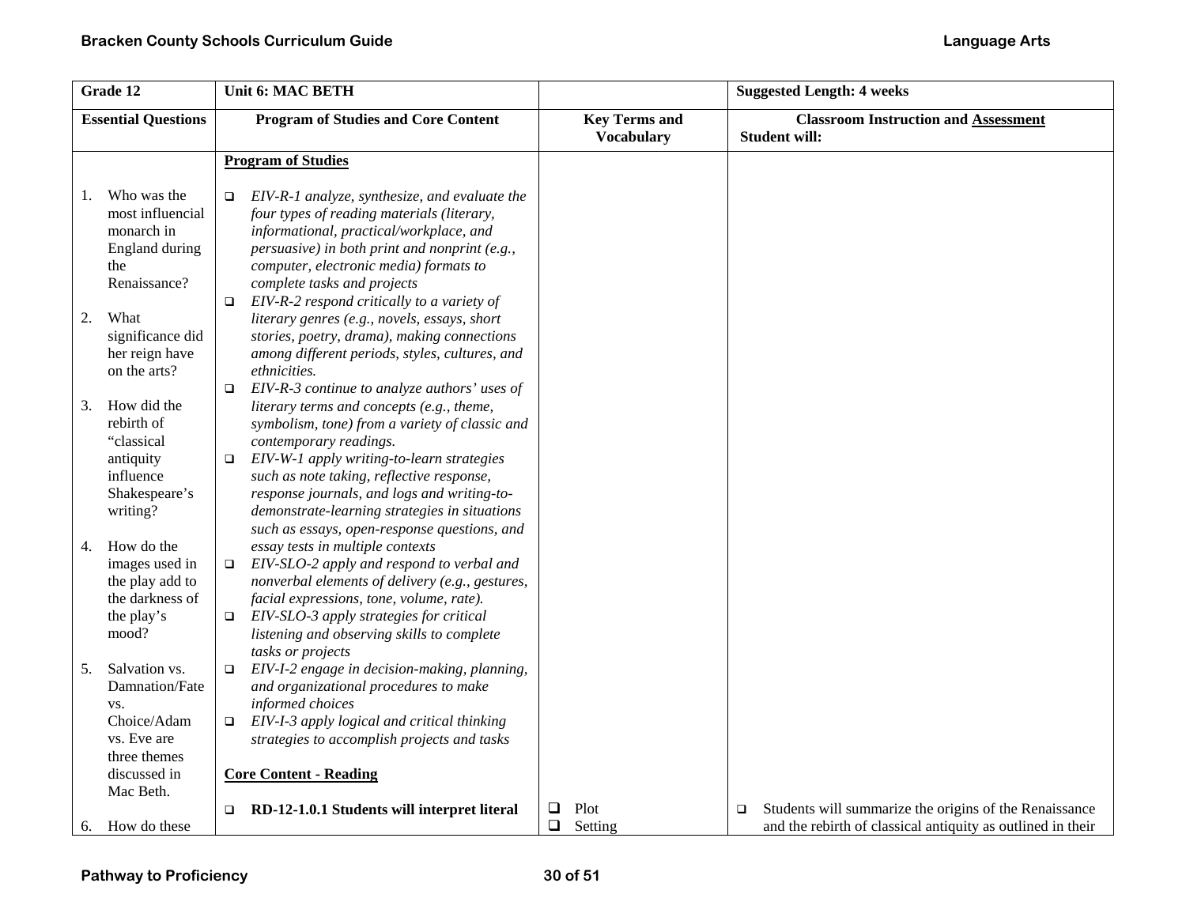| Grade 12 | Unit 6: MAC BETH | | Suggested Length: 4 weeks |
|---|---|---|---|
| **Essential Questions** | **Program of Studies and Core Content** | **Key Terms and Vocabulary** | **Classroom Instruction and Assessment** Student will: |
| 1. Who was the most influencial monarch in England during the Renaissance?<br><br>2. What significance did her reign have on the arts?<br><br>3. How did the rebirth of "classical antiquity influence Shakespeare's writing?<br><br>4. How do the images used in the play add to the darkness of the play's mood?<br><br>5. Salvation vs. Damnation/Fate vs. Choice/Adam vs. Eve are three themes discussed in Mac Beth.<br><br>6. How do these | **Program of Studies**<br><br>❑ *EIV-R-1 analyze, synthesize, and evaluate the four types of reading materials (literary, informational, practical/workplace, and persuasive) in both print and nonprint (e.g., computer, electronic media) formats to complete tasks and projects*<br>❑ *EIV-R-2 respond critically to a variety of literary genres (e.g., novels, essays, short stories, poetry, drama), making connections among different periods, styles, cultures, and ethnicities.*<br>❑ *EIV-R-3 continue to analyze authors' uses of literary terms and concepts (e.g., theme, symbolism, tone) from a variety of classic and contemporary readings.*<br>❑ *EIV-W-1 apply writing-to-learn strategies such as note taking, reflective response, response journals, and logs and writing-to-demonstrate-learning strategies in situations such as essays, open-response questions, and essay tests in multiple contexts*<br>❑ *EIV-SLO-2 apply and respond to verbal and nonverbal elements of delivery (e.g., gestures, facial expressions, tone, volume, rate).*<br>❑ *EIV-SLO-3 apply strategies for critical listening and observing skills to complete tasks or projects*<br>❑ *EIV-I-2 engage in decision-making, planning, and organizational procedures to make informed choices*<br>❑ *EIV-I-3 apply logical and critical thinking strategies to accomplish projects and tasks*<br><br>**Core Content - Reading**<br><br>❑ **RD-12-1.0.1 Students will interpret literal** | ❑ Plot<br>❑ Setting | ❑ Students will summarize the origins of the Renaissance and the rebirth of classical antiquity as outlined in their |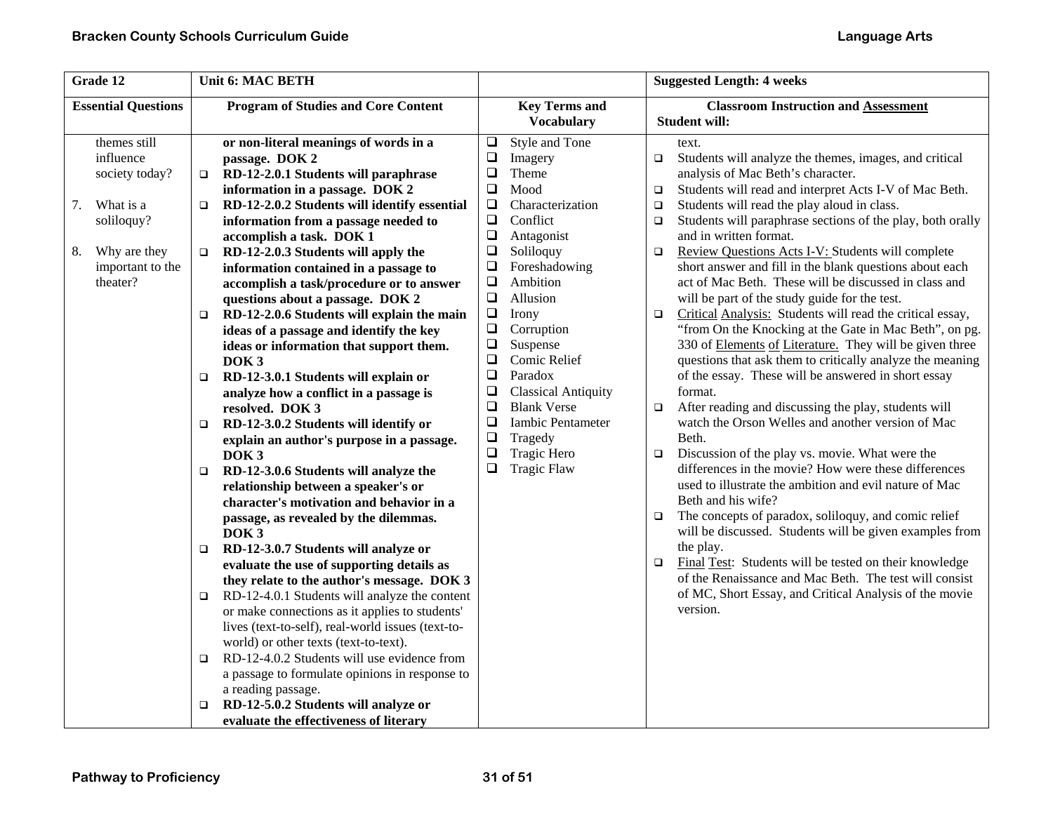| Grade 12 | Unit 6: MAC BETH | | Suggested Length: 4 weeks |
|---|---|---|---|
| **Essential Questions** | **Program of Studies and Core Content** | **Key Terms and Vocabulary** | **Classroom Instruction and Assessment** <br> **Student will:** |
| themes still influence society today? <br><br> 7. What is a soliloquy? <br><br> 8. Why are they important to the theater? | **or non-literal meanings of words in a passage. DOK 2** <br> ❑ **RD-12-2.0.1 Students will paraphrase information in a passage. DOK 2** <br> ❑ **RD-12-2.0.2 Students will identify essential information from a passage needed to accomplish a task. DOK 1** <br> ❑ **RD-12-2.0.3 Students will apply the information contained in a passage to accomplish a task/procedure or to answer questions about a passage. DOK 2** <br> ❑ **RD-12-2.0.6 Students will explain the main ideas of a passage and identify the key ideas or information that support them. DOK 3** <br> ❑ **RD-12-3.0.1 Students will explain or analyze how a conflict in a passage is resolved. DOK 3** <br> ❑ **RD-12-3.0.2 Students will identify or explain an author's purpose in a passage. DOK 3** <br> ❑ **RD-12-3.0.6 Students will analyze the relationship between a speaker's or character's motivation and behavior in a passage, as revealed by the dilemmas. DOK 3** <br> ❑ **RD-12-3.0.7 Students will analyze or evaluate the use of supporting details as they relate to the author's message. DOK 3** <br> ❑ RD-12-4.0.1 Students will analyze the content or make connections as it applies to students' lives (text-to-self), real-world issues (text-to-world) or other texts (text-to-text). <br> ❑ RD-12-4.0.2 Students will use evidence from a passage to formulate opinions in response to a reading passage. <br> ❑ **RD-12-5.0.2 Students will analyze or evaluate the effectiveness of literary** | ❑ Style and Tone <br> ❑ Imagery <br> ❑ Theme <br> ❑ Mood <br> ❑ Characterization <br> ❑ Conflict <br> ❑ Antagonist <br> ❑ Soliloquy <br> ❑ Foreshadowing <br> ❑ Ambition <br> ❑ Allusion <br> ❑ Irony <br> ❑ Corruption <br> ❑ Suspense <br> ❑ Comic Relief <br> ❑ Paradox <br> ❑ Classical Antiquity <br> ❑ Blank Verse <br> ❑ Iambic Pentameter <br> ❑ Tragedy <br> ❑ Tragic Hero <br> ❑ Tragic Flaw | text. <br> ❑ Students will analyze the themes, images, and critical analysis of Mac Beth's character. <br> ❑ Students will read and interpret Acts I-V of Mac Beth. <br> ❑ Students will read the play aloud in class. <br> ❑ Students will paraphrase sections of the play, both orally and in written format. <br> ❑ Review Questions Acts I-V: Students will complete short answer and fill in the blank questions about each act of Mac Beth. These will be discussed in class and will be part of the study guide for the test. <br> ❑ Critical Analysis: Students will read the critical essay, "from On the Knocking at the Gate in Mac Beth", on pg. 330 of Elements of Literature. They will be given three questions that ask them to critically analyze the meaning of the essay. These will be answered in short essay format. <br> ❑ After reading and discussing the play, students will watch the Orson Welles and another version of Mac Beth. <br> ❑ Discussion of the play vs. movie. What were the differences in the movie? How were these differences used to illustrate the ambition and evil nature of Mac Beth and his wife? <br> ❑ The concepts of paradox, soliloquy, and comic relief will be discussed. Students will be given examples from the play. <br> ❑ Final Test: Students will be tested on their knowledge of the Renaissance and Mac Beth. The test will consist of MC, Short Essay, and Critical Analysis of the movie version. |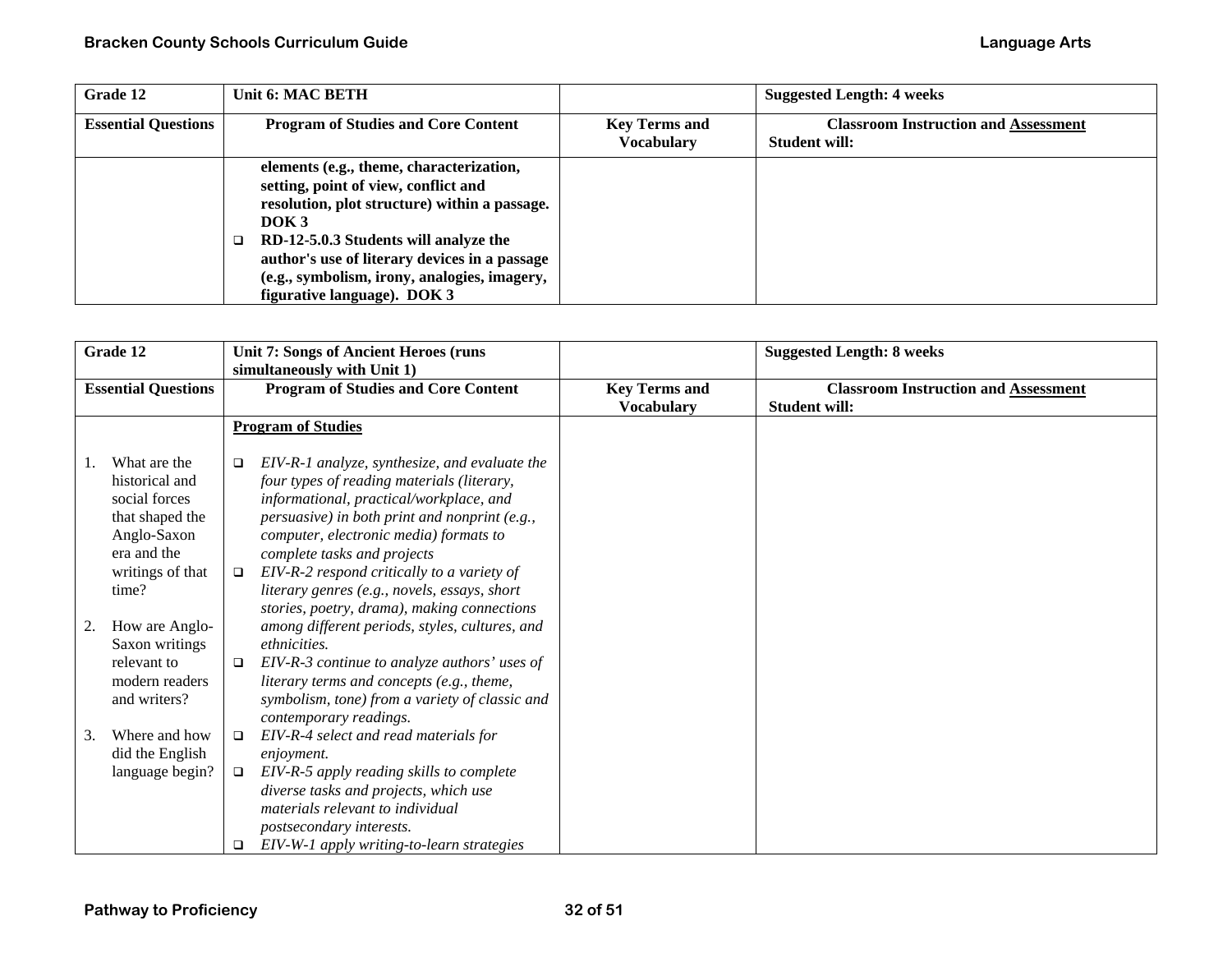| Grade 12 | Unit 6: MAC BETH | | Suggested Length: 4 weeks |
|---|---|---|---|
| **Essential Questions** | **Program of Studies and Core Content** | **Key Terms and Vocabulary** | **Classroom Instruction and Assessment** Student will: |
| | **elements (e.g., theme, characterization, setting, point of view, conflict and resolution, plot structure) within a passage. DOK 3**<br>❑ **RD-12-5.0.3 Students will analyze the author's use of literary devices in a passage (e.g., symbolism, irony, analogies, imagery, figurative language). DOK 3** | | |

| Grade 12 | Unit 7: Songs of Ancient Heroes (runs simultaneously with Unit 1) | | Suggested Length: 8 weeks |
|---|---|---|---|
| **Essential Questions** | **Program of Studies and Core Content** | **Key Terms and Vocabulary** | **Classroom Instruction and Assessment** Student will: |
| 1. What are the historical and social forces that shaped the Anglo-Saxon era and the writings of that time?<br><br>2. How are Anglo-Saxon writings relevant to modern readers and writers?<br><br>3. Where and how did the English language begin? | **Program of Studies**<br><br>❑ *EIV-R-1 analyze, synthesize, and evaluate the four types of reading materials (literary, informational, practical/workplace, and persuasive) in both print and nonprint (e.g., computer, electronic media) formats to complete tasks and projects*<br>❑ *EIV-R-2 respond critically to a variety of literary genres (e.g., novels, essays, short stories, poetry, drama), making connections among different periods, styles, cultures, and ethnicities.*<br>❑ *EIV-R-3 continue to analyze authors' uses of literary terms and concepts (e.g., theme, symbolism, tone) from a variety of classic and contemporary readings.*<br>❑ *EIV-R-4 select and read materials for enjoyment.*<br>❑ *EIV-R-5 apply reading skills to complete diverse tasks and projects, which use materials relevant to individual postsecondary interests.*<br>❑ *EIV-W-1 apply writing-to-learn strategies* | | |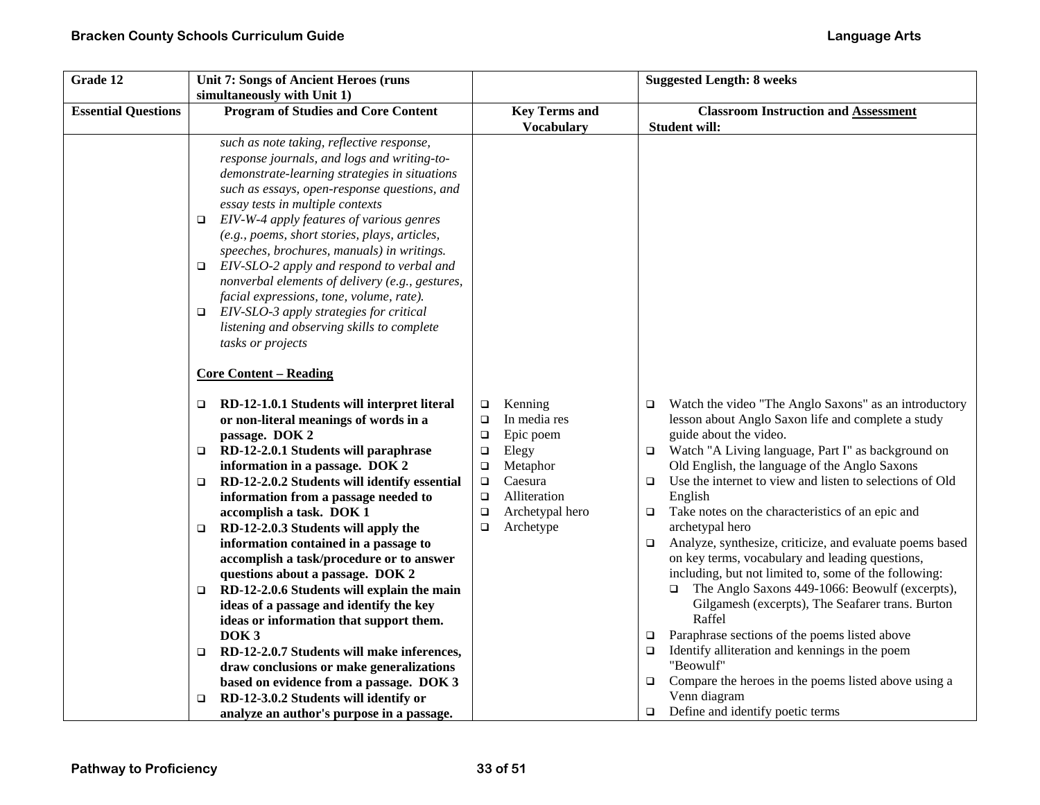| Grade 12 | Unit 7: Songs of Ancient Heroes (runs simultaneously with Unit 1) | | Suggested Length: 8 weeks |
|---|---|---|---|
| **Essential Questions** | **Program of Studies and Core Content** | **Key Terms and Vocabulary** | **Classroom Instruction and Assessment** <br> **Student will:** |
| | *such as note taking, reflective response, response journals, and logs and writing-to-demonstrate-learning strategies in situations such as essays, open-response questions, and essay tests in multiple contexts*<br>❑ *EIV-W-4 apply features of various genres (e.g., poems, short stories, plays, articles, speeches, brochures, manuals) in writings.*<br>❑ *EIV-SLO-2 apply and respond to verbal and nonverbal elements of delivery (e.g., gestures, facial expressions, tone, volume, rate).*<br>❑ *EIV-SLO-3 apply strategies for critical listening and observing skills to complete tasks or projects*<br><br>**Core Content – Reading**<br><br>❑ **RD-12-1.0.1 Students will interpret literal or non-literal meanings of words in a passage. DOK 2**<br>❑ **RD-12-2.0.1 Students will paraphrase information in a passage. DOK 2**<br>❑ **RD-12-2.0.2 Students will identify essential information from a passage needed to accomplish a task. DOK 1**<br>❑ **RD-12-2.0.3 Students will apply the information contained in a passage to accomplish a task/procedure or to answer questions about a passage. DOK 2**<br>❑ **RD-12-2.0.6 Students will explain the main ideas of a passage and identify the key ideas or information that support them. DOK 3**<br>❑ **RD-12-2.0.7 Students will make inferences, draw conclusions or make generalizations based on evidence from a passage. DOK 3**<br>❑ **RD-12-3.0.2 Students will identify or analyze an author's purpose in a passage.** | ❑ Kenning<br>❑ In media res<br>❑ Epic poem<br>❑ Elegy<br>❑ Metaphor<br>❑ Caesura<br>❑ Alliteration<br>❑ Archetypal hero<br>❑ Archetype | ❑ Watch the video "The Anglo Saxons" as an introductory lesson about Anglo Saxon life and complete a study guide about the video.<br>❑ Watch "A Living language, Part I" as background on Old English, the language of the Anglo Saxons<br>❑ Use the internet to view and listen to selections of Old English<br>❑ Take notes on the characteristics of an epic and archetypal hero<br>❑ Analyze, synthesize, criticize, and evaluate poems based on key terms, vocabulary and leading questions, including, but not limited to, some of the following:<br>&nbsp;&nbsp;&nbsp;&nbsp;❑ The Anglo Saxons 449-1066: Beowulf (excerpts), Gilgamesh (excerpts), The Seafarer trans. Burton Raffel<br>❑ Paraphrase sections of the poems listed above<br>❑ Identify alliteration and kennings in the poem "Beowulf"<br>❑ Compare the heroes in the poems listed above using a Venn diagram<br>❑ Define and identify poetic terms |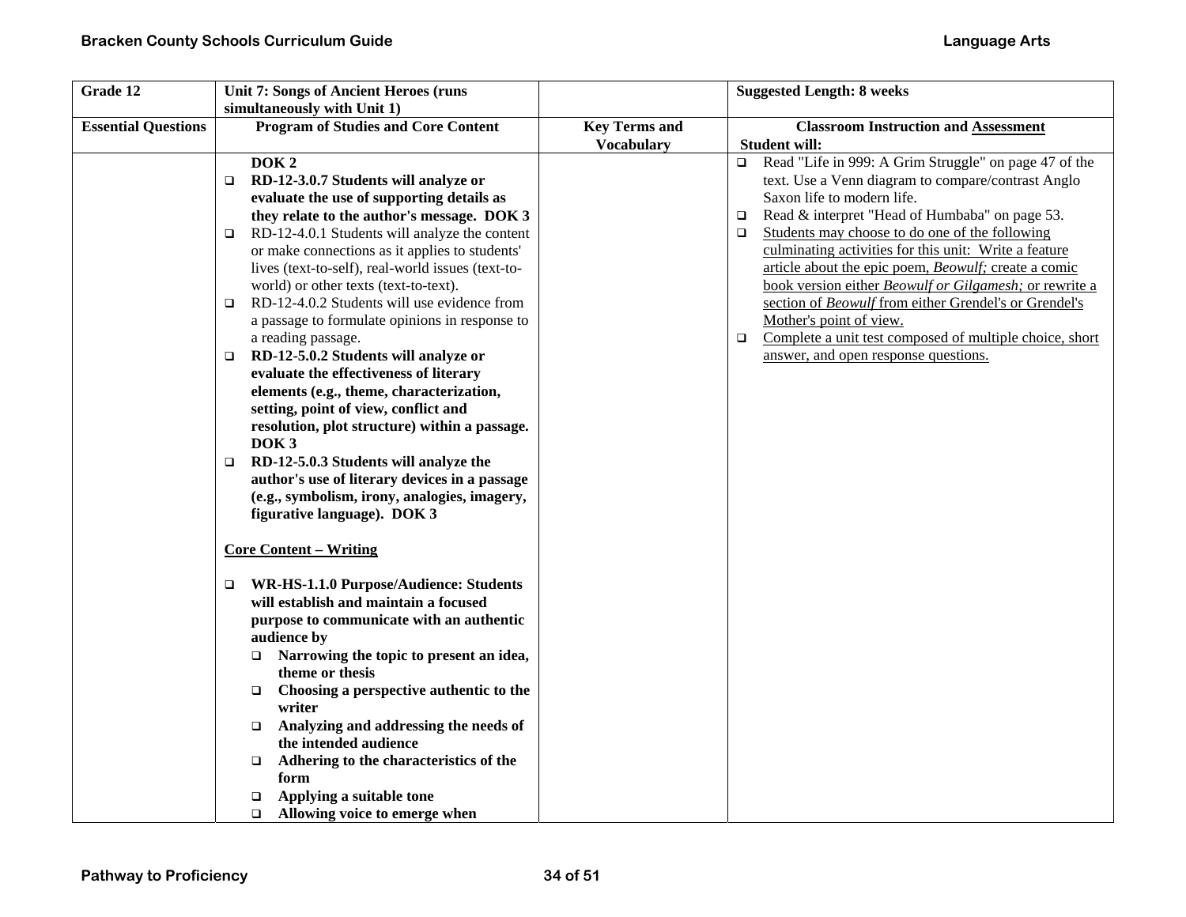| Grade 12 | Unit 7: Songs of Ancient Heroes (runs simultaneously with Unit 1) | | Suggested Length: 8 weeks |
|---|---|---|---|
| **Essential Questions** | **Program of Studies and Core Content** | **Key Terms and Vocabulary** | **Classroom Instruction and <u>Assessment</u>** **Student will:** |
| | **DOK 2**<br>❑ **RD-12-3.0.7 Students will analyze or evaluate the use of supporting details as they relate to the author's message. DOK 3**<br>❑ RD-12-4.0.1 Students will analyze the content or make connections as it applies to students' lives (text-to-self), real-world issues (text-to-world) or other texts (text-to-text).<br>❑ RD-12-4.0.2 Students will use evidence from a passage to formulate opinions in response to a reading passage.<br>❑ **RD-12-5.0.2 Students will analyze or evaluate the effectiveness of literary elements (e.g., theme, characterization, setting, point of view, conflict and resolution, plot structure) within a passage. DOK 3**<br>❑ **RD-12-5.0.3 Students will analyze the author's use of literary devices in a passage (e.g., symbolism, irony, analogies, imagery, figurative language). DOK 3**<br><br>**<u>Core Content – Writing</u>**<br><br>❑ **WR-HS-1.1.0 Purpose/Audience: Students will establish and maintain a focused purpose to communicate with an authentic audience by**<br>&nbsp;&nbsp;&nbsp;&nbsp;❑ **Narrowing the topic to present an idea, theme or thesis**<br>&nbsp;&nbsp;&nbsp;&nbsp;❑ **Choosing a perspective authentic to the writer**<br>&nbsp;&nbsp;&nbsp;&nbsp;❑ **Analyzing and addressing the needs of the intended audience**<br>&nbsp;&nbsp;&nbsp;&nbsp;❑ **Adhering to the characteristics of the form**<br>&nbsp;&nbsp;&nbsp;&nbsp;❑ **Applying a suitable tone**<br>&nbsp;&nbsp;&nbsp;&nbsp;❑ **Allowing voice to emerge when** | | ❑ Read "Life in 999: A Grim Struggle" on page 47 of the text. Use a Venn diagram to compare/contrast Anglo Saxon life to modern life.<br>❑ Read & interpret "Head of Humbaba" on page 53.<br>❑ <u>Students may choose to do one of the following culminating activities for this unit: Write a feature article about the epic poem, *Beowulf;* create a comic book version either *Beowulf or Gilgamesh;* or rewrite a section of *Beowulf* from either Grendel's or Grendel's Mother's point of view.</u><br>❑ <u>Complete a unit test composed of multiple choice, short answer, and open response questions.</u> |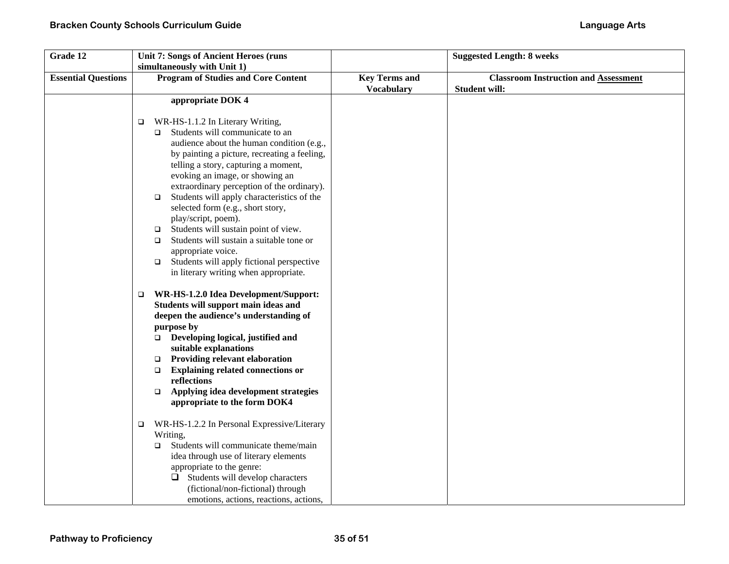| Grade 12 | Unit 7: Songs of Ancient Heroes (runs simultaneously with Unit 1) | | Suggested Length: 8 weeks |
|---|---|---|---|
| **Essential Questions** | **Program of Studies and Core Content** | **Key Terms and Vocabulary** | **Classroom Instruction and Assessment**<br>**Student will:** |
| | **appropriate DOK 4**<br><br>❑ WR-HS-1.1.2 In Literary Writing,<br>❑ Students will communicate to an audience about the human condition (e.g., by painting a picture, recreating a feeling, telling a story, capturing a moment, evoking an image, or showing an extraordinary perception of the ordinary).<br>❑ Students will apply characteristics of the selected form (e.g., short story, play/script, poem).<br>❑ Students will sustain point of view.<br>❑ Students will sustain a suitable tone or appropriate voice.<br>❑ Students will apply fictional perspective in literary writing when appropriate.<br><br>❑ **WR-HS-1.2.0 Idea Development/Support: Students will support main ideas and deepen the audience's understanding of purpose by**<br>❑ **Developing logical, justified and suitable explanations**<br>❑ **Providing relevant elaboration**<br>❑ **Explaining related connections or reflections**<br>❑ **Applying idea development strategies appropriate to the form DOK4**<br><br>❑ WR-HS-1.2.2 In Personal Expressive/Literary Writing,<br>❑ Students will communicate theme/main idea through use of literary elements appropriate to the genre:<br>❑ Students will develop characters (fictional/non-fictional) through emotions, actions, reactions, actions, | | |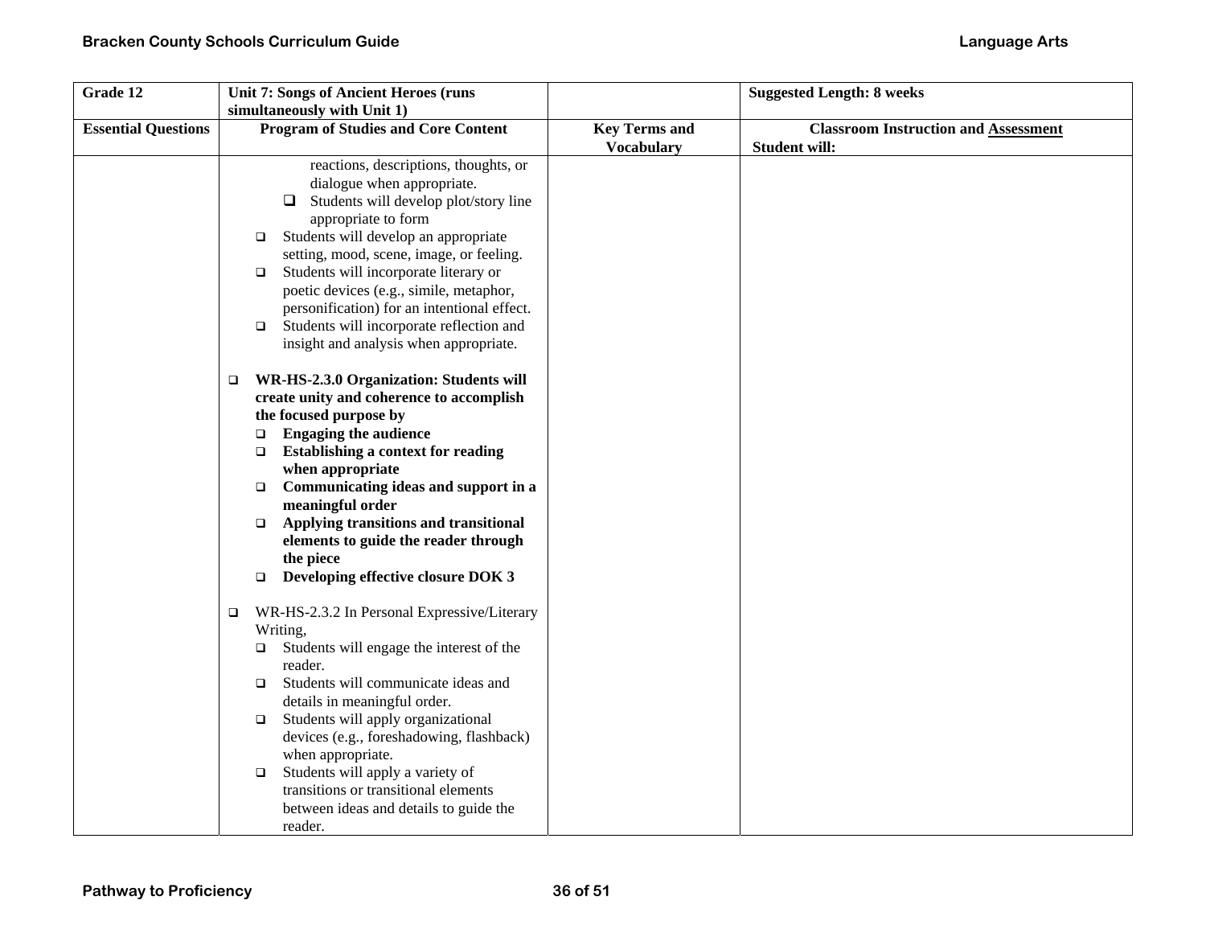| Grade 12 | Unit 7: Songs of Ancient Heroes (runs simultaneously with Unit 1) | | Suggested Length: 8 weeks |
|---|---|---|---|
| **Essential Questions** | **Program of Studies and Core Content** | **Key Terms and Vocabulary** | **Classroom Instruction and Assessment**<br>**Student will:** |
| | reactions, descriptions, thoughts, or dialogue when appropriate.<br>❑ Students will develop plot/story line appropriate to form<br>❑ Students will develop an appropriate setting, mood, scene, image, or feeling.<br>❑ Students will incorporate literary or poetic devices (e.g., simile, metaphor, personification) for an intentional effect.<br>❑ Students will incorporate reflection and insight and analysis when appropriate.<br><br>❑ **WR-HS-2.3.0 Organization: Students will create unity and coherence to accomplish the focused purpose by**<br>❑ **Engaging the audience**<br>❑ **Establishing a context for reading when appropriate**<br>❑ **Communicating ideas and support in a meaningful order**<br>❑ **Applying transitions and transitional elements to guide the reader through the piece**<br>❑ **Developing effective closure DOK 3**<br><br>❑ WR-HS-2.3.2 In Personal Expressive/Literary Writing,<br>❑ Students will engage the interest of the reader.<br>❑ Students will communicate ideas and details in meaningful order.<br>❑ Students will apply organizational devices (e.g., foreshadowing, flashback) when appropriate.<br>❑ Students will apply a variety of transitions or transitional elements between ideas and details to guide the reader. | | |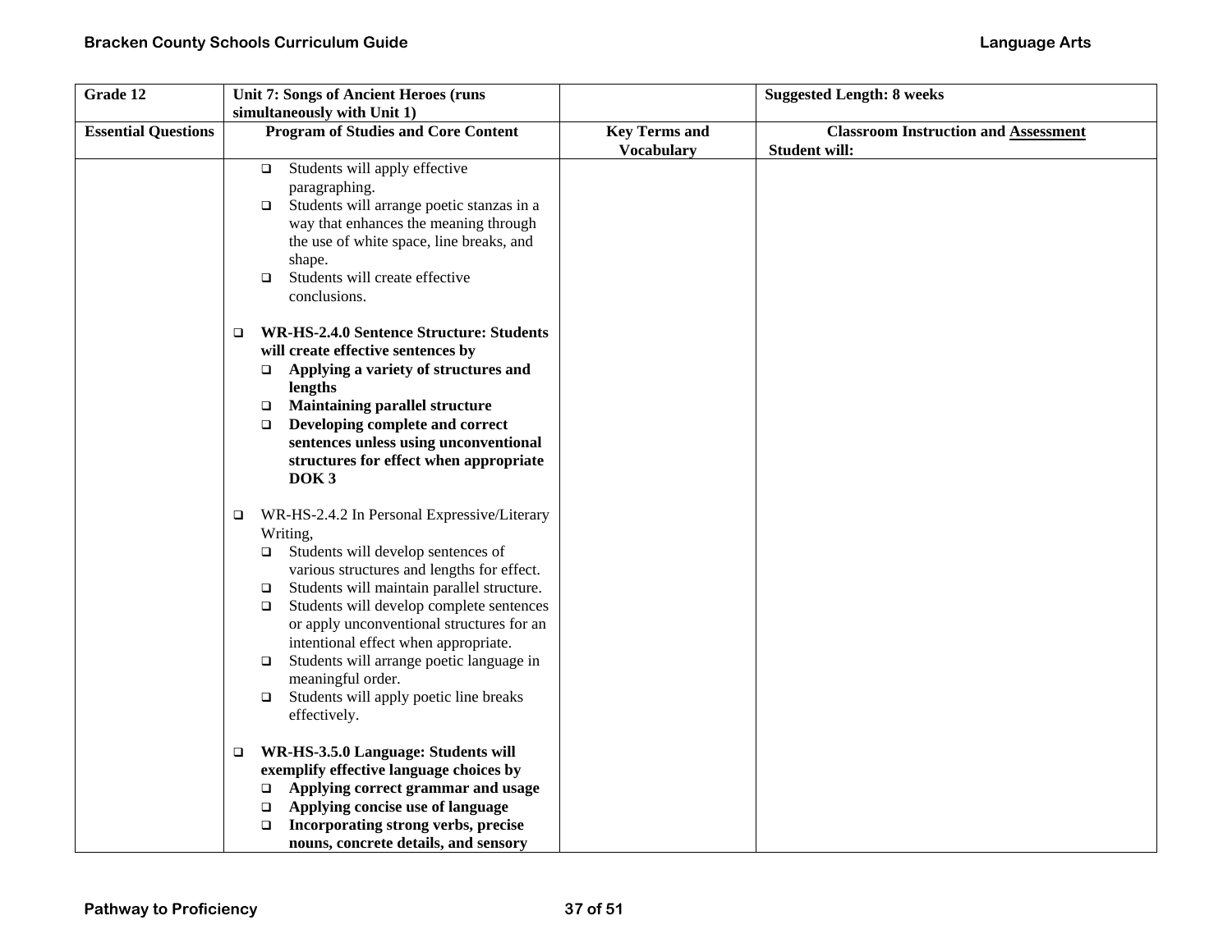| Grade 12 | Unit 7: Songs of Ancient Heroes (runs simultaneously with Unit 1) | | Suggested Length: 8 weeks |
|---|---|---|---|
| **Essential Questions** | **Program of Studies and Core Content** | **Key Terms and Vocabulary** | **Classroom Instruction and Assessment** **Student will:** |
| | ❑ Students will apply effective paragraphing.<br>❑ Students will arrange poetic stanzas in a way that enhances the meaning through the use of white space, line breaks, and shape.<br>❑ Students will create effective conclusions.<br><br>❑ **WR-HS-2.4.0 Sentence Structure: Students will create effective sentences by**<br>❑ **Applying a variety of structures and lengths**<br>❑ **Maintaining parallel structure**<br>❑ **Developing complete and correct sentences unless using unconventional structures for effect when appropriate DOK 3**<br><br>❑ WR-HS-2.4.2 In Personal Expressive/Literary Writing,<br>❑ Students will develop sentences of various structures and lengths for effect.<br>❑ Students will maintain parallel structure.<br>❑ Students will develop complete sentences or apply unconventional structures for an intentional effect when appropriate.<br>❑ Students will arrange poetic language in meaningful order.<br>❑ Students will apply poetic line breaks effectively.<br><br>❑ **WR-HS-3.5.0 Language: Students will exemplify effective language choices by**<br>❑ **Applying correct grammar and usage**<br>❑ **Applying concise use of language**<br>❑ **Incorporating strong verbs, precise nouns, concrete details, and sensory** | | |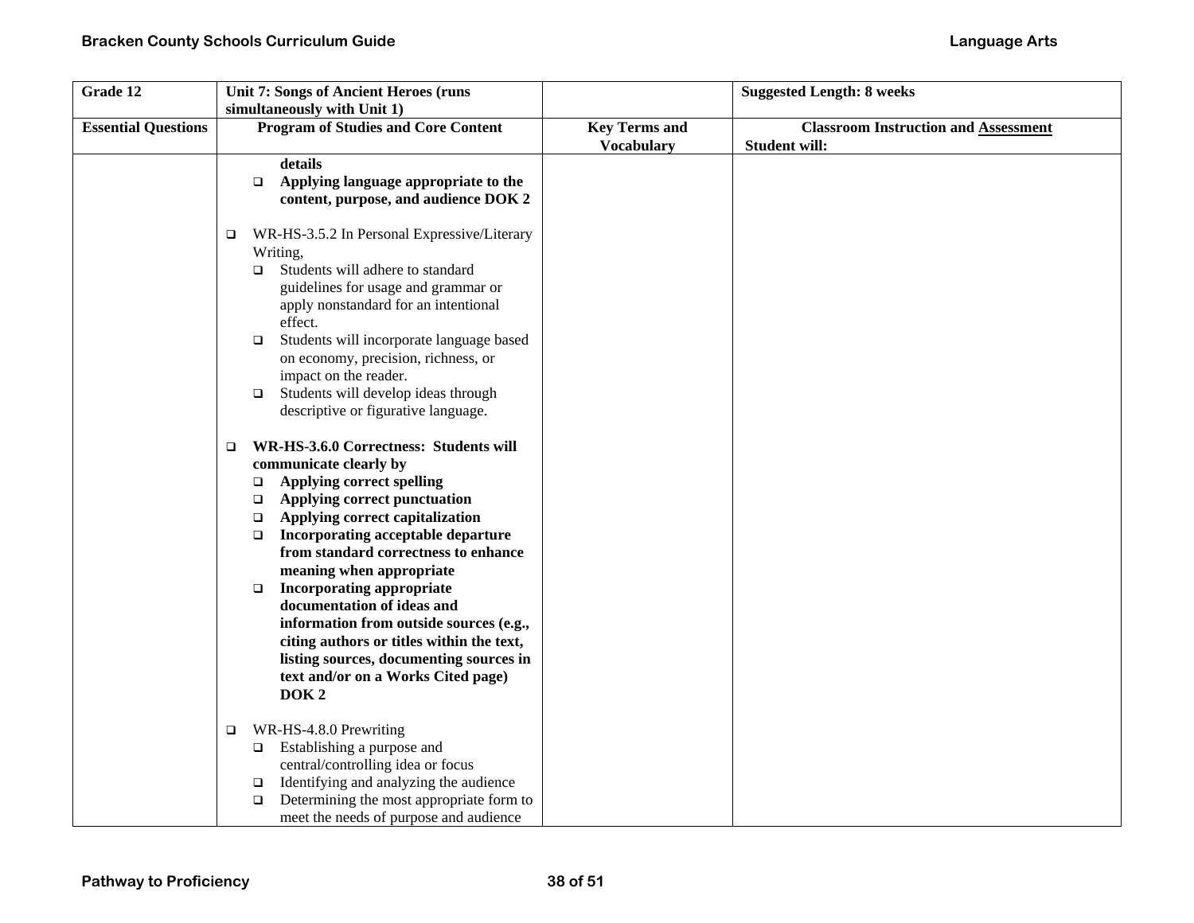| Grade 12 | Unit 7: Songs of Ancient Heroes (runs simultaneously with Unit 1) | | Suggested Length: 8 weeks |
|---|---|---|---|
| **Essential Questions** | **Program of Studies and Core Content** | **Key Terms and Vocabulary** | **Classroom Instruction and Assessment**<br>**Student will:** |
| | **details**<br>❑ **Applying language appropriate to the content, purpose, and audience DOK 2**<br><br>❑ WR-HS-3.5.2 In Personal Expressive/Literary Writing,<br>❑ Students will adhere to standard guidelines for usage and grammar or apply nonstandard for an intentional effect.<br>❑ Students will incorporate language based on economy, precision, richness, or impact on the reader.<br>❑ Students will develop ideas through descriptive or figurative language.<br><br>❑ **WR-HS-3.6.0 Correctness: Students will communicate clearly by**<br>❑ **Applying correct spelling**<br>❑ **Applying correct punctuation**<br>❑ **Applying correct capitalization**<br>❑ **Incorporating acceptable departure from standard correctness to enhance meaning when appropriate**<br>❑ **Incorporating appropriate documentation of ideas and information from outside sources (e.g., citing authors or titles within the text, listing sources, documenting sources in text and/or on a Works Cited page) DOK 2**<br><br>❑ WR-HS-4.8.0 Prewriting<br>❑ Establishing a purpose and central/controlling idea or focus<br>❑ Identifying and analyzing the audience<br>❑ Determining the most appropriate form to meet the needs of purpose and audience | | |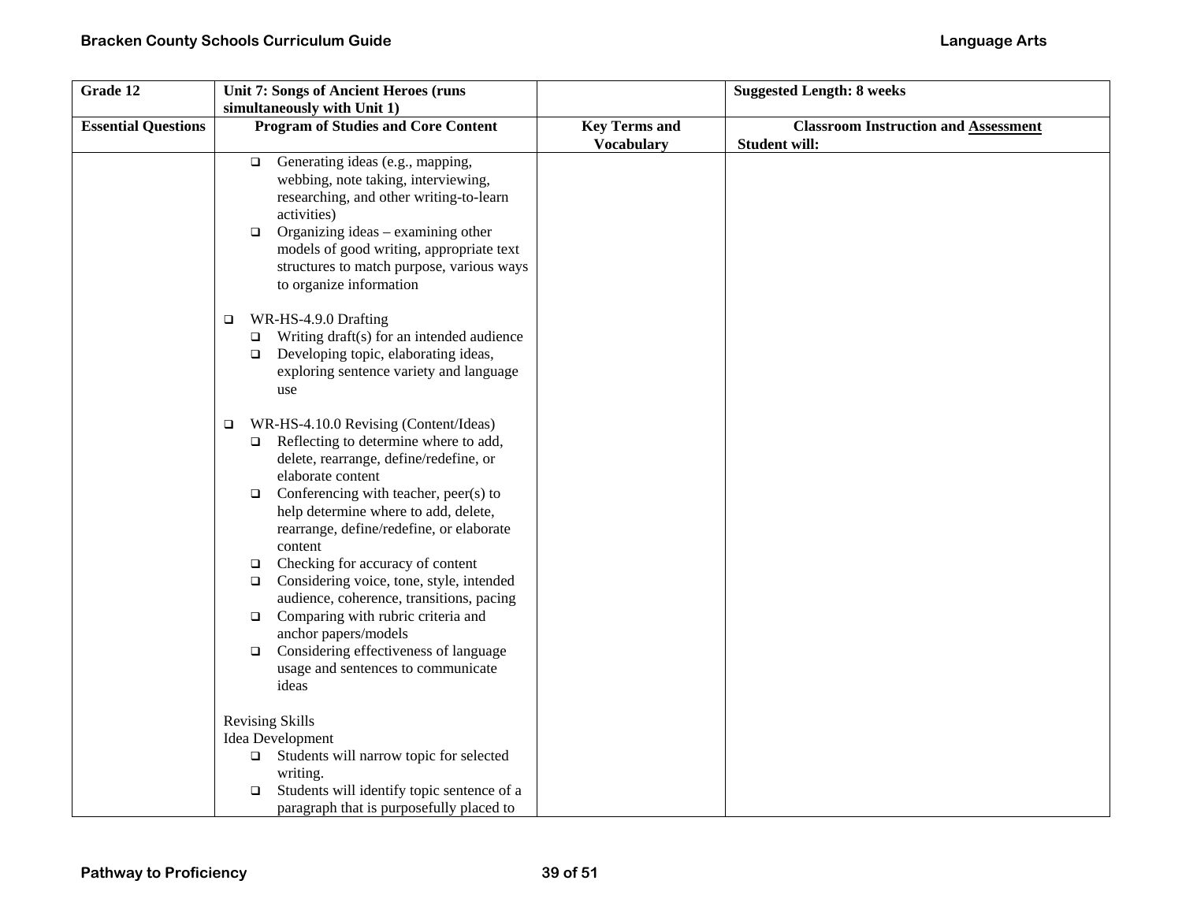| Grade 12 | Unit 7: Songs of Ancient Heroes (runs simultaneously with Unit 1) | | Suggested Length: 8 weeks |
|---|---|---|---|
| **Essential Questions** | **Program of Studies and Core Content** | **Key Terms and Vocabulary** | **Classroom Instruction and Assessment**<br>**Student will:** |
| | ❑ Generating ideas (e.g., mapping, webbing, note taking, interviewing, researching, and other writing-to-learn activities)<br>❑ Organizing ideas – examining other models of good writing, appropriate text structures to match purpose, various ways to organize information<br><br>❑ WR-HS-4.9.0 Drafting<br>❑ Writing draft(s) for an intended audience<br>❑ Developing topic, elaborating ideas, exploring sentence variety and language use<br><br>❑ WR-HS-4.10.0 Revising (Content/Ideas)<br>❑ Reflecting to determine where to add, delete, rearrange, define/redefine, or elaborate content<br>❑ Conferencing with teacher, peer(s) to help determine where to add, delete, rearrange, define/redefine, or elaborate content<br>❑ Checking for accuracy of content<br>❑ Considering voice, tone, style, intended audience, coherence, transitions, pacing<br>❑ Comparing with rubric criteria and anchor papers/models<br>❑ Considering effectiveness of language usage and sentences to communicate ideas<br><br>Revising Skills<br>Idea Development<br>❑ Students will narrow topic for selected writing.<br>❑ Students will identify topic sentence of a paragraph that is purposefully placed to | | |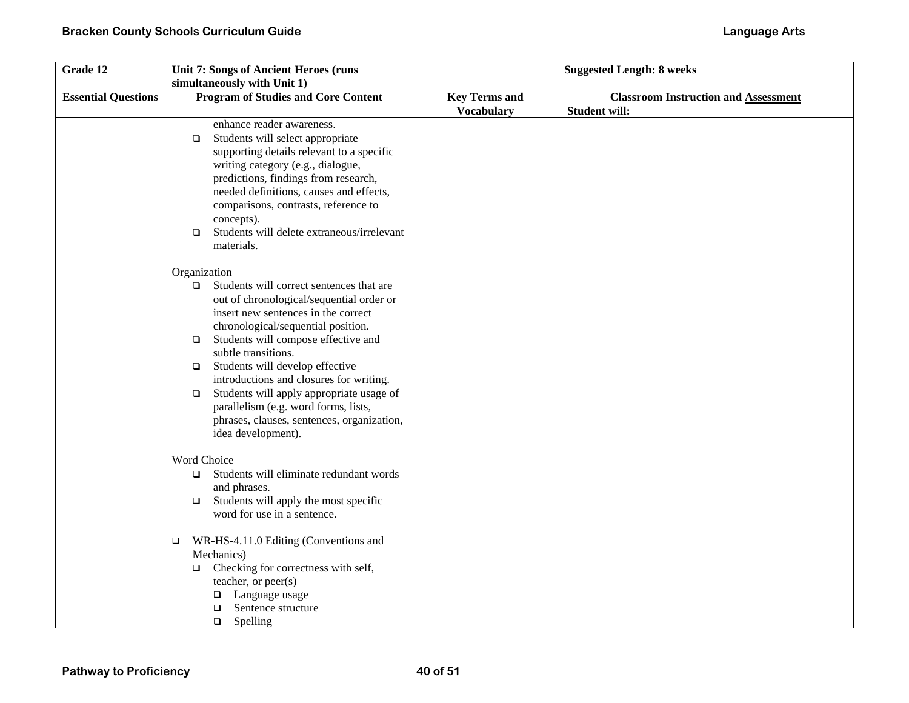| Grade 12 | Unit 7: Songs of Ancient Heroes (runs simultaneously with Unit 1) | | Suggested Length: 8 weeks |
|---|---|---|---|
| **Essential Questions** | **Program of Studies and Core Content** | **Key Terms and Vocabulary** | **Classroom Instruction and Assessment**<br>**Student will:** |
| | enhance reader awareness.<br>❑ Students will select appropriate supporting details relevant to a specific writing category (e.g., dialogue, predictions, findings from research, needed definitions, causes and effects, comparisons, contrasts, reference to concepts).<br>❑ Students will delete extraneous/irrelevant materials.<br><br>Organization<br>❑ Students will correct sentences that are out of chronological/sequential order or insert new sentences in the correct chronological/sequential position.<br>❑ Students will compose effective and subtle transitions.<br>❑ Students will develop effective introductions and closures for writing.<br>❑ Students will apply appropriate usage of parallelism (e.g. word forms, lists, phrases, clauses, sentences, organization, idea development).<br><br>Word Choice<br>❑ Students will eliminate redundant words and phrases.<br>❑ Students will apply the most specific word for use in a sentence.<br><br>❑ WR-HS-4.11.0 Editing (Conventions and Mechanics)<br>❑ Checking for correctness with self, teacher, or peer(s)<br>❑ Language usage<br>❑ Sentence structure<br>❑ Spelling | | |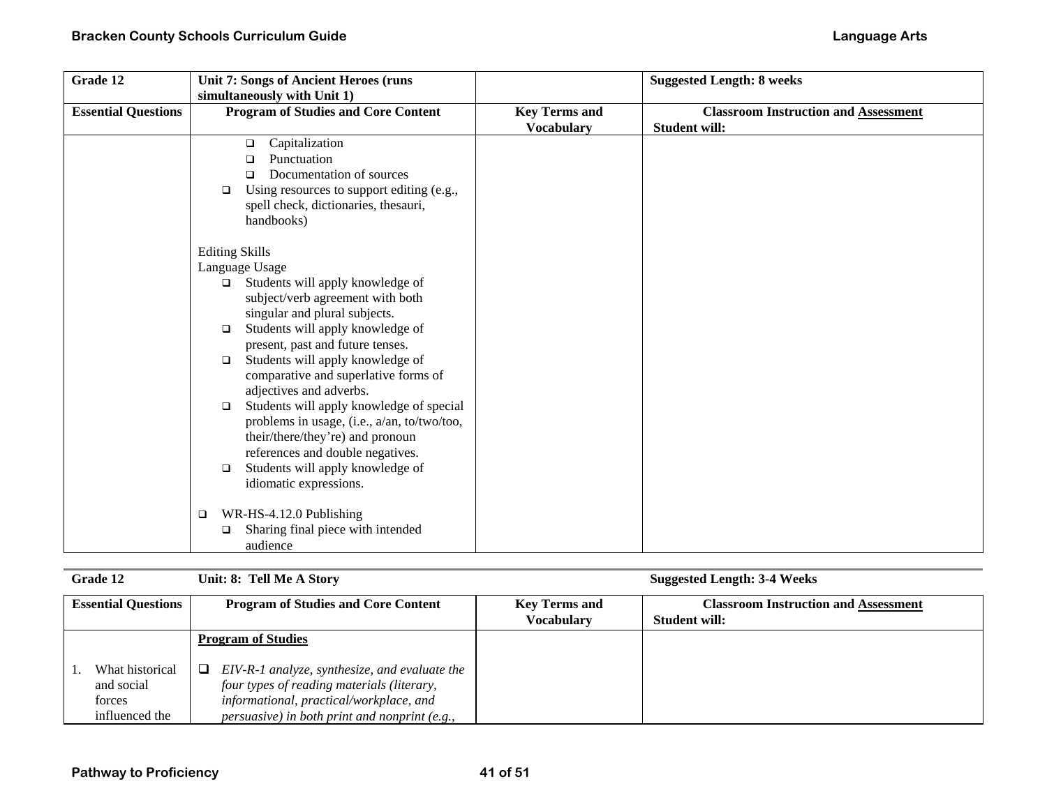| Grade 12 | Unit 7: Songs of Ancient Heroes (runs simultaneously with Unit 1) | | Suggested Length: 8 weeks |
|---|---|---|---|
| **Essential Questions** | **Program of Studies and Core Content** | **Key Terms and Vocabulary** | **Classroom Instruction and Assessment** Student will: |
| | ❑ Capitalization<br>❑ Punctuation<br>❑ Documentation of sources<br>❑ Using resources to support editing (e.g., spell check, dictionaries, thesauri, handbooks)<br><br>Editing Skills<br>Language Usage<br>❑ Students will apply knowledge of subject/verb agreement with both singular and plural subjects.<br>❑ Students will apply knowledge of present, past and future tenses.<br>❑ Students will apply knowledge of comparative and superlative forms of adjectives and adverbs.<br>❑ Students will apply knowledge of special problems in usage, (i.e., a/an, to/two/too, their/there/they're) and pronoun references and double negatives.<br>❑ Students will apply knowledge of idiomatic expressions.<br><br>❑ WR-HS-4.12.0 Publishing<br>❑ Sharing final piece with intended audience | | |

| Grade 12 | Unit: 8: Tell Me A Story | | Suggested Length: 3-4 Weeks |
|---|---|---|---|
| **Essential Questions** | **Program of Studies and Core Content** | **Key Terms and Vocabulary** | **Classroom Instruction and Assessment** Student will: |
| 1. What historical and social forces influenced the | **Program of Studies**<br><br>❑ *EIV-R-1 analyze, synthesize, and evaluate the four types of reading materials (literary, informational, practical/workplace, and persuasive) in both print and nonprint (e.g.,* | | |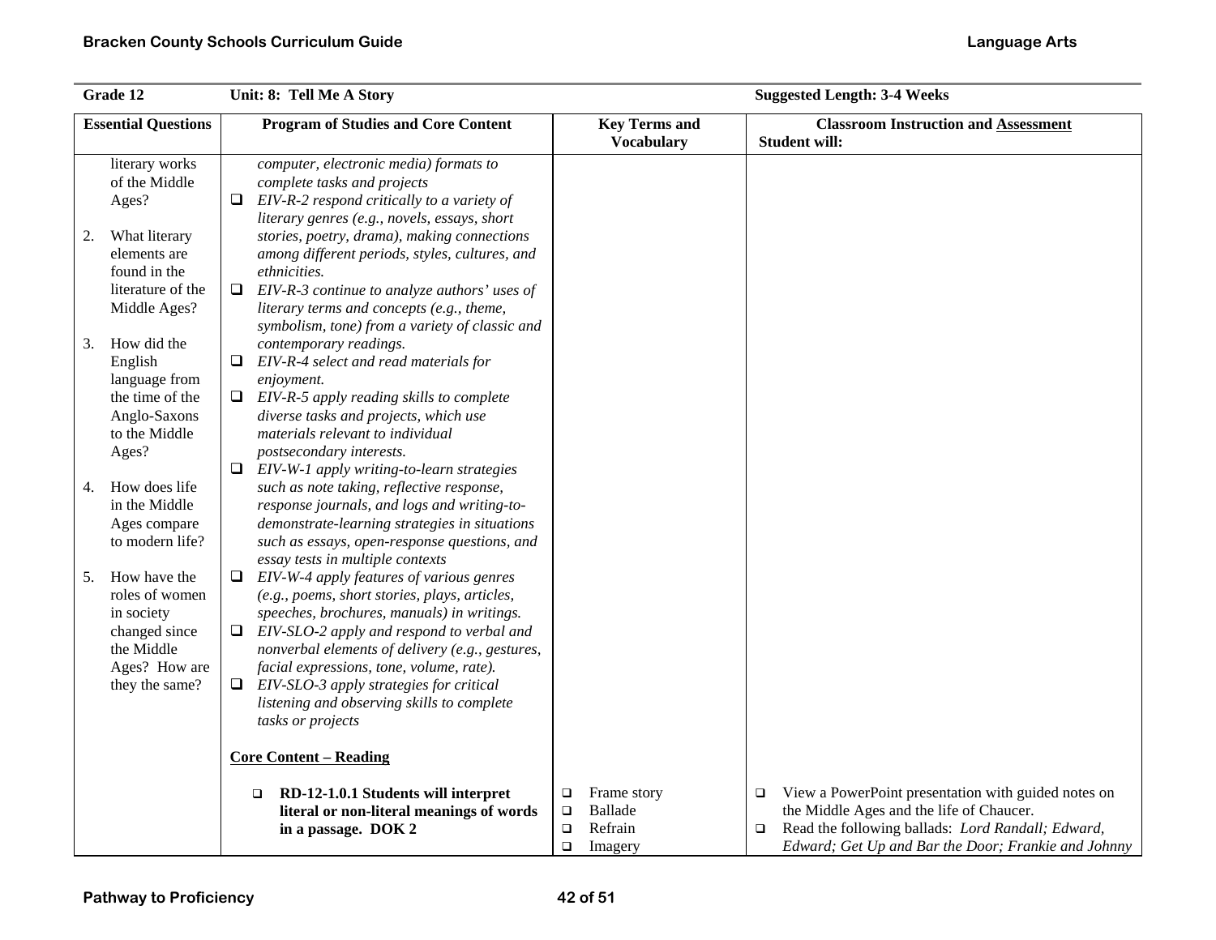| Grade 12 | Unit: 8: Tell Me A Story | | Suggested Length: 3-4 Weeks |
|---|---|---|---|
| **Essential Questions** | **Program of Studies and Core Content** | **Key Terms and Vocabulary** | **Classroom Instruction and Assessment**<br>**Student will:** |
| literary works of the Middle Ages?<br><br>2. What literary elements are found in the literature of the Middle Ages?<br><br>3. How did the English language from the time of the Anglo-Saxons to the Middle Ages?<br><br>4. How does life in the Middle Ages compare to modern life?<br><br>5. How have the roles of women in society changed since the Middle Ages? How are they the same? | *computer, electronic media) formats to complete tasks and projects*<br>❑ *EIV-R-2 respond critically to a variety of literary genres (e.g., novels, essays, short stories, poetry, drama), making connections among different periods, styles, cultures, and ethnicities.*<br>❑ *EIV-R-3 continue to analyze authors' uses of literary terms and concepts (e.g., theme, symbolism, tone) from a variety of classic and contemporary readings.*<br>❑ *EIV-R-4 select and read materials for enjoyment.*<br>❑ *EIV-R-5 apply reading skills to complete diverse tasks and projects, which use materials relevant to individual postsecondary interests.*<br>❑ *EIV-W-1 apply writing-to-learn strategies such as note taking, reflective response, response journals, and logs and writing-to-demonstrate-learning strategies in situations such as essays, open-response questions, and essay tests in multiple contexts*<br>❑ *EIV-W-4 apply features of various genres (e.g., poems, short stories, plays, articles, speeches, brochures, manuals) in writings.*<br>❑ *EIV-SLO-2 apply and respond to verbal and nonverbal elements of delivery (e.g., gestures, facial expressions, tone, volume, rate).*<br>❑ *EIV-SLO-3 apply strategies for critical listening and observing skills to complete tasks or projects* | | |
| | **Core Content – Reading**<br><br>❑ **RD-12-1.0.1 Students will interpret literal or non-literal meanings of words in a passage. DOK 2** | ❑ Frame story<br>❑ Ballade<br>❑ Refrain<br>❑ Imagery | ❑ View a PowerPoint presentation with guided notes on the Middle Ages and the life of Chaucer.<br>❑ Read the following ballads: *Lord Randall; Edward, Edward; Get Up and Bar the Door; Frankie and Johnny* |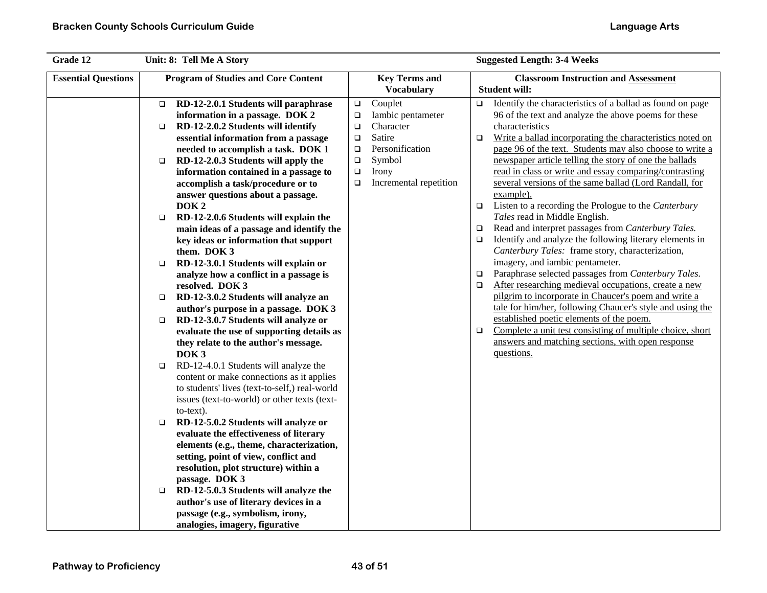| Grade 12 | Unit: 8: Tell Me A Story | | Suggested Length: 3-4 Weeks |
|---|---|---|---|
| **Essential Questions** | **Program of Studies and Core Content** | **Key Terms and Vocabulary** | **Classroom Instruction and Assessment** <br> **Student will:** |
| | ❑ **RD-12-2.0.1 Students will paraphrase information in a passage. DOK 2** <br> ❑ **RD-12-2.0.2 Students will identify essential information from a passage needed to accomplish a task. DOK 1** <br> ❑ **RD-12-2.0.3 Students will apply the information contained in a passage to accomplish a task/procedure or to answer questions about a passage. DOK 2** <br> ❑ **RD-12-2.0.6 Students will explain the main ideas of a passage and identify the key ideas or information that support them. DOK 3** <br> ❑ **RD-12-3.0.1 Students will explain or analyze how a conflict in a passage is resolved. DOK 3** <br> ❑ **RD-12-3.0.2 Students will analyze an author's purpose in a passage. DOK 3** <br> ❑ **RD-12-3.0.7 Students will analyze or evaluate the use of supporting details as they relate to the author's message. DOK 3** <br> ❑ RD-12-4.0.1 Students will analyze the content or make connections as it applies to students' lives (text-to-self,) real-world issues (text-to-world) or other texts (text-to-text). <br> ❑ **RD-12-5.0.2 Students will analyze or evaluate the effectiveness of literary elements (e.g., theme, characterization, setting, point of view, conflict and resolution, plot structure) within a passage. DOK 3** <br> ❑ **RD-12-5.0.3 Students will analyze the author's use of literary devices in a passage (e.g., symbolism, irony, analogies, imagery, figurative** | ❑ Couplet <br> ❑ Iambic pentameter <br> ❑ Character <br> ❑ Satire <br> ❑ Personification <br> ❑ Symbol <br> ❑ Irony <br> ❑ Incremental repetition | ❑ Identify the characteristics of a ballad as found on page 96 of the text and analyze the above poems for these characteristics <br> ❑ <u>Write a ballad incorporating the characteristics noted on page 96 of the text. Students may also choose to write a newspaper article telling the story of one the ballads read in class or write and essay comparing/contrasting several versions of the same ballad (Lord Randall, for example).</u> <br> ❑ Listen to a recording the Prologue to the *Canterbury Tales* read in Middle English. <br> ❑ Read and interpret passages from *Canterbury Tales.* <br> ❑ Identify and analyze the following literary elements in *Canterbury Tales:* frame story, characterization, imagery, and iambic pentameter. <br> ❑ Paraphrase selected passages from *Canterbury Tales.* <br> ❑ <u>After researching medieval occupations, create a new pilgrim to incorporate in Chaucer's poem and write a tale for him/her, following Chaucer's style and using the established poetic elements of the poem.</u> <br> ❑ <u>Complete a unit test consisting of multiple choice, short answers and matching sections, with open response questions.</u> |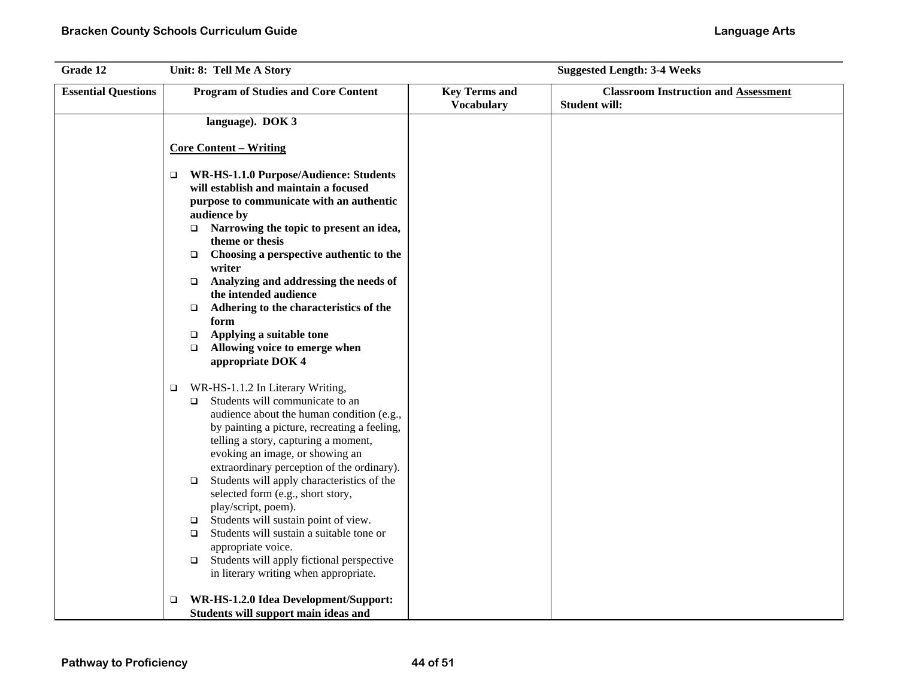| Grade 12 | Unit: 8: Tell Me A Story | | Suggested Length: 3-4 Weeks |
|---|---|---|---|
| **Essential Questions** | **Program of Studies and Core Content** | **Key Terms and Vocabulary** | **Classroom Instruction and Assessment**<br>**Student will:** |
| | **language). DOK 3**<br><br>**Core Content – Writing**<br><br>- **WR-HS-1.1.0 Purpose/Audience: Students will establish and maintain a focused purpose to communicate with an authentic audience by**<br>  - **Narrowing the topic to present an idea, theme or thesis**<br>  - **Choosing a perspective authentic to the writer**<br>  - **Analyzing and addressing the needs of the intended audience**<br>  - **Adhering to the characteristics of the form**<br>  - **Applying a suitable tone**<br>  - **Allowing voice to emerge when appropriate DOK 4**<br><br>- WR-HS-1.1.2 In Literary Writing,<br>  - Students will communicate to an audience about the human condition (e.g., by painting a picture, recreating a feeling, telling a story, capturing a moment, evoking an image, or showing an extraordinary perception of the ordinary).<br>  - Students will apply characteristics of the selected form (e.g., short story, play/script, poem).<br>  - Students will sustain point of view.<br>  - Students will sustain a suitable tone or appropriate voice.<br>  - Students will apply fictional perspective in literary writing when appropriate.<br><br>- **WR-HS-1.2.0 Idea Development/Support: Students will support main ideas and** | | |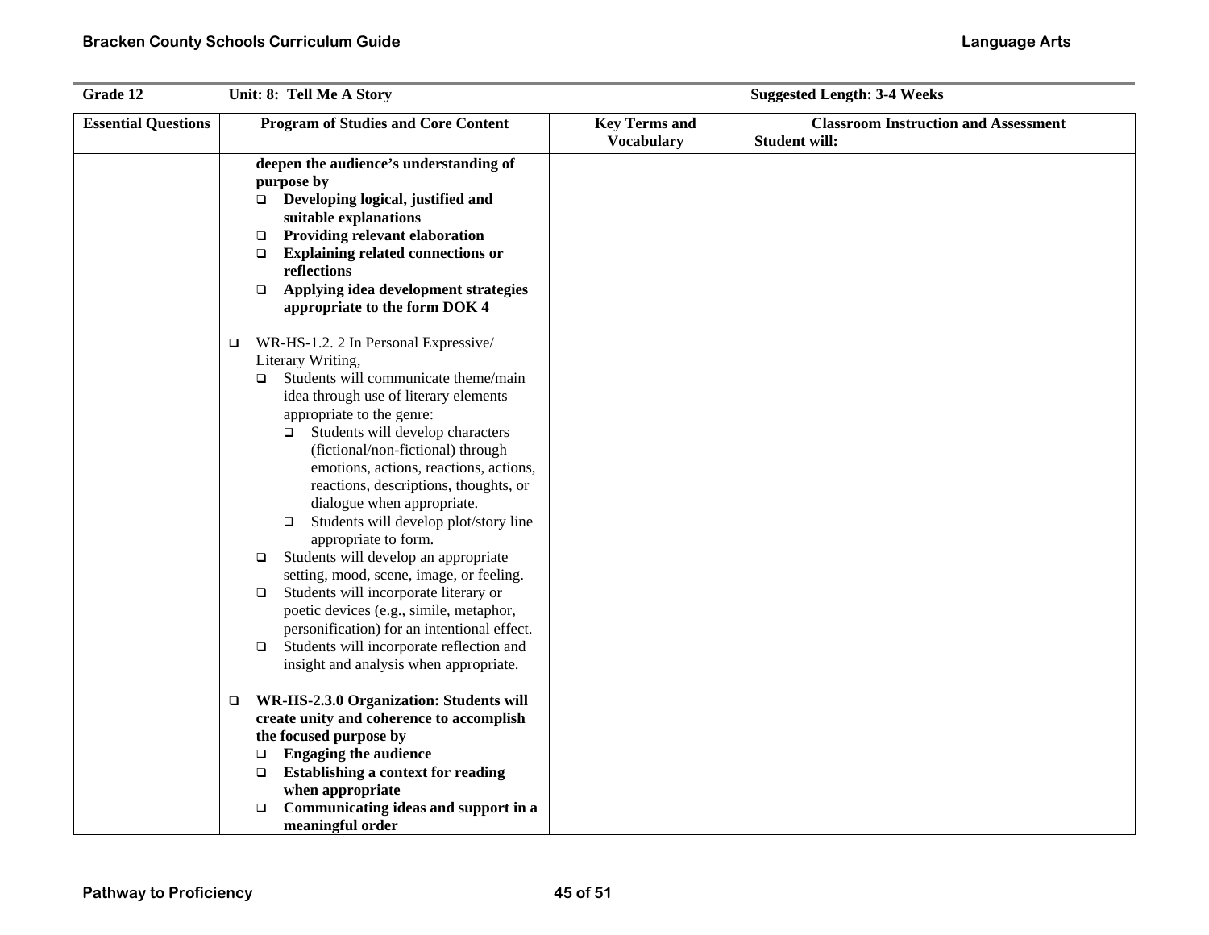| Grade 12 | Unit: 8: Tell Me A Story | | Suggested Length: 3-4 Weeks |
|---|---|---|---|
| **Essential Questions** | **Program of Studies and Core Content** | **Key Terms and Vocabulary** | **Classroom Instruction and Assessment** Student will: |
| | **deepen the audience's understanding of purpose by**<br>❑ **Developing logical, justified and suitable explanations**<br>❑ **Providing relevant elaboration**<br>❑ **Explaining related connections or reflections**<br>❑ **Applying idea development strategies appropriate to the form DOK 4**<br><br>❑ WR-HS-1.2. 2 In Personal Expressive/ Literary Writing,<br>❑ Students will communicate theme/main idea through use of literary elements appropriate to the genre:<br>❑ Students will develop characters (fictional/non-fictional) through emotions, actions, reactions, actions, reactions, descriptions, thoughts, or dialogue when appropriate.<br>❑ Students will develop plot/story line appropriate to form.<br>❑ Students will develop an appropriate setting, mood, scene, image, or feeling.<br>❑ Students will incorporate literary or poetic devices (e.g., simile, metaphor, personification) for an intentional effect.<br>❑ Students will incorporate reflection and insight and analysis when appropriate.<br><br>❑ **WR-HS-2.3.0 Organization: Students will create unity and coherence to accomplish the focused purpose by**<br>❑ **Engaging the audience**<br>❑ **Establishing a context for reading when appropriate**<br>❑ **Communicating ideas and support in a meaningful order** | | |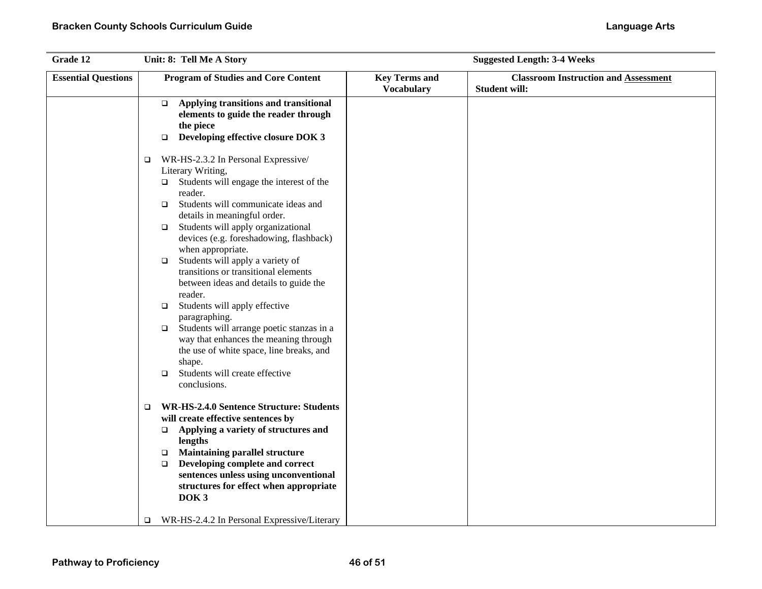| Grade 12 | Unit: 8: Tell Me A Story | | Suggested Length: 3-4 Weeks |
|---|---|---|---|
| **Essential Questions** | **Program of Studies and Core Content** | **Key Terms and Vocabulary** | **Classroom Instruction and Assessment**<br>**Student will:** |
| | - **Applying transitions and transitional elements to guide the reader through the piece**<br>- **Developing effective closure DOK 3**<br><br>- WR-HS-2.3.2 In Personal Expressive/ Literary Writing,<br>  - Students will engage the interest of the reader.<br>  - Students will communicate ideas and details in meaningful order.<br>  - Students will apply organizational devices (e.g. foreshadowing, flashback) when appropriate.<br>  - Students will apply a variety of transitions or transitional elements between ideas and details to guide the reader.<br>  - Students will apply effective paragraphing.<br>  - Students will arrange poetic stanzas in a way that enhances the meaning through the use of white space, line breaks, and shape.<br>  - Students will create effective conclusions.<br><br>- **WR-HS-2.4.0 Sentence Structure: Students will create effective sentences by**<br>  - **Applying a variety of structures and lengths**<br>  - **Maintaining parallel structure**<br>  - **Developing complete and correct sentences unless using unconventional structures for effect when appropriate DOK 3**<br><br>- WR-HS-2.4.2 In Personal Expressive/Literary | | |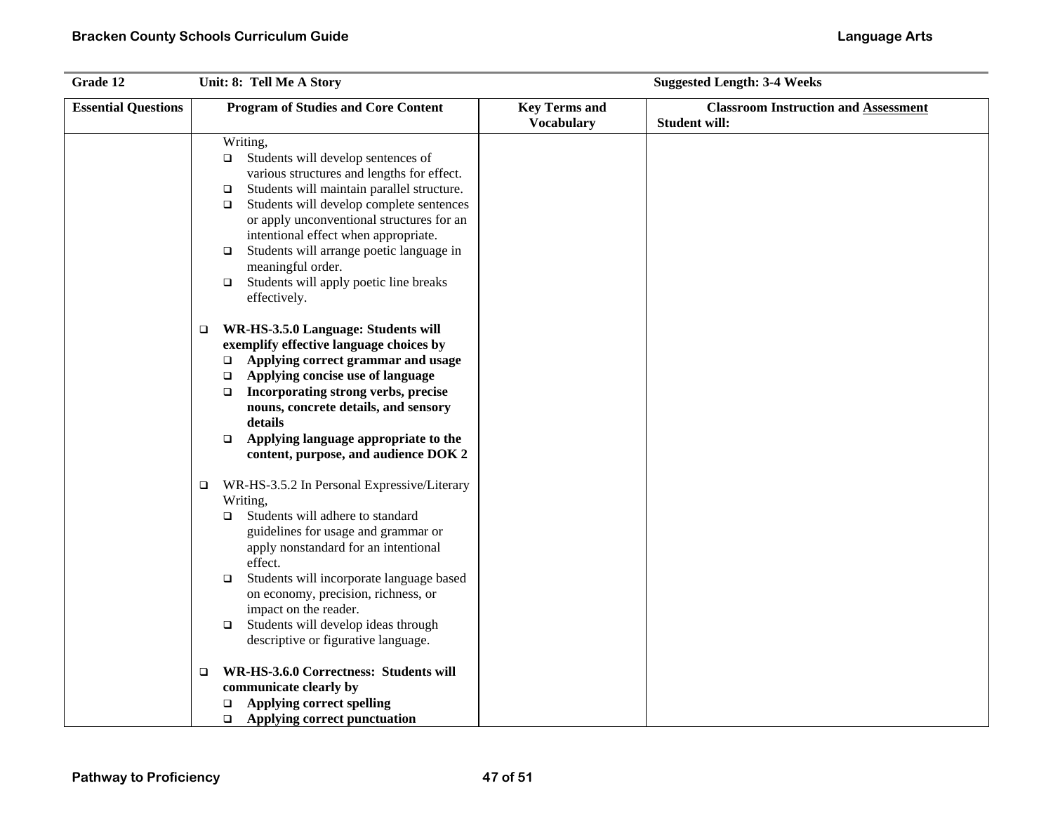| Grade 12 | Unit: 8: Tell Me A Story | | Suggested Length: 3-4 Weeks |
|---|---|---|---|
| **Essential Questions** | **Program of Studies and Core Content** | **Key Terms and Vocabulary** | **Classroom Instruction and Assessment** Student will: |
| | Writing,<br>❑ Students will develop sentences of various structures and lengths for effect.<br>❑ Students will maintain parallel structure.<br>❑ Students will develop complete sentences or apply unconventional structures for an intentional effect when appropriate.<br>❑ Students will arrange poetic language in meaningful order.<br>❑ Students will apply poetic line breaks effectively.<br><br>❑ **WR-HS-3.5.0 Language: Students will exemplify effective language choices by**<br>❑ **Applying correct grammar and usage**<br>❑ **Applying concise use of language**<br>❑ **Incorporating strong verbs, precise nouns, concrete details, and sensory details**<br>❑ **Applying language appropriate to the content, purpose, and audience DOK 2**<br><br>❑ WR-HS-3.5.2 In Personal Expressive/Literary Writing,<br>❑ Students will adhere to standard guidelines for usage and grammar or apply nonstandard for an intentional effect.<br>❑ Students will incorporate language based on economy, precision, richness, or impact on the reader.<br>❑ Students will develop ideas through descriptive or figurative language.<br><br>❑ **WR-HS-3.6.0 Correctness: Students will communicate clearly by**<br>❑ **Applying correct spelling**<br>❑ **Applying correct punctuation** | | |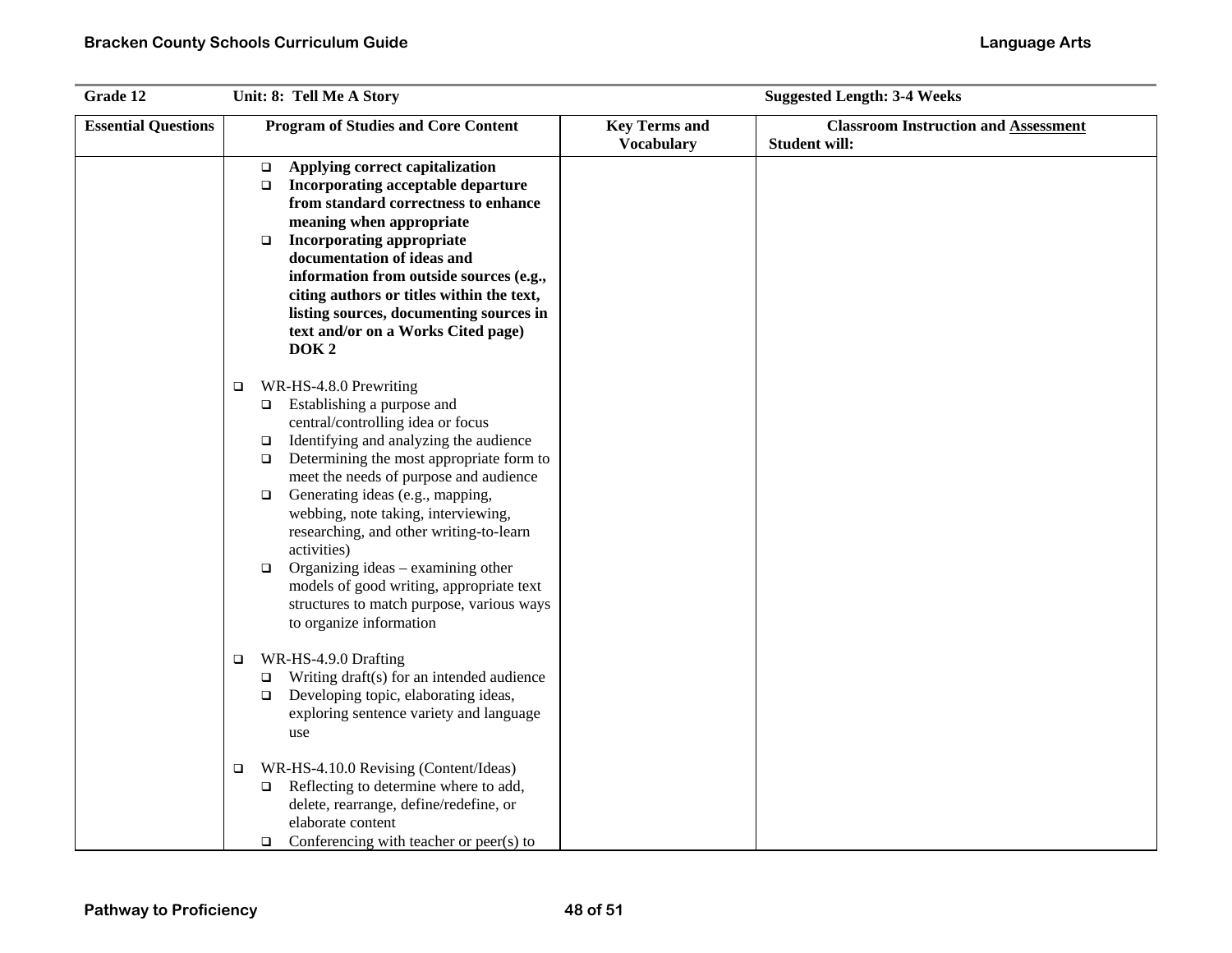| Grade 12 | Unit: 8: Tell Me A Story | | Suggested Length: 3-4 Weeks |
|---|---|---|---|
| **Essential Questions** | **Program of Studies and Core Content** | **Key Terms and Vocabulary** | **Classroom Instruction and Assessment** Student will: |
| | ❑ **Applying correct capitalization**<br>❑ **Incorporating acceptable departure from standard correctness to enhance meaning when appropriate**<br>❑ **Incorporating appropriate documentation of ideas and information from outside sources (e.g., citing authors or titles within the text, listing sources, documenting sources in text and/or on a Works Cited page) DOK 2**<br><br>❑ WR-HS-4.8.0 Prewriting<br>❑ Establishing a purpose and central/controlling idea or focus<br>❑ Identifying and analyzing the audience<br>❑ Determining the most appropriate form to meet the needs of purpose and audience<br>❑ Generating ideas (e.g., mapping, webbing, note taking, interviewing, researching, and other writing-to-learn activities)<br>❑ Organizing ideas – examining other models of good writing, appropriate text structures to match purpose, various ways to organize information<br><br>❑ WR-HS-4.9.0 Drafting<br>❑ Writing draft(s) for an intended audience<br>❑ Developing topic, elaborating ideas, exploring sentence variety and language use<br><br>❑ WR-HS-4.10.0 Revising (Content/Ideas)<br>❑ Reflecting to determine where to add, delete, rearrange, define/redefine, or elaborate content<br>❑ Conferencing with teacher or peer(s) to | | |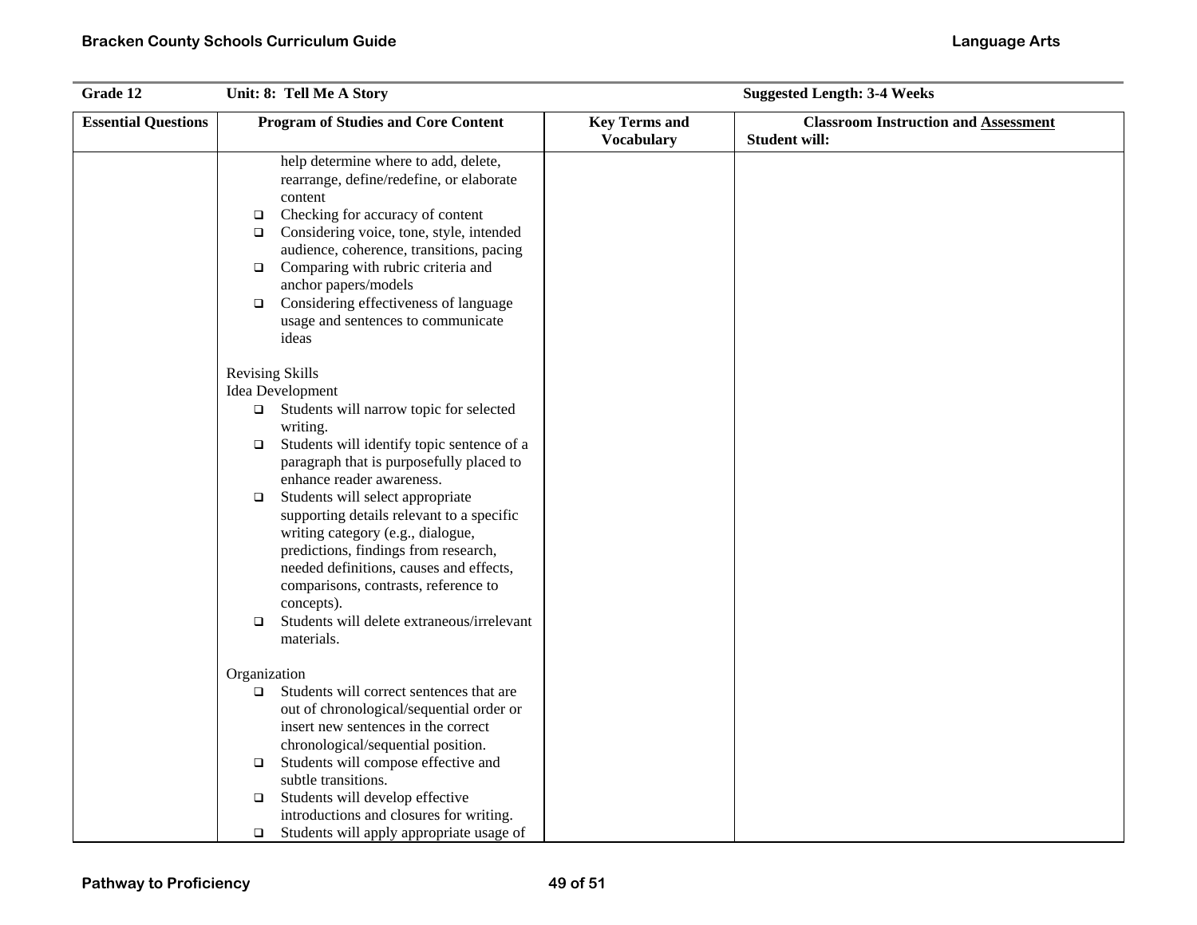| Grade 12 | Unit: 8: Tell Me A Story | | Suggested Length: 3-4 Weeks |
|---|---|---|---|
| **Essential Questions** | **Program of Studies and Core Content** | **Key Terms and Vocabulary** | **Classroom Instruction and Assessment**<br>**Student will:** |
| | help determine where to add, delete, rearrange, define/redefine, or elaborate content<br>❑ Checking for accuracy of content<br>❑ Considering voice, tone, style, intended audience, coherence, transitions, pacing<br>❑ Comparing with rubric criteria and anchor papers/models<br>❑ Considering effectiveness of language usage and sentences to communicate ideas<br><br>Revising Skills<br>Idea Development<br>❑ Students will narrow topic for selected writing.<br>❑ Students will identify topic sentence of a paragraph that is purposefully placed to enhance reader awareness.<br>❑ Students will select appropriate supporting details relevant to a specific writing category (e.g., dialogue, predictions, findings from research, needed definitions, causes and effects, comparisons, contrasts, reference to concepts).<br>❑ Students will delete extraneous/irrelevant materials.<br><br>Organization<br>❑ Students will correct sentences that are out of chronological/sequential order or insert new sentences in the correct chronological/sequential position.<br>❑ Students will compose effective and subtle transitions.<br>❑ Students will develop effective introductions and closures for writing.<br>❑ Students will apply appropriate usage of | | |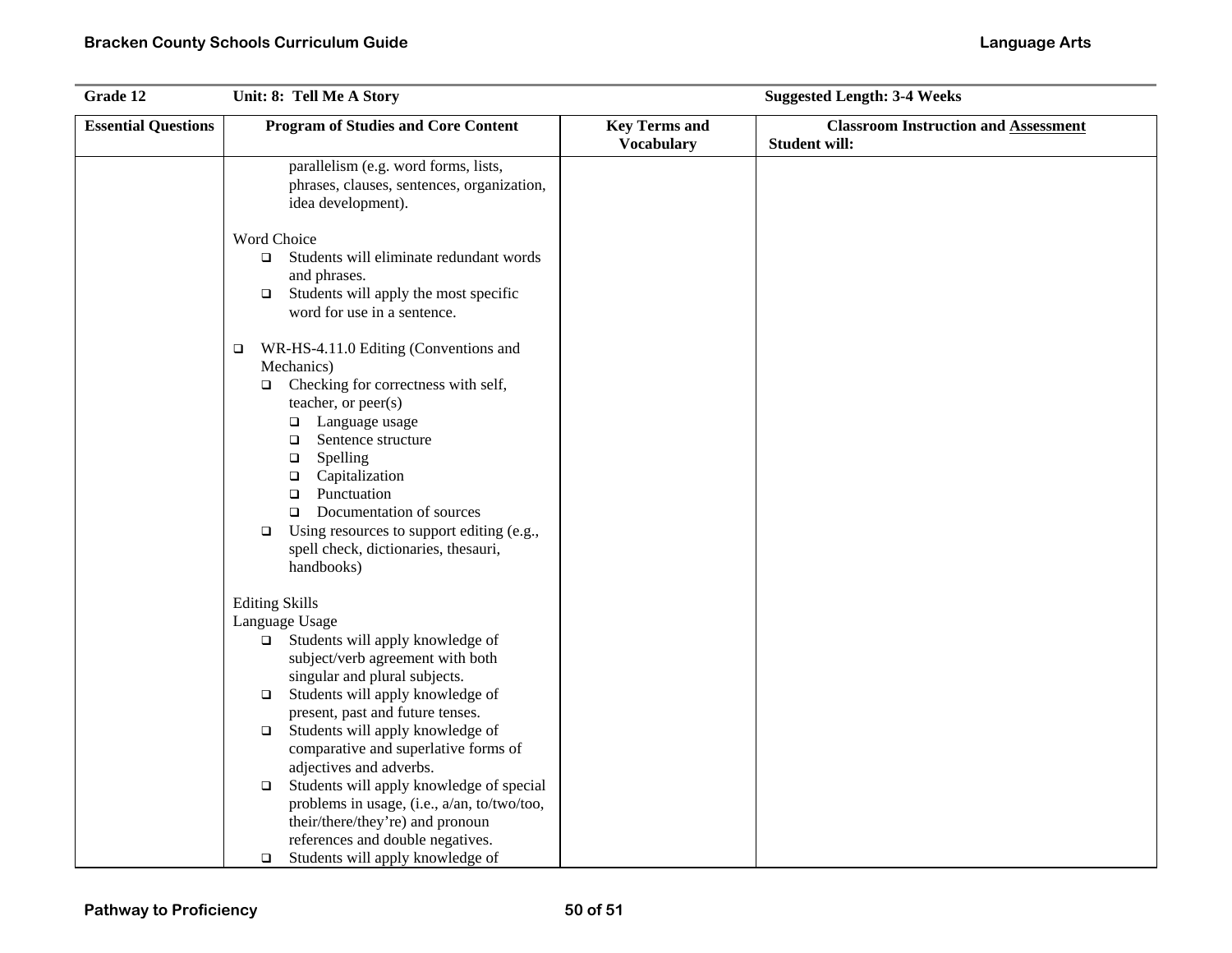| Grade 12 | Unit: 8: Tell Me A Story | | Suggested Length: 3-4 Weeks |
|---|---|---|---|
| **Essential Questions** | **Program of Studies and Core Content** | **Key Terms and Vocabulary** | **Classroom Instruction and Assessment** <br> **Student will:** |
| | parallelism (e.g. word forms, lists, phrases, clauses, sentences, organization, idea development).<br><br>Word Choice<br>❑ Students will eliminate redundant words and phrases.<br>❑ Students will apply the most specific word for use in a sentence.<br><br>❑ WR-HS-4.11.0 Editing (Conventions and Mechanics)<br>❑ Checking for correctness with self, teacher, or peer(s)<br>❑ Language usage<br>❑ Sentence structure<br>❑ Spelling<br>❑ Capitalization<br>❑ Punctuation<br>❑ Documentation of sources<br>❑ Using resources to support editing (e.g., spell check, dictionaries, thesauri, handbooks)<br><br>Editing Skills<br>Language Usage<br>❑ Students will apply knowledge of subject/verb agreement with both singular and plural subjects.<br>❑ Students will apply knowledge of present, past and future tenses.<br>❑ Students will apply knowledge of comparative and superlative forms of adjectives and adverbs.<br>❑ Students will apply knowledge of special problems in usage, (i.e., a/an, to/two/too, their/there/they're) and pronoun references and double negatives.<br>❑ Students will apply knowledge of | | |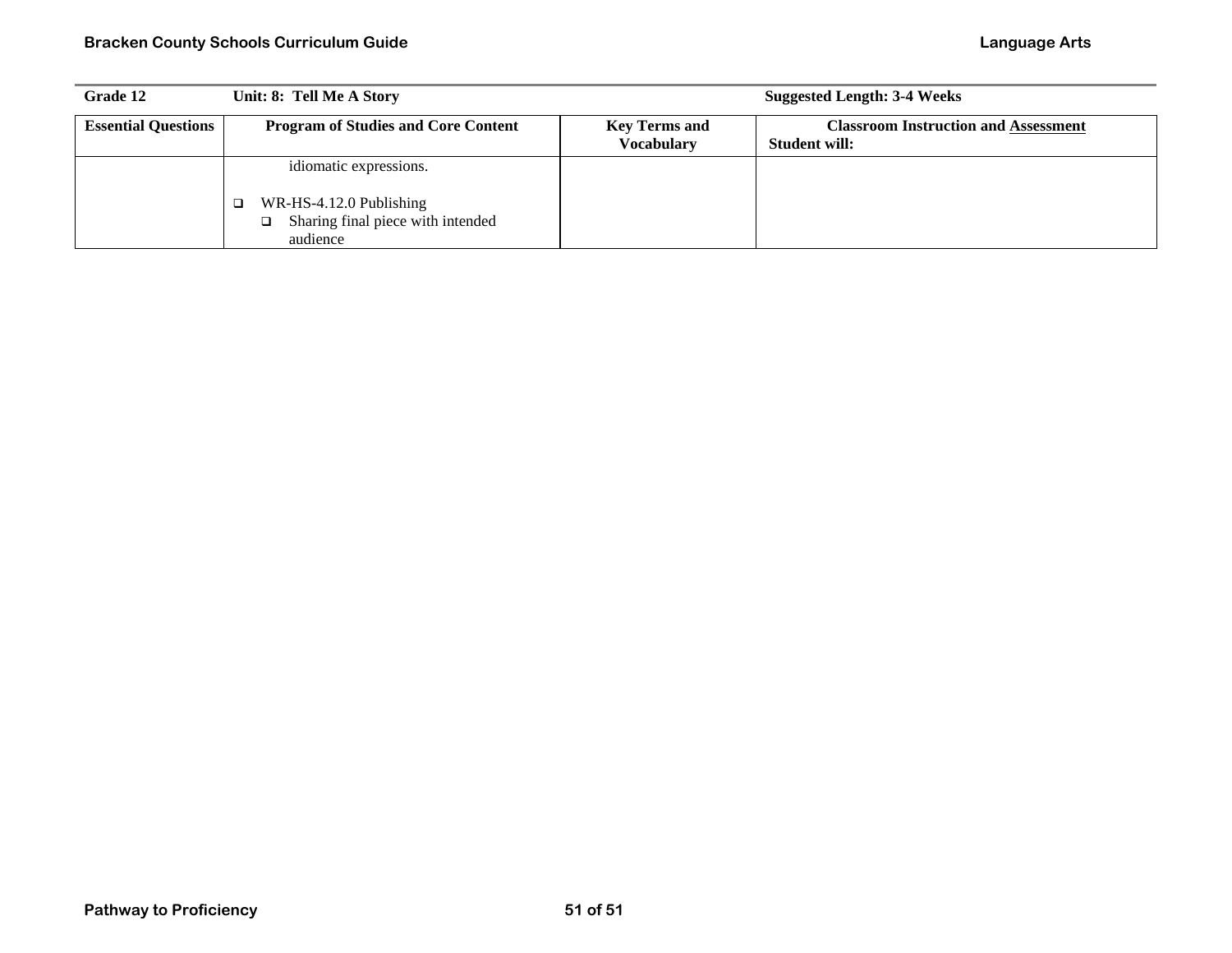| Grade 12 | Unit: 8: Tell Me A Story | | Suggested Length: 3-4 Weeks |
|---|---|---|---|
| **Essential Questions** | **Program of Studies and Core Content** | **Key Terms and Vocabulary** | **Classroom Instruction and Assessment** Student will: |
| | idiomatic expressions.<br><br>❑ WR-HS-4.12.0 Publishing<br>❑ Sharing final piece with intended audience | | |